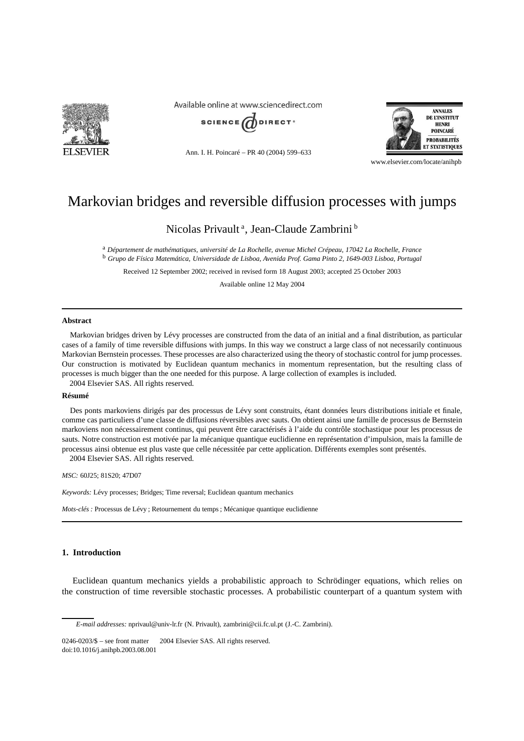# Markovian bridges and reversible diffusion processes with jumps

Nicolas Privault [a], Jean-Claude Zambrini [b]

[a] *Département de mathématiques, université de La Rochelle, avenue Michel Crépeau, 17042 La Rochelle, France*
[b] *Grupo de Física Matemática, Universidade de Lisboa, Avenida Prof. Gama Pinto 2, 1649-003 Lisboa, Portugal*

Received 12 September 2002; received in revised form 18 August 2003; accepted 25 October 2003

Available online 12 May 2004

---

**Abstract**

Markovian bridges driven by Lévy processes are constructed from the data of an initial and a final distribution, as particular cases of a family of time reversible diffusions with jumps. In this way we construct a large class of not necessarily continuous Markovian Bernstein processes. These processes are also characterized using the theory of stochastic control for jump processes. Our construction is motivated by Euclidean quantum mechanics in momentum representation, but the resulting class of processes is much bigger than the one needed for this purpose. A large collection of examples is included.
2004 Elsevier SAS. All rights reserved.

**Résumé**

Des ponts markoviens dirigés par des processus de Lévy sont construits, étant données leurs distributions initiale et finale, comme cas particuliers d'une classe de diffusions réversibles avec sauts. On obtient ainsi une famille de processus de Bernstein markoviens non nécessairement continus, qui peuvent être caractérisés à l'aide du contrôle stochastique pour les processus de sauts. Notre construction est motivée par la mécanique quantique euclidienne en représentation d'impulsion, mais la famille de processus ainsi obtenue est plus vaste que celle nécessitée par cette application. Différents exemples sont présentés.
2004 Elsevier SAS. All rights reserved.

*MSC:* 60J25; 81S20; 47D07

*Keywords:* Lévy processes; Bridges; Time reversal; Euclidean quantum mechanics

*Mots-clés :* Processus de Lévy ; Retournement du temps ; Mécanique quantique euclidienne

---

## 1. Introduction

Euclidean quantum mechanics yields a probabilistic approach to Schrödinger equations, which relies on the construction of time reversible stochastic processes. A probabilistic counterpart of a quantum system with

---

*E-mail addresses:* nprivaul@univ-lr.fr (N. Privault), zambrini@cii.fc.ul.pt (J.-C. Zambrini).

0246-0203/$ – see front matter 2004 Elsevier SAS. All rights reserved.
doi:10.1016/j.anihpb.2003.08.001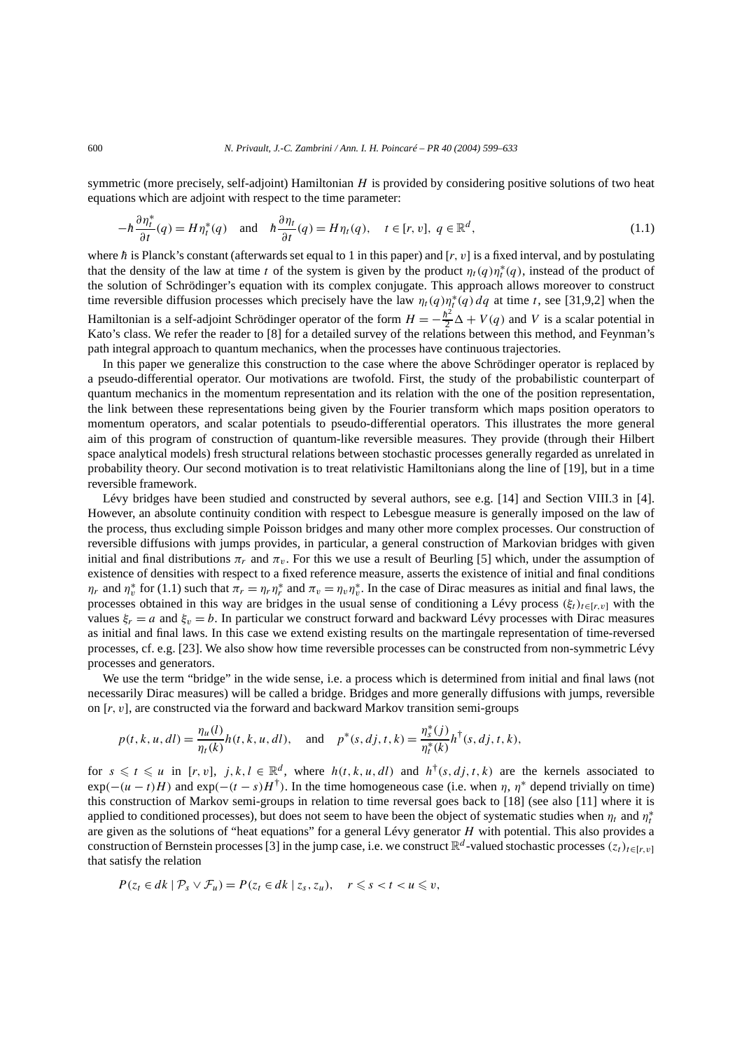symmetric (more precisely, self-adjoint) Hamiltonian $H$ is provided by considering positive solutions of two heat equations which are adjoint with respect to the time parameter:

$$-\hbar \frac{\partial \eta_t^*}{\partial t}(q) = H\eta_t^*(q) \quad \text{and} \quad \hbar \frac{\partial \eta_t}{\partial t}(q) = H\eta_t(q), \quad t \in [r, v],\ q \in \mathbb{R}^d, \tag{1.1}$$

where $\hbar$ is Planck's constant (afterwards set equal to 1 in this paper) and $[r, v]$ is a fixed interval, and by postulating that the density of the law at time $t$ of the system is given by the product $\eta_t(q)\eta_t^*(q)$, instead of the product of the solution of Schrödinger's equation with its complex conjugate. This approach allows moreover to construct time reversible diffusion processes which precisely have the law $\eta_t(q)\eta_t^*(q)\,dq$ at time $t$, see [31,9,2] when the Hamiltonian is a self-adjoint Schrödinger operator of the form $H = -\frac{\hbar^2}{2}\Delta + V(q)$ and $V$ is a scalar potential in Kato's class. We refer the reader to [8] for a detailed survey of the relations between this method, and Feynman's path integral approach to quantum mechanics, when the processes have continuous trajectories.

In this paper we generalize this construction to the case where the above Schrödinger operator is replaced by a pseudo-differential operator. Our motivations are twofold. First, the study of the probabilistic counterpart of quantum mechanics in the momentum representation and its relation with the one of the position representation, the link between these representations being given by the Fourier transform which maps position operators to momentum operators, and scalar potentials to pseudo-differential operators. This illustrates the more general aim of this program of construction of quantum-like reversible measures. They provide (through their Hilbert space analytical models) fresh structural relations between stochastic processes generally regarded as unrelated in probability theory. Our second motivation is to treat relativistic Hamiltonians along the line of [19], but in a time reversible framework.

Lévy bridges have been studied and constructed by several authors, see e.g. [14] and Section VIII.3 in [4]. However, an absolute continuity condition with respect to Lebesgue measure is generally imposed on the law of the process, thus excluding simple Poisson bridges and many other more complex processes. Our construction of reversible diffusions with jumps provides, in particular, a general construction of Markovian bridges with given initial and final distributions $\pi_r$ and $\pi_v$. For this we use a result of Beurling [5] which, under the assumption of existence of densities with respect to a fixed reference measure, asserts the existence of initial and final conditions $\eta_r$ and $\eta_v^*$ for (1.1) such that $\pi_r = \eta_r\eta_r^*$ and $\pi_v = \eta_v\eta_v^*$. In the case of Dirac measures as initial and final laws, the processes obtained in this way are bridges in the usual sense of conditioning a Lévy process $(\xi_t)_{t\in[r,v]}$ with the values $\xi_r = a$ and $\xi_v = b$. In particular we construct forward and backward Lévy processes with Dirac measures as initial and final laws. In this case we extend existing results on the martingale representation of time-reversed processes, cf. e.g. [23]. We also show how time reversible processes can be constructed from non-symmetric Lévy processes and generators.

We use the term "bridge" in the wide sense, i.e. a process which is determined from initial and final laws (not necessarily Dirac measures) will be called a bridge. Bridges and more generally diffusions with jumps, reversible on $[r, v]$, are constructed via the forward and backward Markov transition semi-groups

$$p(t, k, u, dl) = \frac{\eta_u(l)}{\eta_t(k)} h(t, k, u, dl), \quad \text{and} \quad p^*(s, dj, t, k) = \frac{\eta_s^*(j)}{\eta_t^*(k)} h^\dagger(s, dj, t, k),$$

for $s \leqslant t \leqslant u$ in $[r, v]$, $j, k, l \in \mathbb{R}^d$, where $h(t, k, u, dl)$ and $h^\dagger(s, dj, t, k)$ are the kernels associated to $\exp(-(u-t)H)$ and $\exp(-(t-s)H^\dagger)$. In the time homogeneous case (i.e. when $\eta$, $\eta^*$ depend trivially on time) this construction of Markov semi-groups in relation to time reversal goes back to [18] (see also [11] where it is applied to conditioned processes), but does not seem to have been the object of systematic studies when $\eta_t$ and $\eta_t^*$ are given as the solutions of "heat equations" for a general Lévy generator $H$ with potential. This also provides a construction of Bernstein processes [3] in the jump case, i.e. we construct $\mathbb{R}^d$-valued stochastic processes $(z_t)_{t\in[r,v]}$ that satisfy the relation

$$P(z_t \in dk \mid \mathcal{P}_s \vee \mathcal{F}_u) = P(z_t \in dk \mid z_s, z_u), \quad r \leqslant s < t < u \leqslant v,$$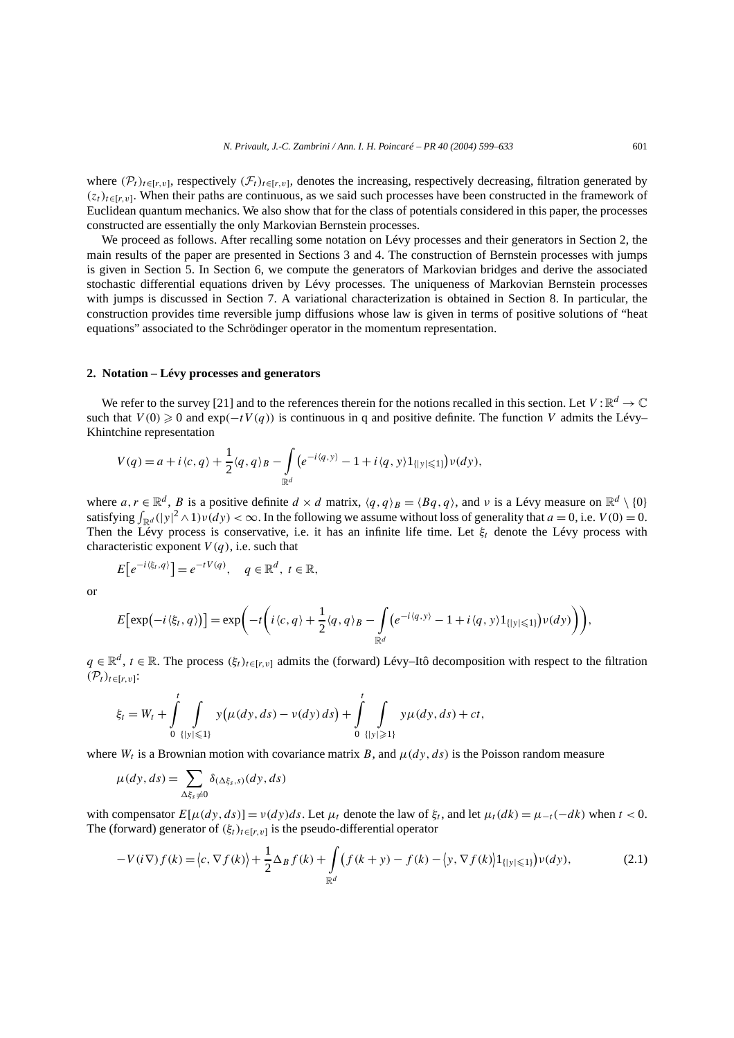where $(\mathcal{P}_t)_{t\in[r,v]}$, respectively $(\mathcal{F}_t)_{t\in[r,v]}$, denotes the increasing, respectively decreasing, filtration generated by $(z_t)_{t\in[r,v]}$. When their paths are continuous, as we said such processes have been constructed in the framework of Euclidean quantum mechanics. We also show that for the class of potentials considered in this paper, the processes constructed are essentially the only Markovian Bernstein processes.

We proceed as follows. After recalling some notation on Lévy processes and their generators in Section 2, the main results of the paper are presented in Sections 3 and 4. The construction of Bernstein processes with jumps is given in Section 5. In Section 6, we compute the generators of Markovian bridges and derive the associated stochastic differential equations driven by Lévy processes. The uniqueness of Markovian Bernstein processes with jumps is discussed in Section 7. A variational characterization is obtained in Section 8. In particular, the construction provides time reversible jump diffusions whose law is given in terms of positive solutions of "heat equations" associated to the Schrödinger operator in the momentum representation.

## 2. Notation – Lévy processes and generators

We refer to the survey [21] and to the references therein for the notions recalled in this section. Let $V:\mathbb{R}^d\to\mathbb{C}$ such that $V(0)\geqslant 0$ and $\exp(-tV(q))$ is continuous in q and positive definite. The function $V$ admits the Lévy–Khintchine representation

$$V(q)=a+i\langle c,q\rangle+\frac{1}{2}\langle q,q\rangle_B-\int_{\mathbb{R}^d}\left(e^{-i\langle q,y\rangle}-1+i\langle q,y\rangle 1_{\{|y|\leqslant 1\}}\right)\nu(dy),$$

where $a,r\in\mathbb{R}^d$, $B$ is a positive definite $d\times d$ matrix, $\langle q,q\rangle_B=\langle Bq,q\rangle$, and $\nu$ is a Lévy measure on $\mathbb{R}^d\setminus\{0\}$ satisfying $\int_{\mathbb{R}^d}(|y|^2\wedge 1)\nu(dy)<\infty$. In the following we assume without loss of generality that $a=0$, i.e. $V(0)=0$. Then the Lévy process is conservative, i.e. it has an infinite life time. Let $\xi_t$ denote the Lévy process with characteristic exponent $V(q)$, i.e. such that

$$E\left[e^{-i\langle\xi_t,q\rangle}\right]=e^{-tV(q)},\quad q\in\mathbb{R}^d,\ t\in\mathbb{R},$$

or

$$E\left[\exp\left(-i\langle\xi_t,q\rangle\right)\right]=\exp\left(-t\left(i\langle c,q\rangle+\frac{1}{2}\langle q,q\rangle_B-\int_{\mathbb{R}^d}\left(e^{-i\langle q,y\rangle}-1+i\langle q,y\rangle 1_{\{|y|\leqslant 1\}}\right)\nu(dy)\right)\right),$$

$q\in\mathbb{R}^d$, $t\in\mathbb{R}$. The process $(\xi_t)_{t\in[r,v]}$ admits the (forward) Lévy–Itô decomposition with respect to the filtration $(\mathcal{P}_t)_{t\in[r,v]}$:

$$\xi_t=W_t+\int_0^t\int_{\{|y|\leqslant 1\}}y\left(\mu(dy,ds)-\nu(dy)\,ds\right)+\int_0^t\int_{\{|y|\geqslant 1\}}y\mu(dy,ds)+ct,$$

where $W_t$ is a Brownian motion with covariance matrix $B$, and $\mu(dy,ds)$ is the Poisson random measure

$$\mu(dy,ds)=\sum_{\Delta\xi_s\neq 0}\delta_{(\Delta\xi_s,s)}(dy,ds)$$

with compensator $E[\mu(dy,ds)]=\nu(dy)ds$. Let $\mu_t$ denote the law of $\xi_t$, and let $\mu_t(dk)=\mu_{-t}(-dk)$ when $t<0$. The (forward) generator of $(\xi_t)_{t\in[r,v]}$ is the pseudo-differential operator

$$-V(i\nabla)f(k)=\left\langle c,\nabla f(k)\right\rangle+\frac{1}{2}\Delta_B f(k)+\int_{\mathbb{R}^d}\left(f(k+y)-f(k)-\left\langle y,\nabla f(k)\right\rangle 1_{\{|y|\leqslant 1\}}\right)\nu(dy),\tag{2.1}$$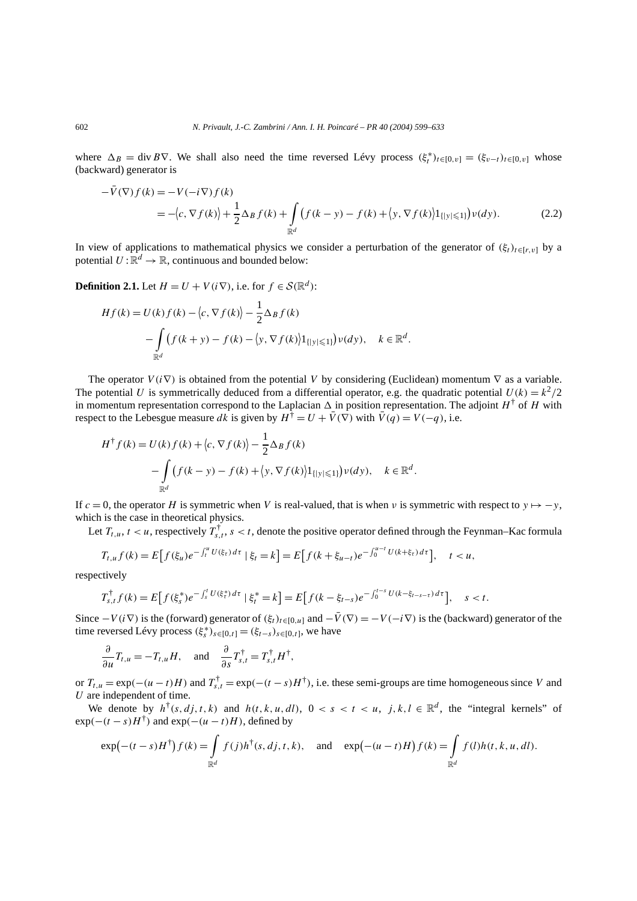where $\Delta_B = \operatorname{div} B\nabla$. We shall also need the time reversed Lévy process $(\xi_t^*)_{t\in[0,v]} = (\xi_{v-t})_{t\in[0,v]}$ whose (backward) generator is

$$
\begin{aligned}
-\bar{V}(\nabla) f(k) &= -V(-i\nabla) f(k) \\
&= -\langle c, \nabla f(k)\rangle + \frac{1}{2}\Delta_B f(k) + \int_{\mathbb{R}^d} \big(f(k-y) - f(k) + \langle y, \nabla f(k)\rangle 1_{\{|y|\leqslant 1\}}\big)\nu(dy). \qquad (2.2)
\end{aligned}
$$

In view of applications to mathematical physics we consider a perturbation of the generator of $(\xi_t)_{t\in[r,v]}$ by a potential $U:\mathbb{R}^d \to \mathbb{R}$, continuous and bounded below:

**Definition 2.1.** Let $H = U + V(i\nabla)$, i.e. for $f \in \mathcal{S}(\mathbb{R}^d)$:

$$
\begin{aligned}
Hf(k) &= U(k)f(k) - \langle c, \nabla f(k)\rangle - \frac{1}{2}\Delta_B f(k) \\
&\quad - \int_{\mathbb{R}^d} \big(f(k+y) - f(k) - \langle y, \nabla f(k)\rangle 1_{\{|y|\leqslant 1\}}\big)\nu(dy), \quad k \in \mathbb{R}^d.
\end{aligned}
$$

The operator $V(i\nabla)$ is obtained from the potential $V$ by considering (Euclidean) momentum $\nabla$ as a variable. The potential $U$ is symmetrically deduced from a differential operator, e.g. the quadratic potential $U(k) = k^2/2$ in momentum representation correspond to the Laplacian $\Delta$ in position representation. The adjoint $H^\dagger$ of $H$ with respect to the Lebesgue measure $dk$ is given by $H^\dagger = U + \bar{V}(\nabla)$ with $\bar{V}(q) = V(-q)$, i.e.

$$
\begin{aligned}
H^\dagger f(k) &= U(k)f(k) + \langle c, \nabla f(k)\rangle - \frac{1}{2}\Delta_B f(k) \\
&\quad - \int_{\mathbb{R}^d} \big(f(k-y) - f(k) + \langle y, \nabla f(k)\rangle 1_{\{|y|\leqslant 1\}}\big)\nu(dy), \quad k \in \mathbb{R}^d.
\end{aligned}
$$

If $c = 0$, the operator $H$ is symmetric when $V$ is real-valued, that is when $\nu$ is symmetric with respect to $y \mapsto -y$, which is the case in theoretical physics.

Let $T_{t,u}$, $t < u$, respectively $T_{s,t}^\dagger$, $s < t$, denote the positive operator defined through the Feynman–Kac formula

$$
T_{t,u} f(k) = E\big[f(\xi_u) e^{-\int_t^u U(\xi_\tau)\, d\tau} \mid \xi_t = k\big] = E\big[f(k + \xi_{u-t}) e^{-\int_0^{u-t} U(k+\xi_\tau)\, d\tau}\big], \quad t < u,
$$

respectively

$$
T_{s,t}^\dagger f(k) = E\big[f(\xi_s^*) e^{-\int_s^t U(\xi_\tau^*)\, d\tau} \mid \xi_t^* = k\big] = E\big[f(k - \xi_{t-s}) e^{-\int_0^{t-s} U(k-\xi_{t-s-\tau})\, d\tau}\big], \quad s < t.
$$

Since $-V(i\nabla)$ is the (forward) generator of $(\xi_t)_{t\in[0,u]}$ and $-\bar{V}(\nabla) = -V(-i\nabla)$ is the (backward) generator of the time reversed Lévy process $(\xi_s^*)_{s\in[0,t]} = (\xi_{t-s})_{s\in[0,t]}$, we have

$$
\frac{\partial}{\partial u} T_{t,u} = -T_{t,u} H, \quad \text{and} \quad \frac{\partial}{\partial s} T_{s,t}^\dagger = T_{s,t}^\dagger H^\dagger,
$$

or $T_{t,u} = \exp(-(u-t)H)$ and $T_{s,t}^\dagger = \exp(-(t-s)H^\dagger)$, i.e. these semi-groups are time homogeneous since $V$ and $U$ are independent of time.

We denote by $h^\dagger(s, dj, t, k)$ and $h(t, k, u, dl)$, $0 < s < t < u$, $j, k, l \in \mathbb{R}^d$, the "integral kernels" of $\exp(-(t-s)H^\dagger)$ and $\exp(-(u-t)H)$, defined by

$$
\exp\big(-(t-s)H^\dagger\big) f(k) = \int_{\mathbb{R}^d} f(j) h^\dagger(s, dj, t, k), \quad \text{and} \quad \exp\big(-(u-t)H\big) f(k) = \int_{\mathbb{R}^d} f(l) h(t, k, u, dl).
$$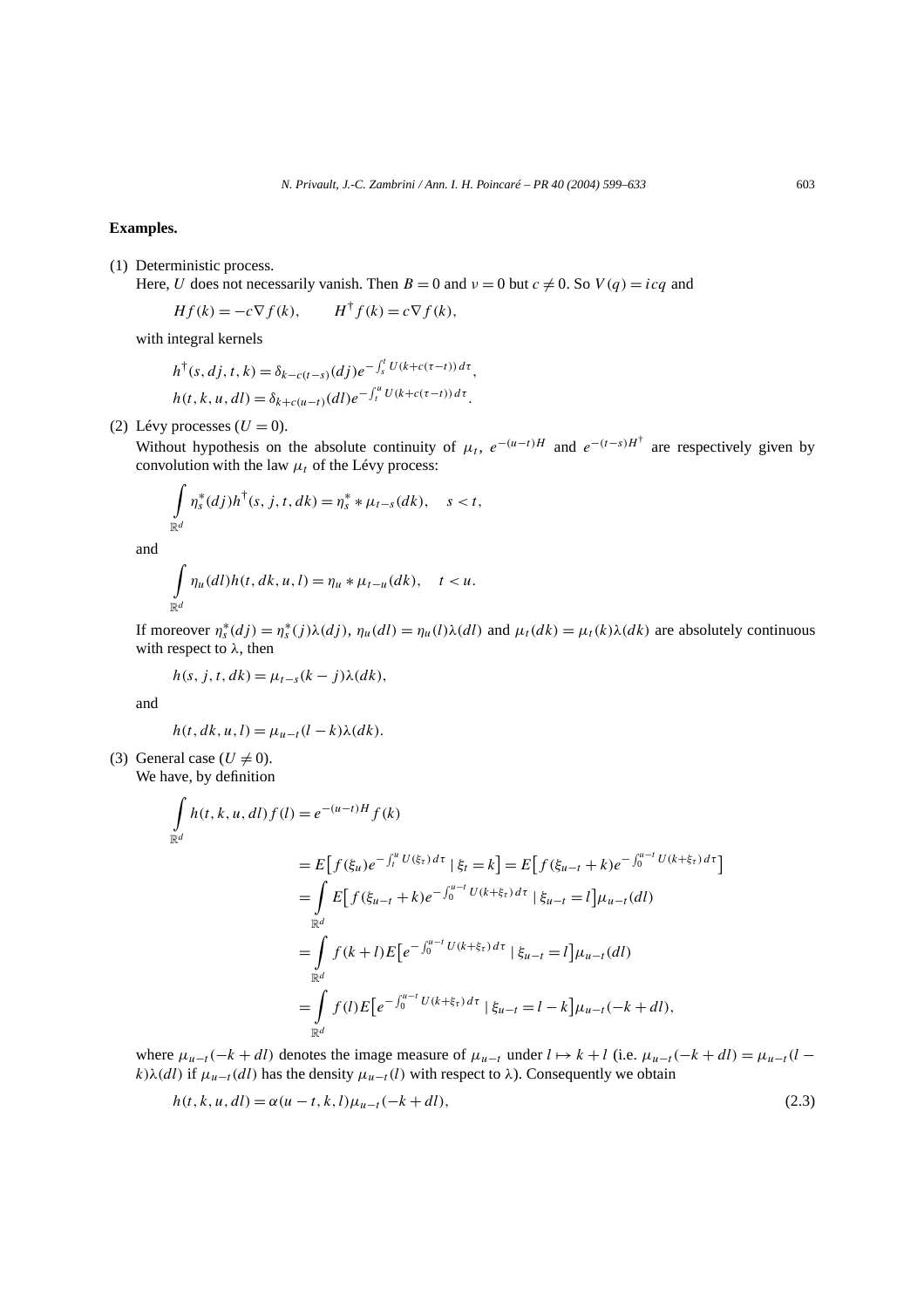**Examples.**

(1) Deterministic process.
Here, $U$ does not necessarily vanish. Then $B = 0$ and $\nu = 0$ but $c \neq 0$. So $V(q) = icq$ and

$$Hf(k) = -c\nabla f(k), \qquad H^{\dagger} f(k) = c\nabla f(k),$$

with integral kernels

$$h^{\dagger}(s, dj, t, k) = \delta_{k-c(t-s)}(dj)e^{-\int_s^t U(k+c(\tau-t))\,d\tau},$$
$$h(t, k, u, dl) = \delta_{k+c(u-t)}(dl)e^{-\int_t^u U(k+c(\tau-t))\,d\tau}.$$

(2) Lévy processes ($U = 0$).
Without hypothesis on the absolute continuity of $\mu_t$, $e^{-(u-t)H}$ and $e^{-(t-s)H^{\dagger}}$ are respectively given by convolution with the law $\mu_t$ of the Lévy process:

$$\int_{\mathbb{R}^d} \eta_s^*(dj)h^{\dagger}(s, j, t, dk) = \eta_s^* * \mu_{t-s}(dk), \quad s < t,$$

and

$$\int_{\mathbb{R}^d} \eta_u(dl)h(t, dk, u, l) = \eta_u * \mu_{t-u}(dk), \quad t < u.$$

If moreover $\eta_s^*(dj) = \eta_s^*(j)\lambda(dj)$, $\eta_u(dl) = \eta_u(l)\lambda(dl)$ and $\mu_t(dk) = \mu_t(k)\lambda(dk)$ are absolutely continuous with respect to $\lambda$, then

$$h(s, j, t, dk) = \mu_{t-s}(k - j)\lambda(dk),$$

and

$$h(t, dk, u, l) = \mu_{u-t}(l - k)\lambda(dk).$$

(3) General case ($U \neq 0$).
We have, by definition

$$\begin{aligned}
\int_{\mathbb{R}^d} h(t, k, u, dl) f(l) &= e^{-(u-t)H} f(k) \\
&= E\big[f(\xi_u)e^{-\int_t^u U(\xi_\tau)\,d\tau} \mid \xi_t = k\big] = E\big[f(\xi_{u-t} + k)e^{-\int_0^{u-t} U(k+\xi_\tau)\,d\tau}\big] \\
&= \int_{\mathbb{R}^d} E\big[f(\xi_{u-t} + k)e^{-\int_0^{u-t} U(k+\xi_\tau)\,d\tau} \mid \xi_{u-t} = l\big]\mu_{u-t}(dl) \\
&= \int_{\mathbb{R}^d} f(k + l)E\big[e^{-\int_0^{u-t} U(k+\xi_\tau)\,d\tau} \mid \xi_{u-t} = l\big]\mu_{u-t}(dl) \\
&= \int_{\mathbb{R}^d} f(l)E\big[e^{-\int_0^{u-t} U(k+\xi_\tau)\,d\tau} \mid \xi_{u-t} = l - k\big]\mu_{u-t}(-k + dl),
\end{aligned}$$

where $\mu_{u-t}(-k + dl)$ denotes the image measure of $\mu_{u-t}$ under $l \mapsto k + l$ (i.e. $\mu_{u-t}(-k + dl) = \mu_{u-t}(l - k)\lambda(dl)$ if $\mu_{u-t}(dl)$ has the density $\mu_{u-t}(l)$ with respect to $\lambda$). Consequently we obtain

$$h(t, k, u, dl) = \alpha(u - t, k, l)\mu_{u-t}(-k + dl), \tag{2.3}$$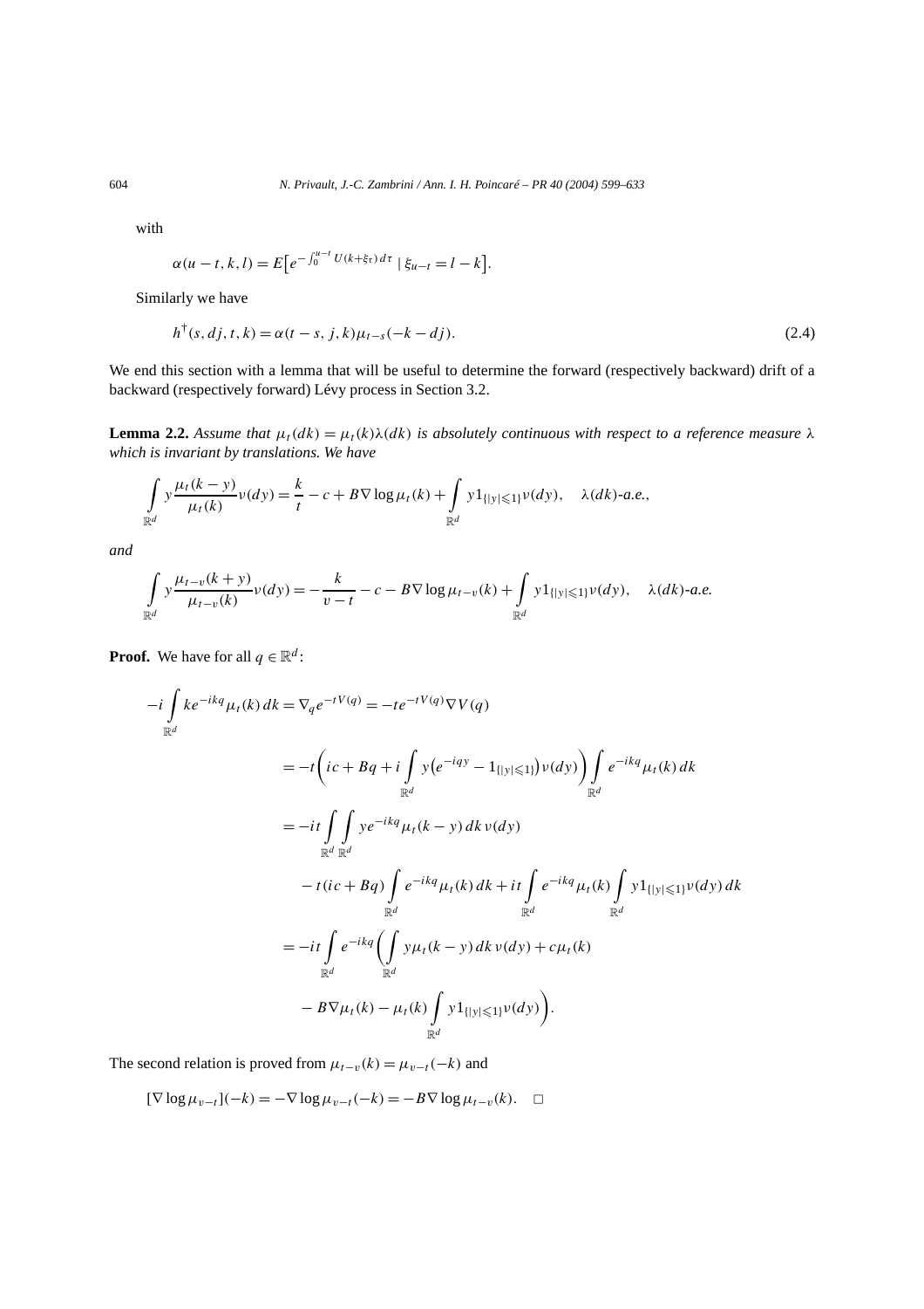with

$$\alpha(u-t,k,l) = E\big[e^{-\int_0^{u-t} U(k+\xi_\tau)\,d\tau} \mid \xi_{u-t} = l-k\big].$$

Similarly we have

$$h^\dagger(s,dj,t,k) = \alpha(t-s,j,k)\mu_{t-s}(-k-dj). \tag{2.4}$$

We end this section with a lemma that will be useful to determine the forward (respectively backward) drift of a backward (respectively forward) Lévy process in Section 3.2.

**Lemma 2.2.** *Assume that $\mu_t(dk) = \mu_t(k)\lambda(dk)$ is absolutely continuous with respect to a reference measure $\lambda$ which is invariant by translations. We have*

$$\int_{\mathbb{R}^d} y\frac{\mu_t(k-y)}{\mu_t(k)}\nu(dy) = \frac{k}{t} - c + B\nabla\log\mu_t(k) + \int_{\mathbb{R}^d} y1_{\{|y|\leqslant 1\}}\nu(dy), \quad \lambda(dk)\text{-a.e.},$$

*and*

$$\int_{\mathbb{R}^d} y\frac{\mu_{t-v}(k+y)}{\mu_{t-v}(k)}\nu(dy) = -\frac{k}{v-t} - c - B\nabla\log\mu_{t-v}(k) + \int_{\mathbb{R}^d} y1_{\{|y|\leqslant 1\}}\nu(dy), \quad \lambda(dk)\text{-a.e.}$$

**Proof.** We have for all $q\in\mathbb{R}^d$:

$$\begin{aligned}
-i\int_{\mathbb{R}^d} ke^{-ikq}\mu_t(k)\,dk &= \nabla_q e^{-tV(q)} = -te^{-tV(q)}\nabla V(q)\\
&= -t\Big(ic + Bq + i\int_{\mathbb{R}^d} y\big(e^{-iqy} - 1_{\{|y|\leqslant 1\}}\big)\nu(dy)\Big)\int_{\mathbb{R}^d} e^{-ikq}\mu_t(k)\,dk\\
&= -it\int_{\mathbb{R}^d}\int_{\mathbb{R}^d} ye^{-ikq}\mu_t(k-y)\,dk\,\nu(dy)\\
&\quad - t(ic+Bq)\int_{\mathbb{R}^d} e^{-ikq}\mu_t(k)\,dk + it\int_{\mathbb{R}^d} e^{-ikq}\mu_t(k)\int_{\mathbb{R}^d} y1_{\{|y|\leqslant 1\}}\nu(dy)\,dk\\
&= -it\int_{\mathbb{R}^d} e^{-ikq}\bigg(\int_{\mathbb{R}^d} y\mu_t(k-y)\,dk\,\nu(dy) + c\mu_t(k)\\
&\quad - B\nabla\mu_t(k) - \mu_t(k)\int_{\mathbb{R}^d} y1_{\{|y|\leqslant 1\}}\nu(dy)\bigg).
\end{aligned}$$

The second relation is proved from $\mu_{t-v}(k) = \mu_{v-t}(-k)$ and

$$[\nabla\log\mu_{v-t}](-k) = -\nabla\log\mu_{v-t}(-k) = -B\nabla\log\mu_{t-v}(k). \quad \square$$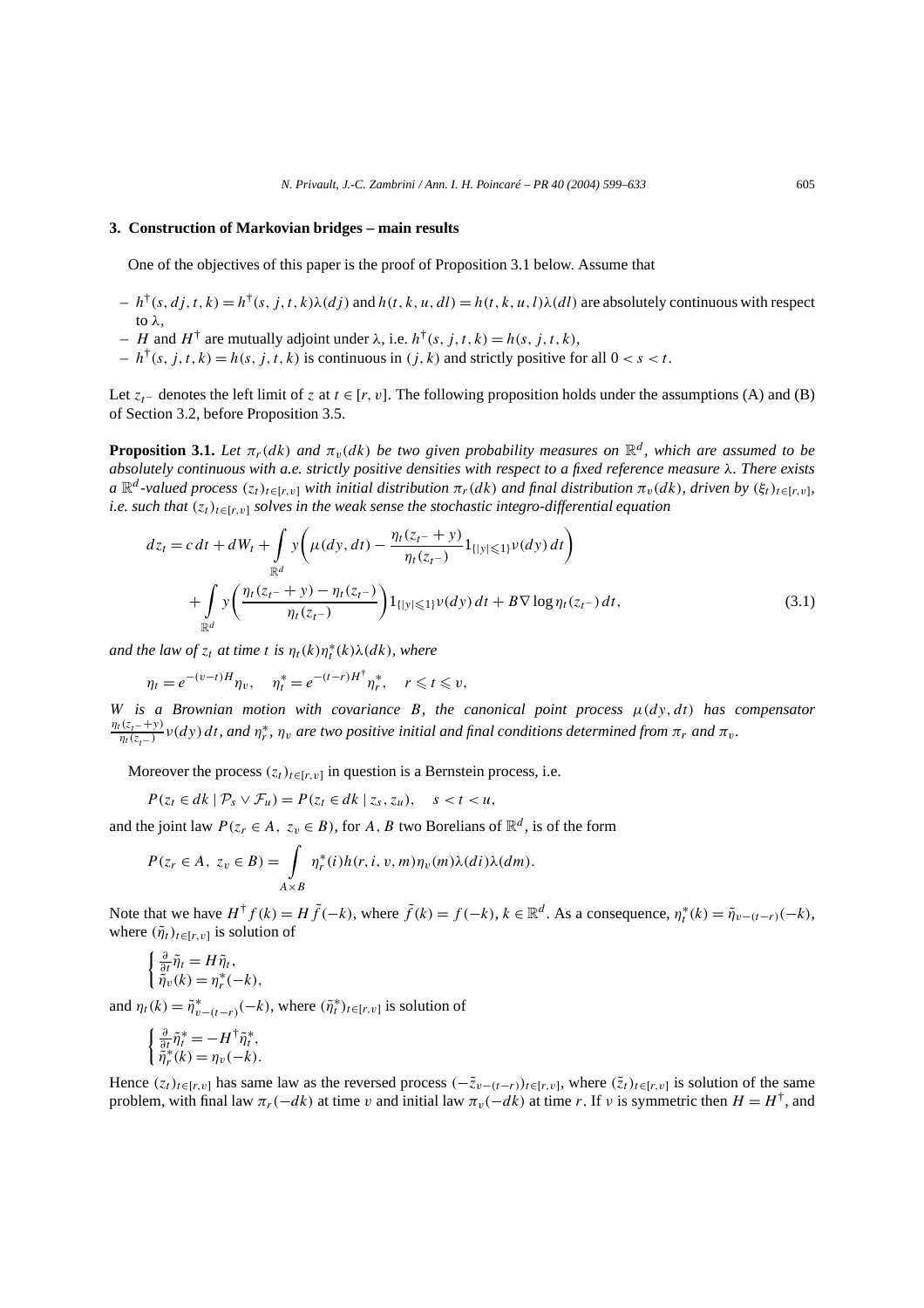## 3. Construction of Markovian bridges – main results

One of the objectives of this paper is the proof of Proposition 3.1 below. Assume that

- $h^\dagger(s, dj, t, k) = h^\dagger(s, j, t, k)\lambda(dj)$ and $h(t, k, u, dl) = h(t, k, u, l)\lambda(dl)$ are absolutely continuous with respect to $\lambda$,
- $H$ and $H^\dagger$ are mutually adjoint under $\lambda$, i.e. $h^\dagger(s, j, t, k) = h(s, j, t, k)$,
- $h^\dagger(s, j, t, k) = h(s, j, t, k)$ is continuous in $(j, k)$ and strictly positive for all $0 < s < t$.

Let $z_{t^-}$ denotes the left limit of $z$ at $t \in [r, v]$. The following proposition holds under the assumptions (A) and (B) of Section 3.2, before Proposition 3.5.

**Proposition 3.1.** *Let $\pi_r(dk)$ and $\pi_v(dk)$ be two given probability measures on $\mathbb{R}^d$, which are assumed to be absolutely continuous with a.e. strictly positive densities with respect to a fixed reference measure $\lambda$. There exists a $\mathbb{R}^d$-valued process $(z_t)_{t\in[r,v]}$ with initial distribution $\pi_r(dk)$ and final distribution $\pi_v(dk)$, driven by $(\xi_t)_{t\in[r,v]}$, i.e. such that $(z_t)_{t\in[r,v]}$ solves in the weak sense the stochastic integro-differential equation*

$$
\begin{aligned}
dz_t = c\,dt + dW_t &+ \int_{\mathbb{R}^d} y\left(\mu(dy, dt) - \frac{\eta_t(z_{t^-} + y)}{\eta_t(z_{t^-})} 1_{\{|y|\leqslant 1\}}\nu(dy)\,dt\right) \\
&+ \int_{\mathbb{R}^d} y\left(\frac{\eta_t(z_{t^-} + y) - \eta_t(z_{t^-})}{\eta_t(z_{t^-})}\right) 1_{\{|y|\leqslant 1\}}\nu(dy)\,dt + B\nabla \log \eta_t(z_{t^-})\,dt,
\end{aligned}
\tag{3.1}
$$

*and the law of $z_t$ at time $t$ is $\eta_t(k)\eta_t^*(k)\lambda(dk)$, where*

$$
\eta_t = e^{-(v-t)H}\eta_v, \quad \eta_t^* = e^{-(t-r)H^\dagger}\eta_r^*, \quad r \leqslant t \leqslant v,
$$

*$W$ is a Brownian motion with covariance $B$, the canonical point process $\mu(dy, dt)$ has compensator $\frac{\eta_t(z_{t^-}+y)}{\eta_t(z_{t^-})}\nu(dy)\,dt$, and $\eta_r^*$, $\eta_v$ are two positive initial and final conditions determined from $\pi_r$ and $\pi_v$.*

Moreover the process $(z_t)_{t\in[r,v]}$ in question is a Bernstein process, i.e.

$$
P(z_t \in dk \mid \mathcal{P}_s \vee \mathcal{F}_u) = P(z_t \in dk \mid z_s, z_u), \quad s < t < u,
$$

and the joint law $P(z_r \in A,\ z_v \in B)$, for $A, B$ two Borelians of $\mathbb{R}^d$, is of the form

$$
P(z_r \in A,\ z_v \in B) = \int_{A\times B} \eta_r^*(i) h(r, i, v, m)\eta_v(m)\lambda(di)\lambda(dm).
$$

Note that we have $H^\dagger f(k) = H\tilde{f}(-k)$, where $\tilde{f}(k) = f(-k)$, $k \in \mathbb{R}^d$. As a consequence, $\eta_t^*(k) = \tilde{\eta}_{v-(t-r)}(-k)$, where $(\tilde{\eta}_t)_{t\in[r,v]}$ is solution of

$$
\begin{cases}
\frac{\partial}{\partial t}\tilde{\eta}_t = H\tilde{\eta}_t, \\
\tilde{\eta}_v(k) = \eta_r^*(-k),
\end{cases}
$$

and $\eta_t(k) = \tilde{\eta}^*_{v-(t-r)}(-k)$, where $(\tilde{\eta}_t^*)_{t\in[r,v]}$ is solution of

$$
\begin{cases}
\frac{\partial}{\partial t}\tilde{\eta}_t^* = -H^\dagger\tilde{\eta}_t^*, \\
\tilde{\eta}_r^*(k) = \eta_v(-k).
\end{cases}
$$

Hence $(z_t)_{t\in[r,v]}$ has same law as the reversed process $(-\tilde{z}_{v-(t-r)})_{t\in[r,v]}$, where $(\tilde{z}_t)_{t\in[r,v]}$ is solution of the same problem, with final law $\pi_r(-dk)$ at time $v$ and initial law $\pi_v(-dk)$ at time $r$. If $\nu$ is symmetric then $H = H^\dagger$, and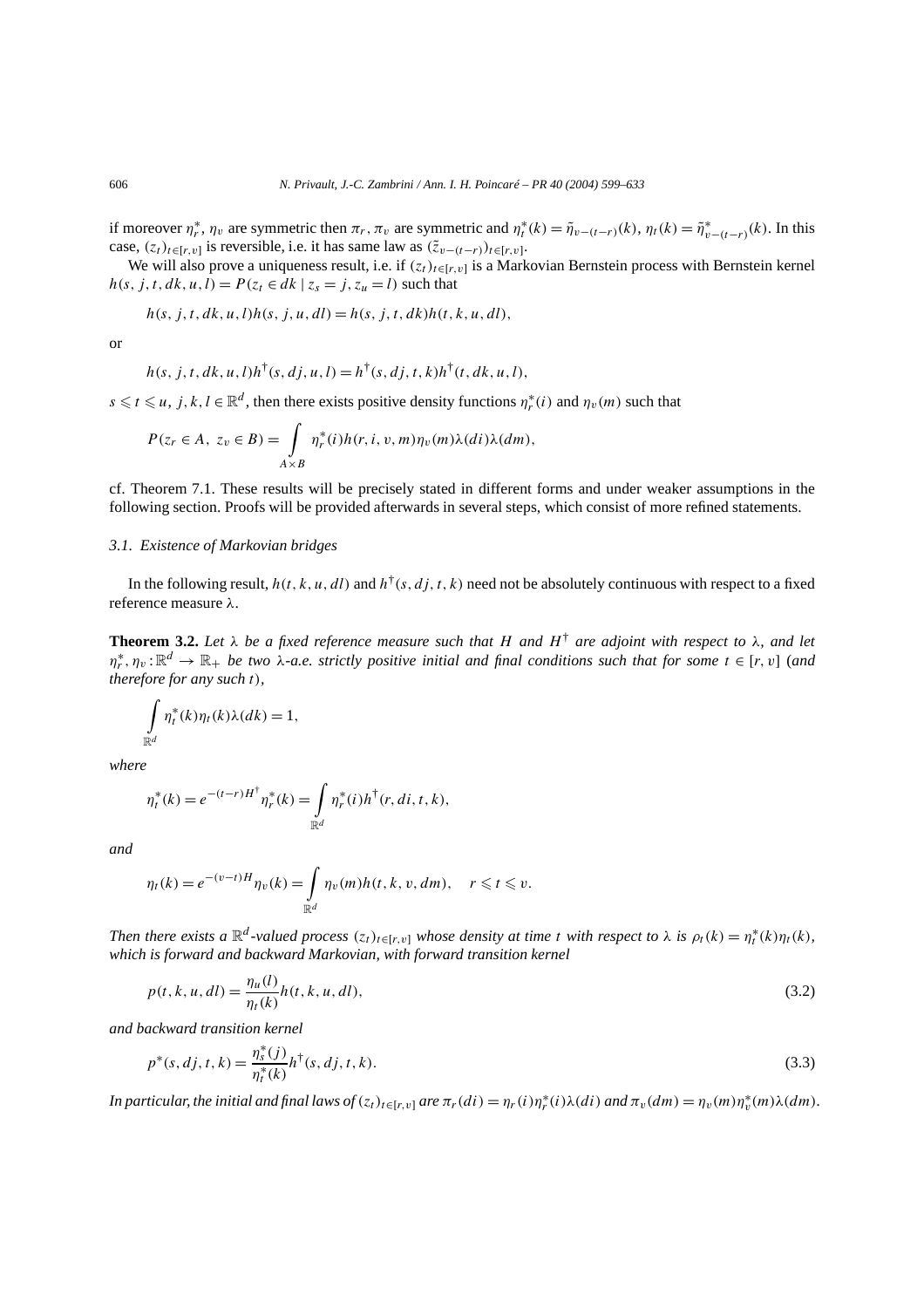if moreover $\eta_r^*$, $\eta_v$ are symmetric then $\pi_r, \pi_v$ are symmetric and $\eta_t^*(k) = \tilde{\eta}_{v-(t-r)}(k)$, $\eta_t(k) = \tilde{\eta}^*_{v-(t-r)}(k)$. In this case, $(z_t)_{t\in[r,v]}$ is reversible, i.e. it has same law as $(\tilde{z}_{v-(t-r)})_{t\in[r,v]}$.

We will also prove a uniqueness result, i.e. if $(z_t)_{t\in[r,v]}$ is a Markovian Bernstein process with Bernstein kernel $h(s, j, t, dk, u, l) = P(z_t \in dk \mid z_s = j, z_u = l)$ such that

$$h(s, j, t, dk, u, l)h(s, j, u, dl) = h(s, j, t, dk)h(t, k, u, dl),$$

or

$$h(s, j, t, dk, u, l)h^\dagger(s, dj, u, l) = h^\dagger(s, dj, t, k)h^\dagger(t, dk, u, l),$$

$s \leqslant t \leqslant u$, $j, k, l \in \mathbb{R}^d$, then there exists positive density functions $\eta_r^*(i)$ and $\eta_v(m)$ such that

$$P(z_r \in A,\ z_v \in B) = \int_{A\times B} \eta_r^*(i)h(r, i, v, m)\eta_v(m)\lambda(di)\lambda(dm),$$

cf. Theorem 7.1. These results will be precisely stated in different forms and under weaker assumptions in the following section. Proofs will be provided afterwards in several steps, which consist of more refined statements.

### 3.1. Existence of Markovian bridges

In the following result, $h(t, k, u, dl)$ and $h^\dagger(s, dj, t, k)$ need not be absolutely continuous with respect to a fixed reference measure $\lambda$.

**Theorem 3.2.** *Let $\lambda$ be a fixed reference measure such that $H$ and $H^\dagger$ are adjoint with respect to $\lambda$, and let $\eta_r^*, \eta_v : \mathbb{R}^d \to \mathbb{R}_+$ be two $\lambda$-a.e. strictly positive initial and final conditions such that for some $t \in [r, v]$ (and therefore for any such $t$),*

$$\int_{\mathbb{R}^d} \eta_t^*(k)\eta_t(k)\lambda(dk) = 1,$$

*where*

$$\eta_t^*(k) = e^{-(t-r)H^\dagger}\eta_r^*(k) = \int_{\mathbb{R}^d} \eta_r^*(i)h^\dagger(r, di, t, k),$$

*and*

$$\eta_t(k) = e^{-(v-t)H}\eta_v(k) = \int_{\mathbb{R}^d} \eta_v(m)h(t, k, v, dm), \quad r \leqslant t \leqslant v.$$

*Then there exists a $\mathbb{R}^d$-valued process $(z_t)_{t\in[r,v]}$ whose density at time $t$ with respect to $\lambda$ is $\rho_t(k) = \eta_t^*(k)\eta_t(k)$, which is forward and backward Markovian, with forward transition kernel*

$$p(t, k, u, dl) = \frac{\eta_u(l)}{\eta_t(k)}h(t, k, u, dl), \tag{3.2}$$

*and backward transition kernel*

$$p^*(s, dj, t, k) = \frac{\eta_s^*(j)}{\eta_t^*(k)}h^\dagger(s, dj, t, k). \tag{3.3}$$

*In particular, the initial and final laws of $(z_t)_{t\in[r,v]}$ are $\pi_r(di) = \eta_r(i)\eta_r^*(i)\lambda(di)$ and $\pi_v(dm) = \eta_v(m)\eta_v^*(m)\lambda(dm)$.*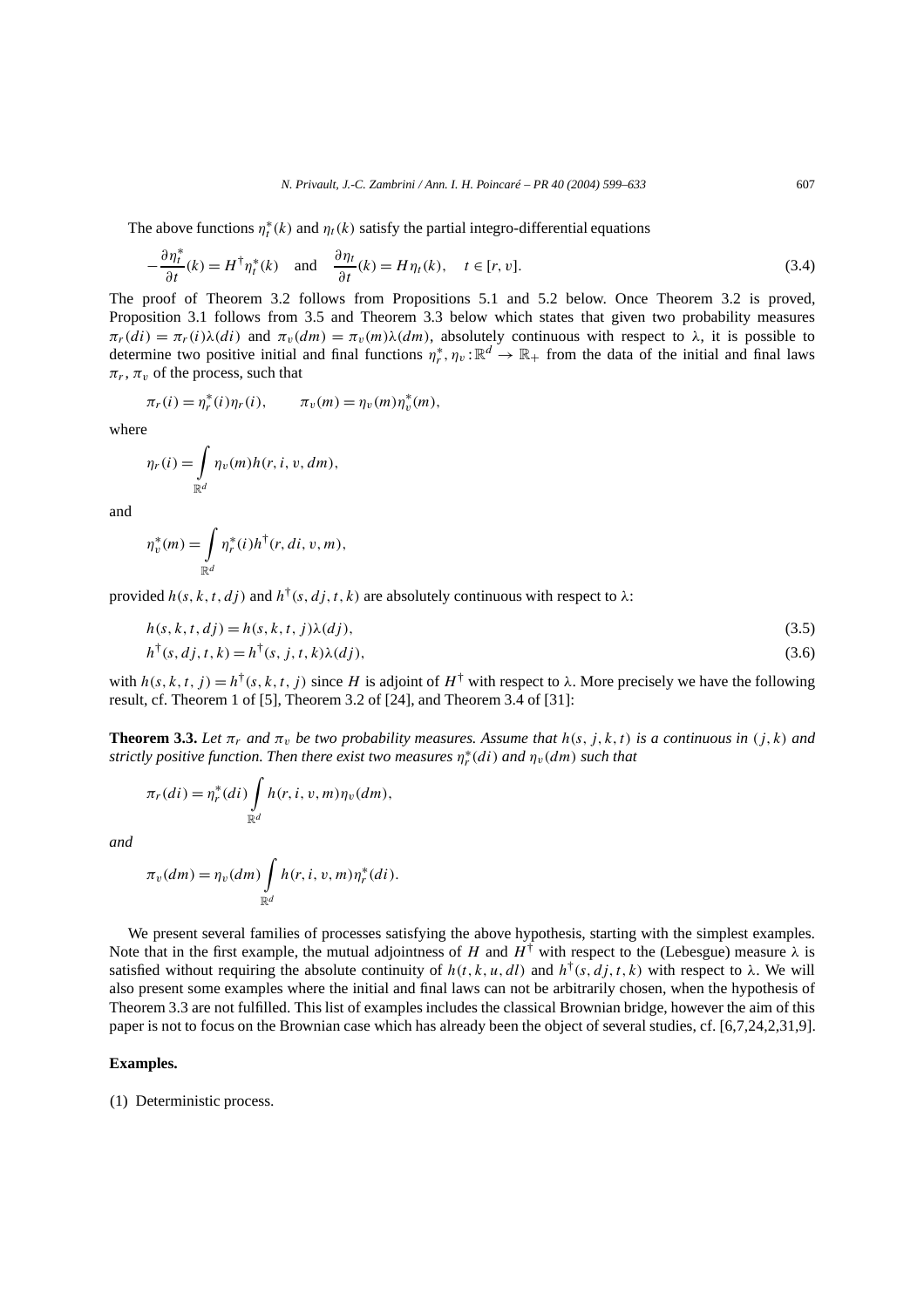The above functions $\eta_t^*(k)$ and $\eta_t(k)$ satisfy the partial integro-differential equations

$$-\frac{\partial \eta_t^*}{\partial t}(k) = H^\dagger \eta_t^*(k) \quad \text{and} \quad \frac{\partial \eta_t}{\partial t}(k) = H\eta_t(k), \quad t \in [r, v]. \tag{3.4}$$

The proof of Theorem 3.2 follows from Propositions 5.1 and 5.2 below. Once Theorem 3.2 is proved, Proposition 3.1 follows from 3.5 and Theorem 3.3 below which states that given two probability measures $\pi_r(di) = \pi_r(i)\lambda(di)$ and $\pi_v(dm) = \pi_v(m)\lambda(dm)$, absolutely continuous with respect to $\lambda$, it is possible to determine two positive initial and final functions $\eta_r^*, \eta_v : \mathbb{R}^d \to \mathbb{R}_+$ from the data of the initial and final laws $\pi_r, \pi_v$ of the process, such that

$$\pi_r(i) = \eta_r^*(i)\eta_r(i), \qquad \pi_v(m) = \eta_v(m)\eta_v^*(m),$$

where

$$\eta_r(i) = \int_{\mathbb{R}^d} \eta_v(m) h(r, i, v, dm),$$

and

$$\eta_v^*(m) = \int_{\mathbb{R}^d} \eta_r^*(i) h^\dagger(r, di, v, m),$$

provided $h(s, k, t, dj)$ and $h^\dagger(s, dj, t, k)$ are absolutely continuous with respect to $\lambda$:

$$h(s, k, t, dj) = h(s, k, t, j)\lambda(dj), \tag{3.5}$$

$$h^\dagger(s, dj, t, k) = h^\dagger(s, j, t, k)\lambda(dj), \tag{3.6}$$

with $h(s, k, t, j) = h^\dagger(s, k, t, j)$ since $H$ is adjoint of $H^\dagger$ with respect to $\lambda$. More precisely we have the following result, cf. Theorem 1 of [5], Theorem 3.2 of [24], and Theorem 3.4 of [31]:

**Theorem 3.3.** *Let $\pi_r$ and $\pi_v$ be two probability measures. Assume that $h(s, j, k, t)$ is a continuous in $(j, k)$ and strictly positive function. Then there exist two measures $\eta_r^*(di)$ and $\eta_v(dm)$ such that*

$$\pi_r(di) = \eta_r^*(di) \int_{\mathbb{R}^d} h(r, i, v, m)\eta_v(dm),$$

*and*

$$\pi_v(dm) = \eta_v(dm) \int_{\mathbb{R}^d} h(r, i, v, m)\eta_r^*(di).$$

We present several families of processes satisfying the above hypothesis, starting with the simplest examples. Note that in the first example, the mutual adjointness of $H$ and $H^\dagger$ with respect to the (Lebesgue) measure $\lambda$ is satisfied without requiring the absolute continuity of $h(t, k, u, dl)$ and $h^\dagger(s, dj, t, k)$ with respect to $\lambda$. We will also present some examples where the initial and final laws can not be arbitrarily chosen, when the hypothesis of Theorem 3.3 are not fulfilled. This list of examples includes the classical Brownian bridge, however the aim of this paper is not to focus on the Brownian case which has already been the object of several studies, cf. [6,7,24,2,31,9].

**Examples.**

(1) Deterministic process.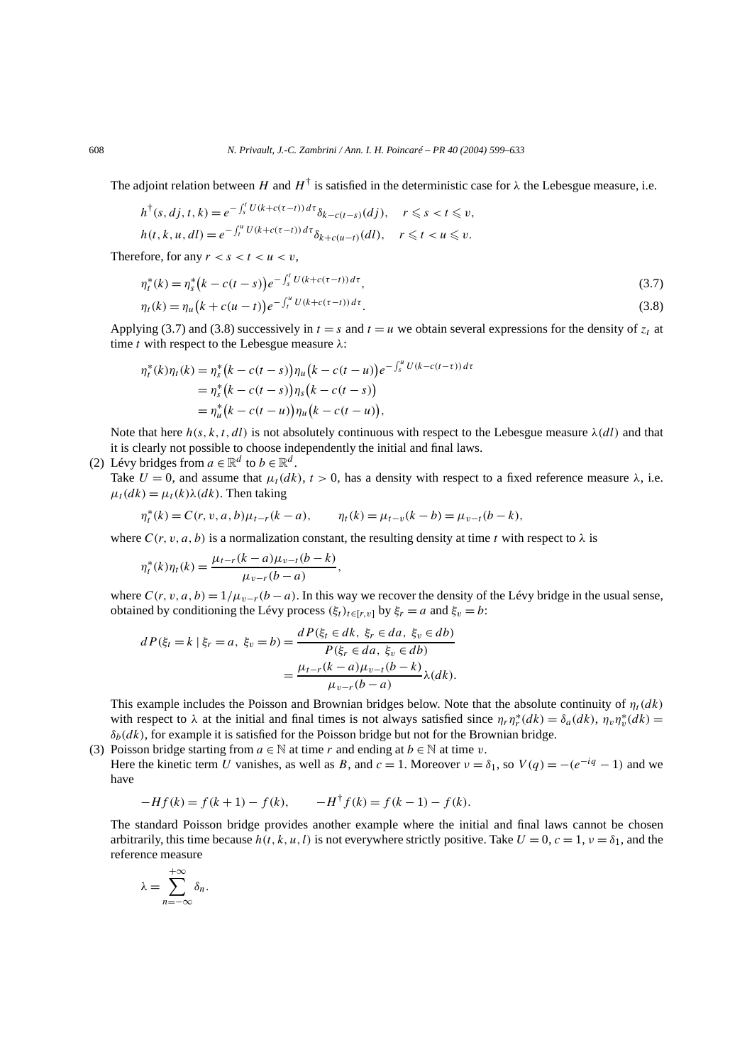The adjoint relation between $H$ and $H^\dagger$ is satisfied in the deterministic case for $\lambda$ the Lebesgue measure, i.e.

$$h^\dagger(s, dj, t, k) = e^{-\int_s^t U(k+c(\tau-t))\,d\tau} \delta_{k-c(t-s)}(dj), \quad r \leqslant s < t \leqslant v,$$
$$h(t, k, u, dl) = e^{-\int_t^u U(k+c(\tau-t))\,d\tau} \delta_{k+c(u-t)}(dl), \quad r \leqslant t < u \leqslant v.$$

Therefore, for any $r < s < t < u < v$,

$$\eta_t^*(k) = \eta_s^*\big(k - c(t-s)\big) e^{-\int_s^t U(k+c(\tau-t))\,d\tau}, \tag{3.7}$$
$$\eta_t(k) = \eta_u\big(k + c(u-t)\big) e^{-\int_t^u U(k+c(\tau-t))\,d\tau}. \tag{3.8}$$

Applying (3.7) and (3.8) successively in $t = s$ and $t = u$ we obtain several expressions for the density of $z_t$ at time $t$ with respect to the Lebesgue measure $\lambda$:

$$\begin{aligned}
\eta_t^*(k)\eta_t(k) &= \eta_s^*\big(k - c(t-s)\big)\eta_u\big(k - c(t-u)\big) e^{-\int_s^u U(k-c(t-\tau))\,d\tau} \\
&= \eta_s^*\big(k - c(t-s)\big)\eta_s\big(k - c(t-s)\big) \\
&= \eta_u^*\big(k - c(t-u)\big)\eta_u\big(k - c(t-u)\big),
\end{aligned}$$

Note that here $h(s, k, t, dl)$ is not absolutely continuous with respect to the Lebesgue measure $\lambda(dl)$ and that it is clearly not possible to choose independently the initial and final laws.

(2) Lévy bridges from $a \in \mathbb{R}^d$ to $b \in \mathbb{R}^d$.
Take $U = 0$, and assume that $\mu_t(dk)$, $t > 0$, has a density with respect to a fixed reference measure $\lambda$, i.e. $\mu_t(dk) = \mu_t(k)\lambda(dk)$. Then taking

$$\eta_t^*(k) = C(r, v, a, b)\mu_{t-r}(k - a), \qquad \eta_t(k) = \mu_{t-v}(k - b) = \mu_{v-t}(b - k),$$

where $C(r, v, a, b)$ is a normalization constant, the resulting density at time $t$ with respect to $\lambda$ is

$$\eta_t^*(k)\eta_t(k) = \frac{\mu_{t-r}(k-a)\mu_{v-t}(b-k)}{\mu_{v-r}(b-a)},$$

where $C(r, v, a, b) = 1/\mu_{v-r}(b - a)$. In this way we recover the density of the Lévy bridge in the usual sense, obtained by conditioning the Lévy process $(\xi_t)_{t\in[r,v]}$ by $\xi_r = a$ and $\xi_v = b$:

$$\begin{aligned}
dP(\xi_t = k \mid \xi_r = a,\ \xi_v = b) &= \frac{dP(\xi_t \in dk,\ \xi_r \in da,\ \xi_v \in db)}{P(\xi_r \in da,\ \xi_v \in db)} \\
&= \frac{\mu_{t-r}(k-a)\mu_{v-t}(b-k)}{\mu_{v-r}(b-a)} \lambda(dk).
\end{aligned}$$

This example includes the Poisson and Brownian bridges below. Note that the absolute continuity of $\eta_t(dk)$ with respect to $\lambda$ at the initial and final times is not always satisfied since $\eta_r\eta_r^*(dk) = \delta_a(dk)$, $\eta_v\eta_v^*(dk) = \delta_b(dk)$, for example it is satisfied for the Poisson bridge but not for the Brownian bridge.

(3) Poisson bridge starting from $a \in \mathbb{N}$ at time $r$ and ending at $b \in \mathbb{N}$ at time $v$.
Here the kinetic term $U$ vanishes, as well as $B$, and $c = 1$. Moreover $\nu = \delta_1$, so $V(q) = -(e^{-iq} - 1)$ and we have

$$-Hf(k) = f(k+1) - f(k), \qquad -H^\dagger f(k) = f(k-1) - f(k).$$

The standard Poisson bridge provides another example where the initial and final laws cannot be chosen arbitrarily, this time because $h(t, k, u, l)$ is not everywhere strictly positive. Take $U = 0$, $c = 1$, $\nu = \delta_1$, and the reference measure

$$\lambda = \sum_{n=-\infty}^{+\infty} \delta_n.$$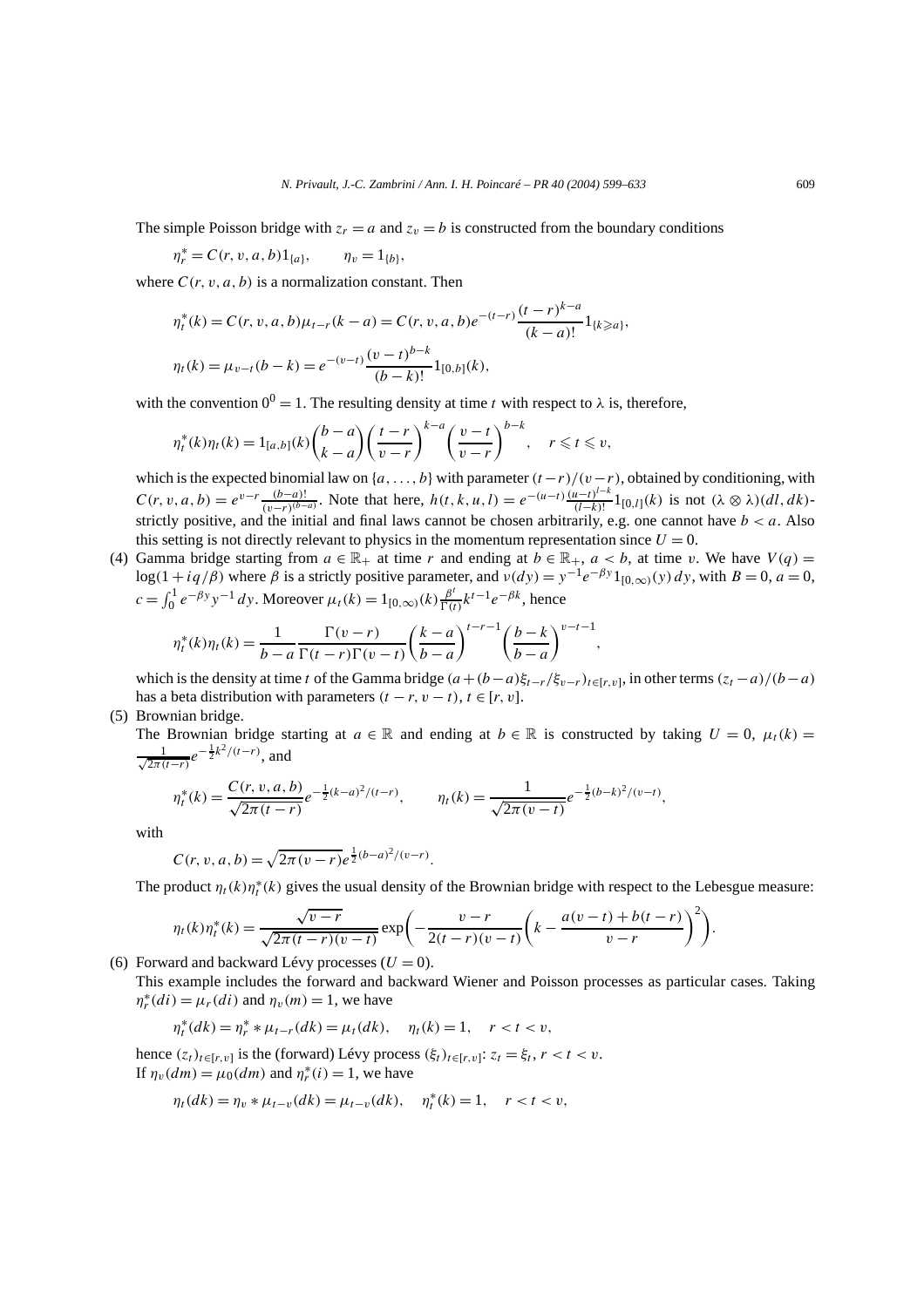The simple Poisson bridge with $z_r = a$ and $z_v = b$ is constructed from the boundary conditions

$$\eta_r^* = C(r, v, a, b) 1_{\{a\}}, \qquad \eta_v = 1_{\{b\}},$$

where $C(r, v, a, b)$ is a normalization constant. Then

$$\eta_t^*(k) = C(r, v, a, b)\mu_{t-r}(k-a) = C(r, v, a, b) e^{-(t-r)} \frac{(t-r)^{k-a}}{(k-a)!} 1_{\{k \geqslant a\}},$$

$$\eta_t(k) = \mu_{v-t}(b-k) = e^{-(v-t)} \frac{(v-t)^{b-k}}{(b-k)!} 1_{[0,b]}(k),$$

with the convention $0^0 = 1$. The resulting density at time $t$ with respect to $\lambda$ is, therefore,

$$\eta_t^*(k)\eta_t(k) = 1_{[a,b]}(k) \binom{b-a}{k-a} \left(\frac{t-r}{v-r}\right)^{k-a} \left(\frac{v-t}{v-r}\right)^{b-k}, \quad r \leqslant t \leqslant v,$$

which is the expected binomial law on $\{a, \dots, b\}$ with parameter $(t-r)/(v-r)$, obtained by conditioning, with $C(r, v, a, b) = e^{v-r} \frac{(b-a)!}{(v-r)^{(b-a)}}$. Note that here, $h(t, k, u, l) = e^{-(u-t)} \frac{(u-t)^{l-k}}{(l-k)!} 1_{[0,l]}(k)$ is not $(\lambda \otimes \lambda)(dl, dk)$-strictly positive, and the initial and final laws cannot be chosen arbitrarily, e.g. one cannot have $b < a$. Also this setting is not directly relevant to physics in the momentum representation since $U = 0$.

(4) Gamma bridge starting from $a \in \mathbb{R}_+$ at time $r$ and ending at $b \in \mathbb{R}_+$, $a < b$, at time $v$. We have $V(q) = \log(1 + iq/\beta)$ where $\beta$ is a strictly positive parameter, and $\nu(dy) = y^{-1} e^{-\beta y} 1_{[0,\infty)}(y)\, dy$, with $B = 0$, $a = 0$, $c = \int_0^1 e^{-\beta y} y^{-1}\, dy$. Moreover $\mu_t(k) = 1_{[0,\infty)}(k) \frac{\beta^t}{\Gamma(t)} k^{t-1} e^{-\beta k}$, hence

$$\eta_t^*(k)\eta_t(k) = \frac{1}{b-a} \frac{\Gamma(v-r)}{\Gamma(t-r)\Gamma(v-t)} \left(\frac{k-a}{b-a}\right)^{t-r-1} \left(\frac{b-k}{b-a}\right)^{v-t-1},$$

which is the density at time $t$ of the Gamma bridge $(a + (b-a)\xi_{t-r}/\xi_{v-r})_{t \in [r,v]}$, in other terms $(z_t - a)/(b-a)$ has a beta distribution with parameters $(t-r, v-t)$, $t \in [r, v]$.

(5) Brownian bridge.
The Brownian bridge starting at $a \in \mathbb{R}$ and ending at $b \in \mathbb{R}$ is constructed by taking $U = 0$, $\mu_t(k) = \frac{1}{\sqrt{2\pi(t-r)}} e^{-\frac{1}{2}k^2/(t-r)}$, and

$$\eta_t^*(k) = \frac{C(r, v, a, b)}{\sqrt{2\pi(t-r)}} e^{-\frac{1}{2}(k-a)^2/(t-r)}, \qquad \eta_t(k) = \frac{1}{\sqrt{2\pi(v-t)}} e^{-\frac{1}{2}(b-k)^2/(v-t)},$$

with

$$C(r, v, a, b) = \sqrt{2\pi(v-r)} e^{\frac{1}{2}(b-a)^2/(v-r)}.$$

The product $\eta_t(k)\eta_t^*(k)$ gives the usual density of the Brownian bridge with respect to the Lebesgue measure:

$$\eta_t(k)\eta_t^*(k) = \frac{\sqrt{v-r}}{\sqrt{2\pi(t-r)(v-t)}} \exp\left(-\frac{v-r}{2(t-r)(v-t)} \left(k - \frac{a(v-t) + b(t-r)}{v-r}\right)^2\right).$$

(6) Forward and backward Lévy processes ($U = 0$).
This example includes the forward and backward Wiener and Poisson processes as particular cases. Taking $\eta_r^*(di) = \mu_r(di)$ and $\eta_v(m) = 1$, we have

$$\eta_t^*(dk) = \eta_r^* * \mu_{t-r}(dk) = \mu_t(dk), \quad \eta_t(k) = 1, \quad r < t < v,$$

hence $(z_t)_{t \in [r,v]}$ is the (forward) Lévy process $(\xi_t)_{t \in [r,v]}$: $z_t = \xi_t$, $r < t < v$.
If $\eta_v(dm) = \mu_0(dm)$ and $\eta_r^*(i) = 1$, we have

$$\eta_t(dk) = \eta_v * \mu_{t-v}(dk) = \mu_{t-v}(dk), \quad \eta_t^*(k) = 1, \quad r < t < v,$$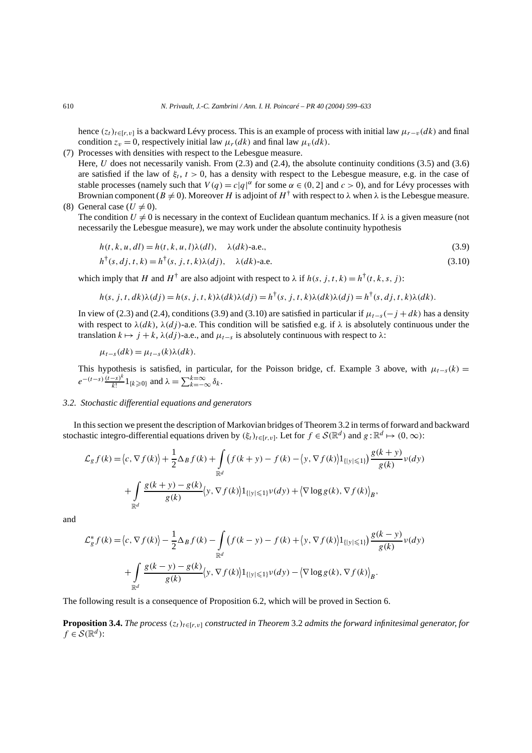hence $(z_t)_{t\in[r,v]}$ is a backward Lévy process. This is an example of process with initial law $\mu_{r-v}(dk)$ and final condition $z_v = 0$, respectively initial law $\mu_r(dk)$ and final law $\mu_v(dk)$.

(7) Processes with densities with respect to the Lebesgue measure.
Here, $U$ does not necessarily vanish. From (2.3) and (2.4), the absolute continuity conditions (3.5) and (3.6) are satisfied if the law of $\xi_t$, $t > 0$, has a density with respect to the Lebesgue measure, e.g. in the case of stable processes (namely such that $V(q) = c|q|^\alpha$ for some $\alpha \in (0, 2]$ and $c > 0$), and for Lévy processes with Brownian component ($B \neq 0$). Moreover $H$ is adjoint of $H^\dagger$ with respect to $\lambda$ when $\lambda$ is the Lebesgue measure.

(8) General case ($U \neq 0$).
The condition $U \neq 0$ is necessary in the context of Euclidean quantum mechanics. If $\lambda$ is a given measure (not necessarily the Lebesgue measure), we may work under the absolute continuity hypothesis

$$h(t, k, u, dl) = h(t, k, u, l)\lambda(dl), \quad \lambda(dk)\text{-a.e.}, \tag{3.9}$$

$$h^\dagger(s, dj, t, k) = h^\dagger(s, j, t, k)\lambda(dj), \quad \lambda(dk)\text{-a.e.} \tag{3.10}$$

which imply that $H$ and $H^\dagger$ are also adjoint with respect to $\lambda$ if $h(s, j, t, k) = h^\dagger(t, k, s, j)$:

$$h(s, j, t, dk)\lambda(dj) = h(s, j, t, k)\lambda(dk)\lambda(dj) = h^\dagger(s, j, t, k)\lambda(dk)\lambda(dj) = h^\dagger(s, dj, t, k)\lambda(dk).$$

In view of (2.3) and (2.4), conditions (3.9) and (3.10) are satisfied in particular if $\mu_{t-s}(-j + dk)$ has a density with respect to $\lambda(dk)$, $\lambda(dj)$-a.e. This condition will be satisfied e.g. if $\lambda$ is absolutely continuous under the translation $k \mapsto j + k$, $\lambda(dj)$-a.e., and $\mu_{t-s}$ is absolutely continuous with respect to $\lambda$:

$$\mu_{t-s}(dk) = \mu_{t-s}(k)\lambda(dk).$$

This hypothesis is satisfied, in particular, for the Poisson bridge, cf. Example 3 above, with $\mu_{t-s}(k) = e^{-(t-s)}\frac{(t-s)^k}{k!}1_{\{k\geqslant 0\}}$ and $\lambda = \sum_{k=-\infty}^{k=\infty} \delta_k$.

### 3.2. Stochastic differential equations and generators

In this section we present the description of Markovian bridges of Theorem 3.2 in terms of forward and backward stochastic integro-differential equations driven by $(\xi_t)_{t\in[r,v]}$. Let for $f \in \mathcal{S}(\mathbb{R}^d)$ and $g : \mathbb{R}^d \mapsto (0, \infty)$:

$$\begin{aligned}
\mathcal{L}_g f(k) = {} & \langle c, \nabla f(k)\rangle + \frac{1}{2}\Delta_B f(k) + \int_{\mathbb{R}^d} \big(f(k+y) - f(k) - \langle y, \nabla f(k)\rangle 1_{\{|y|\leqslant 1\}}\big)\frac{g(k+y)}{g(k)}\nu(dy) \\
& + \int_{\mathbb{R}^d} \frac{g(k+y) - g(k)}{g(k)}\langle y, \nabla f(k)\rangle 1_{\{|y|\leqslant 1\}}\nu(dy) + \langle \nabla \log g(k), \nabla f(k)\rangle_B,
\end{aligned}$$

and

$$\begin{aligned}
\mathcal{L}_g^* f(k) = {} & \langle c, \nabla f(k)\rangle - \frac{1}{2}\Delta_B f(k) - \int_{\mathbb{R}^d} \big(f(k-y) - f(k) + \langle y, \nabla f(k)\rangle 1_{\{|y|\leqslant 1\}}\big)\frac{g(k-y)}{g(k)}\nu(dy) \\
& + \int_{\mathbb{R}^d} \frac{g(k-y) - g(k)}{g(k)}\langle y, \nabla f(k)\rangle 1_{\{|y|\leqslant 1\}}\nu(dy) - \langle \nabla \log g(k), \nabla f(k)\rangle_B.
\end{aligned}$$

The following result is a consequence of Proposition 6.2, which will be proved in Section 6.

**Proposition 3.4.** *The process $(z_t)_{t\in[r,v]}$ constructed in Theorem 3.2 admits the forward infinitesimal generator, for $f \in \mathcal{S}(\mathbb{R}^d)$:*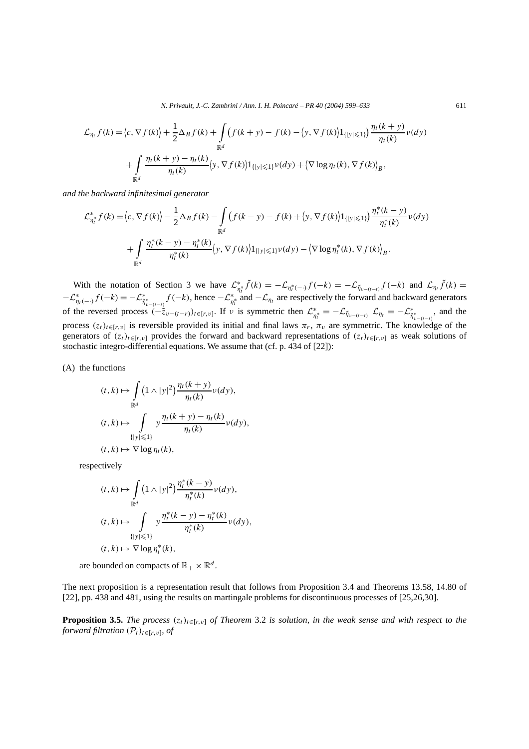$$\mathcal{L}_{\eta_t} f(k) = \langle c, \nabla f(k)\rangle + \frac{1}{2}\Delta_B f(k) + \int_{\mathbb{R}^d} \left(f(k+y) - f(k) - \langle y, \nabla f(k)\rangle 1_{\{|y|\leqslant 1\}}\right)\frac{\eta_t(k+y)}{\eta_t(k)}\nu(dy)$$
$$+ \int_{\mathbb{R}^d} \frac{\eta_t(k+y) - \eta_t(k)}{\eta_t(k)}\langle y, \nabla f(k)\rangle 1_{\{|y|\leqslant 1\}}\nu(dy) + \langle \nabla \log \eta_t(k), \nabla f(k)\rangle_B,$$

*and the backward infinitesimal generator*

$$\mathcal{L}^*_{\eta^*_t} f(k) = \langle c, \nabla f(k)\rangle - \frac{1}{2}\Delta_B f(k) - \int_{\mathbb{R}^d} \left(f(k-y) - f(k) + \langle y, \nabla f(k)\rangle 1_{\{|y|\leqslant 1\}}\right)\frac{\eta^*_t(k-y)}{\eta^*_t(k)}\nu(dy)$$
$$+ \int_{\mathbb{R}^d} \frac{\eta^*_t(k-y) - \eta^*_t(k)}{\eta^*_t(k)}\langle y, \nabla f(k)\rangle 1_{\{|y|\leqslant 1\}}\nu(dy) - \langle \nabla \log \eta^*_t(k), \nabla f(k)\rangle_B.$$

With the notation of Section 3 we have $\mathcal{L}^*_{\eta^*_t}\tilde f(k) = -\mathcal{L}_{\eta^*_t(-\cdot)} f(-k) = -\mathcal{L}_{\tilde\eta_{v-(t-r)}} f(-k)$ and $\mathcal{L}_{\eta_t}\tilde f(k) = -\mathcal{L}^*_{\eta_t(-\cdot)} f(-k) = -\mathcal{L}^*_{\tilde\eta^*_{v-(t-r)}} f(-k)$, hence $-\mathcal{L}^*_{\eta^*_t}$ and $-\mathcal{L}_{\eta_t}$ are respectively the forward and backward generators of the reversed process $(-\tilde z_{v-(t-r)})_{t\in[r,v]}$. If $\nu$ is symmetric then $\mathcal{L}^*_{\eta^*_t} = -\mathcal{L}_{\tilde\eta_{v-(t-r)}}$ $\mathcal{L}_{\eta_t} = -\mathcal{L}^*_{\tilde\eta^*_{v-(t-r)}}$, and the process $(z_t)_{t\in[r,v]}$ is reversible provided its initial and final laws $\pi_r$, $\pi_v$ are symmetric. The knowledge of the generators of $(z_t)_{t\in[r,v]}$ provides the forward and backward representations of $(z_t)_{t\in[r,v]}$ as weak solutions of stochastic integro-differential equations. We assume that (cf. p. 434 of [22]):

(A) the functions

$$(t,k) \mapsto \int_{\mathbb{R}^d} \left(1 \wedge |y|^2\right)\frac{\eta_t(k+y)}{\eta_t(k)}\nu(dy),$$
$$(t,k) \mapsto \int_{\{|y|\leqslant 1\}} y\,\frac{\eta_t(k+y) - \eta_t(k)}{\eta_t(k)}\nu(dy),$$
$$(t,k) \mapsto \nabla \log \eta_t(k),$$

respectively

$$(t,k) \mapsto \int_{\mathbb{R}^d} \left(1 \wedge |y|^2\right)\frac{\eta^*_t(k-y)}{\eta^*_t(k)}\nu(dy),$$
$$(t,k) \mapsto \int_{\{|y|\leqslant 1\}} y\,\frac{\eta^*_t(k-y) - \eta^*_t(k)}{\eta^*_t(k)}\nu(dy),$$
$$(t,k) \mapsto \nabla \log \eta^*_t(k),$$

are bounded on compacts of $\mathbb{R}_+ \times \mathbb{R}^d$.

The next proposition is a representation result that follows from Proposition 3.4 and Theorems 13.58, 14.80 of [22], pp. 438 and 481, using the results on martingale problems for discontinuous processes of [25,26,30].

**Proposition 3.5.** *The process $(z_t)_{t\in[r,v]}$ of Theorem* 3.2 *is solution, in the weak sense and with respect to the forward filtration $(\mathcal{P}_t)_{t\in[r,v]}$, of*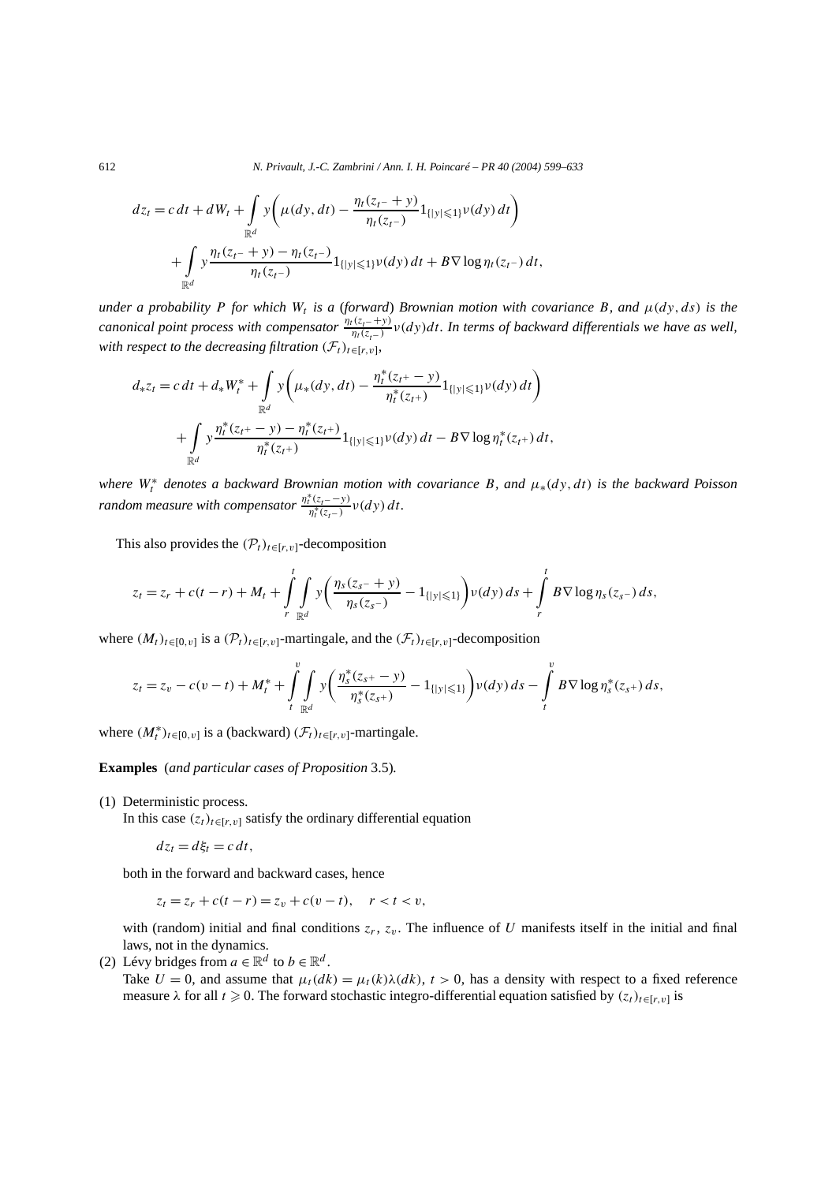$$dz_t = c\,dt + dW_t + \int\limits_{\mathbb{R}^d} y\left(\mu(dy, dt) - \frac{\eta_t(z_{t^-} + y)}{\eta_t(z_{t^-})} 1_{\{|y| \leqslant 1\}} \nu(dy)\,dt\right)$$
$$+ \int\limits_{\mathbb{R}^d} y \frac{\eta_t(z_{t^-} + y) - \eta_t(z_{t^-})}{\eta_t(z_{t^-})} 1_{\{|y| \leqslant 1\}} \nu(dy)\,dt + B\nabla \log \eta_t(z_{t^-})\,dt,$$

*under a probability $P$ for which $W_t$ is a* (*forward*) *Brownian motion with covariance $B$, and $\mu(dy, ds)$ is the canonical point process with compensator $\frac{\eta_t(z_{t^-}+y)}{\eta_t(z_{t^-})}\nu(dy)dt$. In terms of backward differentials we have as well, with respect to the decreasing filtration $(\mathcal{F}_t)_{t\in[r,v]}$,*

$$d_* z_t = c\,dt + d_* W_t^* + \int\limits_{\mathbb{R}^d} y\left(\mu_*(dy, dt) - \frac{\eta_t^*(z_{t^+} - y)}{\eta_t^*(z_{t^+})} 1_{\{|y| \leqslant 1\}} \nu(dy)\,dt\right)$$
$$+ \int\limits_{\mathbb{R}^d} y \frac{\eta_t^*(z_{t^+} - y) - \eta_t^*(z_{t^+})}{\eta_t^*(z_{t^+})} 1_{\{|y| \leqslant 1\}} \nu(dy)\,dt - B\nabla \log \eta_t^*(z_{t^+})\,dt,$$

*where $W_t^*$ denotes a backward Brownian motion with covariance $B$, and $\mu_*(dy, dt)$ is the backward Poisson random measure with compensator $\frac{\eta_t^*(z_{t^-}-y)}{\eta_t^*(z_{t^-})}\nu(dy)\,dt$.*

This also provides the $(\mathcal{P}_t)_{t\in[r,v]}$-decomposition

$$z_t = z_r + c(t-r) + M_t + \int\limits_r^t \int\limits_{\mathbb{R}^d} y\left(\frac{\eta_s(z_{s^-} + y)}{\eta_s(z_{s^-})} - 1_{\{|y| \leqslant 1\}}\right)\nu(dy)\,ds + \int\limits_r^t B\nabla \log \eta_s(z_{s^-})\,ds,$$

where $(M_t)_{t\in[0,v]}$ is a $(\mathcal{P}_t)_{t\in[r,v]}$-martingale, and the $(\mathcal{F}_t)_{t\in[r,v]}$-decomposition

$$z_t = z_v - c(v-t) + M_t^* + \int\limits_t^v \int\limits_{\mathbb{R}^d} y\left(\frac{\eta_s^*(z_{s^+} - y)}{\eta_s^*(z_{s^+})} - 1_{\{|y| \leqslant 1\}}\right)\nu(dy)\,ds - \int\limits_t^v B\nabla \log \eta_s^*(z_{s^+})\,ds,$$

where $(M_t^*)_{t\in[0,v]}$ is a (backward) $(\mathcal{F}_t)_{t\in[r,v]}$-martingale.

**Examples** (*and particular cases of Proposition* 3.5)*.*

(1) Deterministic process.
In this case $(z_t)_{t\in[r,v]}$ satisfy the ordinary differential equation

$$dz_t = d\xi_t = c\,dt,$$

both in the forward and backward cases, hence

$$z_t = z_r + c(t-r) = z_v + c(v-t), \quad r < t < v,$$

with (random) initial and final conditions $z_r$, $z_v$. The influence of $U$ manifests itself in the initial and final laws, not in the dynamics.

(2) Lévy bridges from $a \in \mathbb{R}^d$ to $b \in \mathbb{R}^d$.
Take $U = 0$, and assume that $\mu_t(dk) = \mu_t(k)\lambda(dk)$, $t > 0$, has a density with respect to a fixed reference measure $\lambda$ for all $t \geqslant 0$. The forward stochastic integro-differential equation satisfied by $(z_t)_{t\in[r,v]}$ is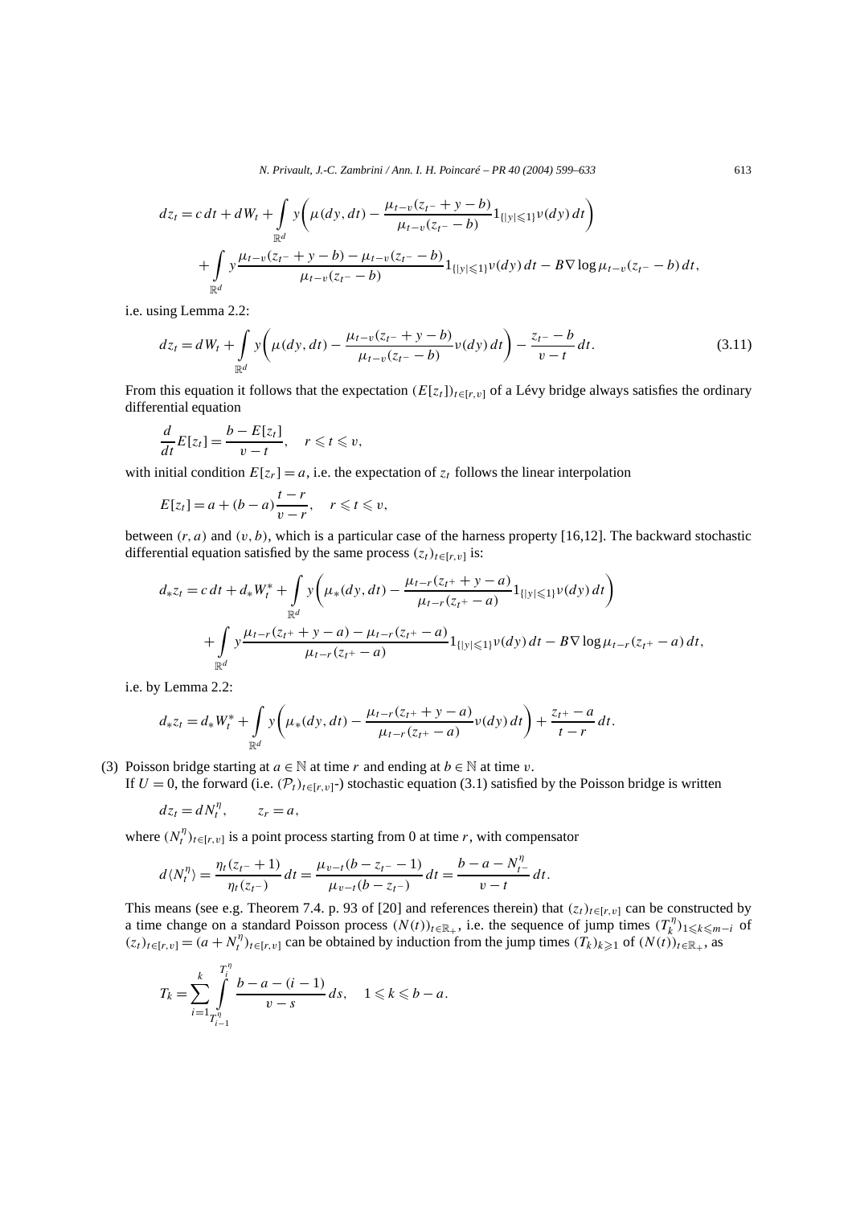$$dz_t = c\,dt + dW_t + \int_{\mathbb{R}^d} y\left(\mu(dy,dt) - \frac{\mu_{t-v}(z_{t^-}+y-b)}{\mu_{t-v}(z_{t^-}-b)}1_{\{|y|\leqslant 1\}}\nu(dy)\,dt\right)$$
$$+ \int_{\mathbb{R}^d} y\frac{\mu_{t-v}(z_{t^-}+y-b)-\mu_{t-v}(z_{t^-}-b)}{\mu_{t-v}(z_{t^-}-b)}1_{\{|y|\leqslant 1\}}\nu(dy)\,dt - B\nabla\log\mu_{t-v}(z_{t^-}-b)\,dt,$$

i.e. using Lemma 2.2:

$$dz_t = dW_t + \int_{\mathbb{R}^d} y\left(\mu(dy,dt) - \frac{\mu_{t-v}(z_{t^-}+y-b)}{\mu_{t-v}(z_{t^-}-b)}\nu(dy)\,dt\right) - \frac{z_{t^-}-b}{v-t}\,dt. \tag{3.11}$$

From this equation it follows that the expectation $(E[z_t])_{t\in[r,v]}$ of a Lévy bridge always satisfies the ordinary differential equation

$$\frac{d}{dt}E[z_t] = \frac{b-E[z_t]}{v-t}, \quad r\leqslant t\leqslant v,$$

with initial condition $E[z_r]=a$, i.e. the expectation of $z_t$ follows the linear interpolation

$$E[z_t] = a + (b-a)\frac{t-r}{v-r}, \quad r\leqslant t\leqslant v,$$

between $(r,a)$ and $(v,b)$, which is a particular case of the harness property [16,12]. The backward stochastic differential equation satisfied by the same process $(z_t)_{t\in[r,v]}$ is:

$$d_*z_t = c\,dt + d_*W_t^* + \int_{\mathbb{R}^d} y\left(\mu_*(dy,dt) - \frac{\mu_{t-r}(z_{t^+}+y-a)}{\mu_{t-r}(z_{t^+}-a)}1_{\{|y|\leqslant 1\}}\nu(dy)\,dt\right)$$
$$+ \int_{\mathbb{R}^d} y\frac{\mu_{t-r}(z_{t^+}+y-a)-\mu_{t-r}(z_{t^+}-a)}{\mu_{t-r}(z_{t^+}-a)}1_{\{|y|\leqslant 1\}}\nu(dy)\,dt - B\nabla\log\mu_{t-r}(z_{t^+}-a)\,dt,$$

i.e. by Lemma 2.2:

$$d_*z_t = d_*W_t^* + \int_{\mathbb{R}^d} y\left(\mu_*(dy,dt) - \frac{\mu_{t-r}(z_{t^+}+y-a)}{\mu_{t-r}(z_{t^+}-a)}\nu(dy)\,dt\right) + \frac{z_{t^+}-a}{t-r}\,dt.$$

(3) Poisson bridge starting at $a\in\mathbb{N}$ at time $r$ and ending at $b\in\mathbb{N}$ at time $v$.
If $U=0$, the forward (i.e. $(\mathcal{P}_t)_{t\in[r,v]}$-) stochastic equation (3.1) satisfied by the Poisson bridge is written

$$dz_t = dN_t^\eta, \qquad z_r = a,$$

where $(N_t^\eta)_{t\in[r,v]}$ is a point process starting from 0 at time $r$, with compensator

$$d\langle N_t^\eta\rangle = \frac{\eta_t(z_{t^-}+1)}{\eta_t(z_{t^-})}\,dt = \frac{\mu_{v-t}(b-z_{t^-}-1)}{\mu_{v-t}(b-z_{t^-})}\,dt = \frac{b-a-N_{t^-}^\eta}{v-t}\,dt.$$

This means (see e.g. Theorem 7.4. p. 93 of [20] and references therein) that $(z_t)_{t\in[r,v]}$ can be constructed by a time change on a standard Poisson process $(N(t))_{t\in\mathbb{R}_+}$, i.e. the sequence of jump times $(T_k^\eta)_{1\leqslant k\leqslant m-i}$ of $(z_t)_{t\in[r,v]} = (a+N_t^\eta)_{t\in[r,v]}$ can be obtained by induction from the jump times $(T_k)_{k\geqslant 1}$ of $(N(t))_{t\in\mathbb{R}_+}$, as

$$T_k = \sum_{i=1}^{k}\int_{T_{i-1}^\eta}^{T_i^\eta} \frac{b-a-(i-1)}{v-s}\,ds, \quad 1\leqslant k\leqslant b-a.$$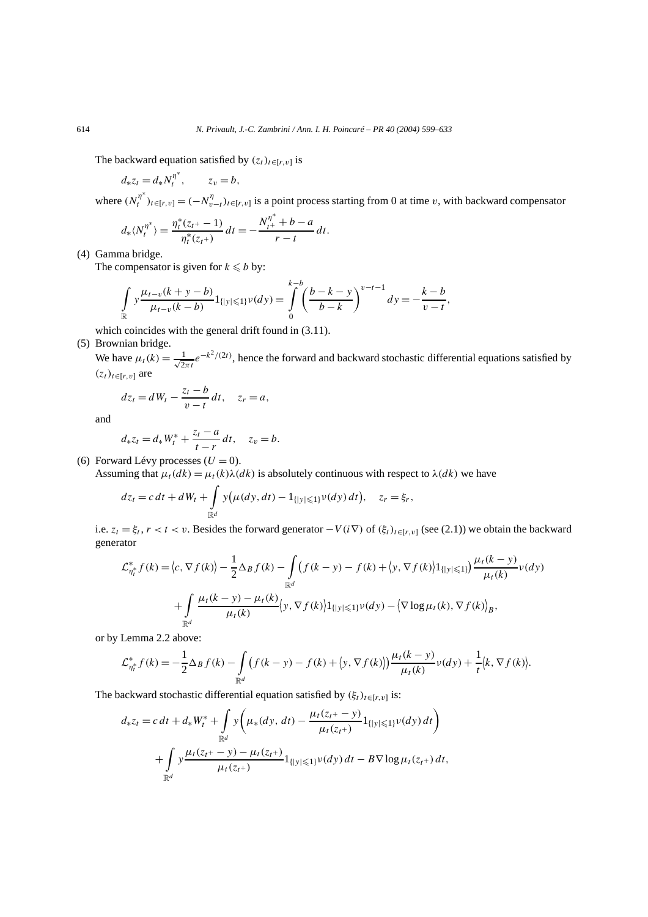The backward equation satisfied by $(z_t)_{t\in[r,v]}$ is

$$d_* z_t = d_* N_t^{\eta^*}, \qquad z_v = b,$$

where $(N_t^{\eta^*})_{t\in[r,v]} = (-N_{v-t}^{\eta})_{t\in[r,v]}$ is a point process starting from 0 at time $v$, with backward compensator

$$d_*\langle N_t^{\eta^*}\rangle = \frac{\eta_t^*(z_{t^+}-1)}{\eta_t^*(z_{t^+})}\,dt = -\frac{N_{t^+}^{\eta^*}+b-a}{r-t}\,dt.$$

(4) Gamma bridge.

The compensator is given for $k \leqslant b$ by:

$$\int_{\mathbb{R}} y\frac{\mu_{t-v}(k+y-b)}{\mu_{t-v}(k-b)}1_{\{|y|\leqslant 1\}}\nu(dy) = \int_0^{k-b}\left(\frac{b-k-y}{b-k}\right)^{v-t-1}dy = -\frac{k-b}{v-t},$$

which coincides with the general drift found in (3.11).

(5) Brownian bridge.

We have $\mu_t(k) = \frac{1}{\sqrt{2\pi t}}e^{-k^2/(2t)}$, hence the forward and backward stochastic differential equations satisfied by $(z_t)_{t\in[r,v]}$ are

$$dz_t = dW_t - \frac{z_t-b}{v-t}\,dt, \quad z_r = a,$$

and

$$d_* z_t = d_* W_t^* + \frac{z_t-a}{t-r}\,dt, \quad z_v = b.$$

(6) Forward Lévy processes ($U=0$).

Assuming that $\mu_t(dk) = \mu_t(k)\lambda(dk)$ is absolutely continuous with respect to $\lambda(dk)$ we have

$$dz_t = c\,dt + dW_t + \int_{\mathbb{R}^d} y\big(\mu(dy,dt) - 1_{\{|y|\leqslant 1\}}\nu(dy)\,dt\big), \quad z_r = \xi_r,$$

i.e. $z_t = \xi_t$, $r<t<v$. Besides the forward generator $-V(i\nabla)$ of $(\xi_t)_{t\in[r,v]}$ (see (2.1)) we obtain the backward generator

$$\begin{aligned}\mathcal{L}^*_{\eta_t^*}f(k) = {}& \langle c,\nabla f(k)\rangle - \frac{1}{2}\Delta_B f(k) - \int_{\mathbb{R}^d}\big(f(k-y)-f(k)+\langle y,\nabla f(k)\rangle 1_{\{|y|\leqslant 1\}}\big)\frac{\mu_t(k-y)}{\mu_t(k)}\nu(dy)\\ &+ \int_{\mathbb{R}^d}\frac{\mu_t(k-y)-\mu_t(k)}{\mu_t(k)}\langle y,\nabla f(k)\rangle 1_{\{|y|\leqslant 1\}}\nu(dy) - \langle\nabla\log\mu_t(k),\nabla f(k)\rangle_B,\end{aligned}$$

or by Lemma 2.2 above:

$$\mathcal{L}^*_{\eta_t^*}f(k) = -\frac{1}{2}\Delta_B f(k) - \int_{\mathbb{R}^d}\big(f(k-y)-f(k)+\langle y,\nabla f(k)\rangle\big)\frac{\mu_t(k-y)}{\mu_t(k)}\nu(dy) + \frac{1}{t}\langle k,\nabla f(k)\rangle.$$

The backward stochastic differential equation satisfied by $(\xi_t)_{t\in[r,v]}$ is:

$$\begin{aligned}d_* z_t = {}& c\,dt + d_* W_t^* + \int_{\mathbb{R}^d} y\left(\mu_*(dy,dt) - \frac{\mu_t(z_{t^+}-y)}{\mu_t(z_{t^+})}1_{\{|y|\leqslant 1\}}\nu(dy)\,dt\right)\\ &+ \int_{\mathbb{R}^d} y\frac{\mu_t(z_{t^+}-y)-\mu_t(z_{t^+})}{\mu_t(z_{t^+})}1_{\{|y|\leqslant 1\}}\nu(dy)\,dt - B\nabla\log\mu_t(z_{t^+})\,dt,\end{aligned}$$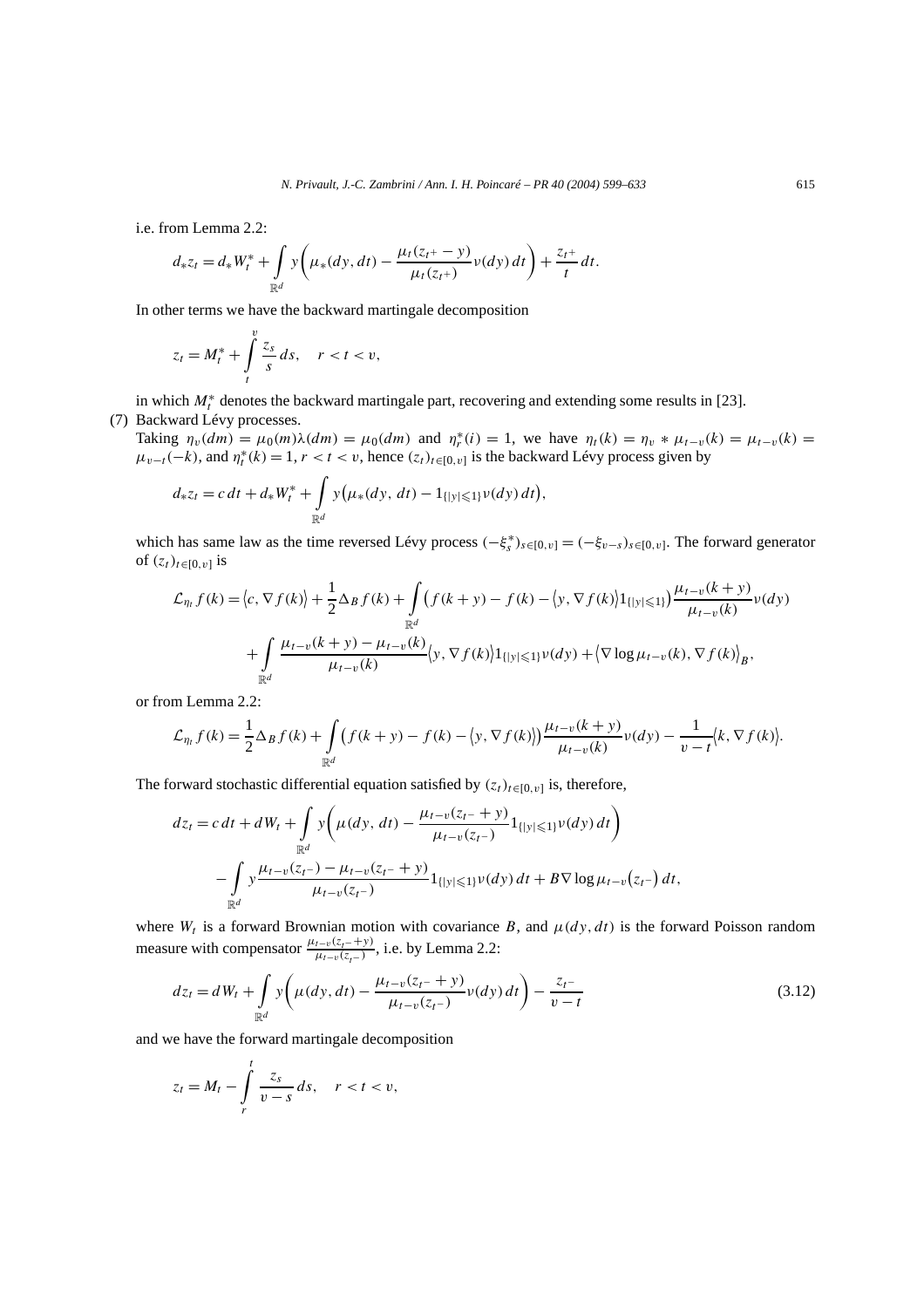i.e. from Lemma 2.2:

$$d_* z_t = d_* W_t^* + \int_{\mathbb{R}^d} y \left( \mu_*(dy, dt) - \frac{\mu_t(z_{t^+} - y)}{\mu_t(z_{t^+})} \nu(dy)\, dt \right) + \frac{z_{t^+}}{t}\, dt.$$

In other terms we have the backward martingale decomposition

$$z_t = M_t^* + \int_t^v \frac{z_s}{s}\, ds, \quad r < t < v,$$

in which $M_t^*$ denotes the backward martingale part, recovering and extending some results in [23].

(7) Backward Lévy processes.
Taking $\eta_v(dm) = \mu_0(m)\lambda(dm) = \mu_0(dm)$ and $\eta_r^*(i) = 1$, we have $\eta_t(k) = \eta_v * \mu_{t-v}(k) = \mu_{t-v}(k) = \mu_{v-t}(-k)$, and $\eta_t^*(k) = 1$, $r < t < v$, hence $(z_t)_{t\in[0,v]}$ is the backward Lévy process given by

$$d_* z_t = c\, dt + d_* W_t^* + \int_{\mathbb{R}^d} y \big( \mu_*(dy, dt) - 1_{\{|y|\leqslant 1\}} \nu(dy)\, dt \big),$$

which has same law as the time reversed Lévy process $(-\xi_s^*)_{s\in[0,v]} = (-\xi_{v-s})_{s\in[0,v]}$. The forward generator of $(z_t)_{t\in[0,v]}$ is

$$\begin{aligned}
\mathcal{L}_{\eta_t} f(k) = {} & \langle c, \nabla f(k) \rangle + \frac{1}{2}\Delta_B f(k) + \int_{\mathbb{R}^d} \big( f(k+y) - f(k) - \langle y, \nabla f(k) \rangle 1_{\{|y|\leqslant 1\}} \big) \frac{\mu_{t-v}(k+y)}{\mu_{t-v}(k)} \nu(dy) \\
& + \int_{\mathbb{R}^d} \frac{\mu_{t-v}(k+y) - \mu_{t-v}(k)}{\mu_{t-v}(k)} \langle y, \nabla f(k) \rangle 1_{\{|y|\leqslant 1\}} \nu(dy) + \langle \nabla \log \mu_{t-v}(k), \nabla f(k) \rangle_B,
\end{aligned}$$

or from Lemma 2.2:

$$\mathcal{L}_{\eta_t} f(k) = \frac{1}{2}\Delta_B f(k) + \int_{\mathbb{R}^d} \big( f(k+y) - f(k) - \langle y, \nabla f(k) \rangle \big) \frac{\mu_{t-v}(k+y)}{\mu_{t-v}(k)} \nu(dy) - \frac{1}{v-t} \langle k, \nabla f(k) \rangle.$$

The forward stochastic differential equation satisfied by $(z_t)_{t\in[0,v]}$ is, therefore,

$$\begin{aligned}
dz_t = {} & c\, dt + dW_t + \int_{\mathbb{R}^d} y \left( \mu(dy, dt) - \frac{\mu_{t-v}(z_{t^-} + y)}{\mu_{t-v}(z_{t^-})} 1_{\{|y|\leqslant 1\}} \nu(dy)\, dt \right) \\
& - \int_{\mathbb{R}^d} y \frac{\mu_{t-v}(z_{t^-}) - \mu_{t-v}(z_{t^-} + y)}{\mu_{t-v}(z_{t^-})} 1_{\{|y|\leqslant 1\}} \nu(dy)\, dt + B \nabla \log \mu_{t-v}(z_{t^-})\, dt,
\end{aligned}$$

where $W_t$ is a forward Brownian motion with covariance $B$, and $\mu(dy, dt)$ is the forward Poisson random measure with compensator $\frac{\mu_{t-v}(z_{t^-}+y)}{\mu_{t-v}(z_{t^-})}$, i.e. by Lemma 2.2:

$$dz_t = dW_t + \int_{\mathbb{R}^d} y \left( \mu(dy, dt) - \frac{\mu_{t-v}(z_{t^-} + y)}{\mu_{t-v}(z_{t^-})} \nu(dy)\, dt \right) - \frac{z_{t^-}}{v-t} \tag{3.12}$$

and we have the forward martingale decomposition

$$z_t = M_t - \int_r^t \frac{z_s}{v-s}\, ds, \quad r < t < v,$$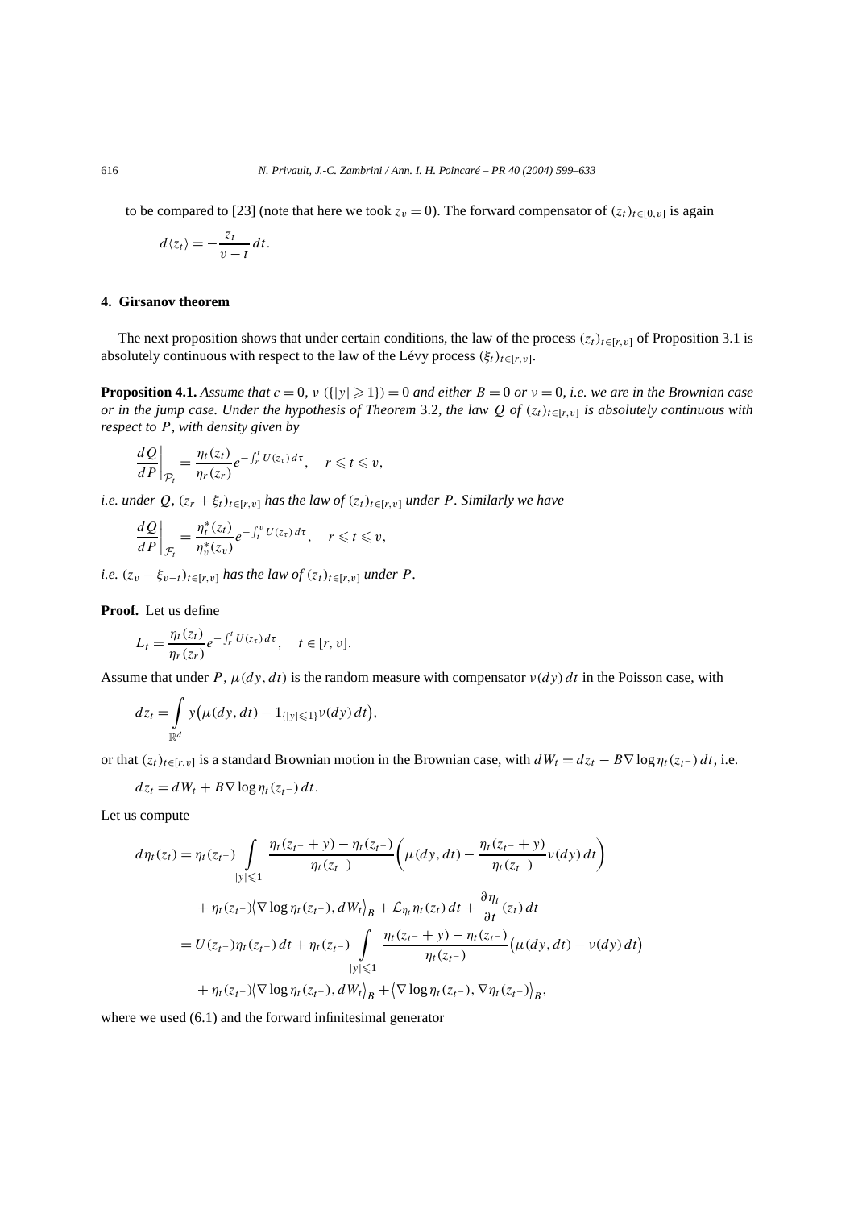to be compared to [23] (note that here we took $z_v = 0$). The forward compensator of $(z_t)_{t\in[0,v]}$ is again

$$d\langle z_t\rangle = -\frac{z_{t^-}}{v-t}\,dt.$$

## 4. Girsanov theorem

The next proposition shows that under certain conditions, the law of the process $(z_t)_{t\in[r,v]}$ of Proposition 3.1 is absolutely continuous with respect to the law of the Lévy process $(\xi_t)_{t\in[r,v]}$.

**Proposition 4.1.** *Assume that $c = 0$, $\nu(\{|y| \geqslant 1\}) = 0$ and either $B = 0$ or $\nu = 0$, i.e. we are in the Brownian case or in the jump case. Under the hypothesis of Theorem* 3.2*, the law $Q$ of $(z_t)_{t\in[r,v]}$ is absolutely continuous with respect to $P$, with density given by*

$$\frac{dQ}{dP}\bigg|_{\mathcal{P}_t} = \frac{\eta_t(z_t)}{\eta_r(z_r)} e^{-\int_r^t U(z_\tau)\,d\tau}, \quad r \leqslant t \leqslant v,$$

*i.e. under $Q$, $(z_r + \xi_t)_{t\in[r,v]}$ has the law of $(z_t)_{t\in[r,v]}$ under $P$. Similarly we have*

$$\frac{dQ}{dP}\bigg|_{\mathcal{F}_t} = \frac{\eta_t^*(z_t)}{\eta_v^*(z_v)} e^{-\int_t^v U(z_\tau)\,d\tau}, \quad r \leqslant t \leqslant v,$$

*i.e. $(z_v - \xi_{v-t})_{t\in[r,v]}$ has the law of $(z_t)_{t\in[r,v]}$ under $P$.*

**Proof.** Let us define

$$L_t = \frac{\eta_t(z_t)}{\eta_r(z_r)} e^{-\int_r^t U(z_\tau)\,d\tau}, \quad t \in [r,v].$$

Assume that under $P$, $\mu(dy,dt)$ is the random measure with compensator $\nu(dy)\,dt$ in the Poisson case, with

$$dz_t = \int_{\mathbb{R}^d} y\big(\mu(dy,dt) - 1_{\{|y|\leqslant 1\}}\nu(dy)\,dt\big),$$

or that $(z_t)_{t\in[r,v]}$ is a standard Brownian motion in the Brownian case, with $dW_t = dz_t - B\nabla\log\eta_t(z_{t^-})\,dt$, i.e.

$$dz_t = dW_t + B\nabla\log\eta_t(z_{t^-})\,dt.$$

Let us compute

$$\begin{aligned}
d\eta_t(z_t) &= \eta_t(z_{t^-}) \int_{|y|\leqslant 1} \frac{\eta_t(z_{t^-}+y) - \eta_t(z_{t^-})}{\eta_t(z_{t^-})}\left(\mu(dy,dt) - \frac{\eta_t(z_{t^-}+y)}{\eta_t(z_{t^-})}\nu(dy)\,dt\right) \\
&\quad + \eta_t(z_{t^-})\big\langle\nabla\log\eta_t(z_{t^-}), dW_t\big\rangle_B + \mathcal{L}_{\eta_t}\eta_t(z_t)\,dt + \frac{\partial\eta_t}{\partial t}(z_t)\,dt \\
&= U(z_{t^-})\eta_t(z_{t^-})\,dt + \eta_t(z_{t^-}) \int_{|y|\leqslant 1} \frac{\eta_t(z_{t^-}+y) - \eta_t(z_{t^-})}{\eta_t(z_{t^-})}\big(\mu(dy,dt) - \nu(dy)\,dt\big) \\
&\quad + \eta_t(z_{t^-})\big\langle\nabla\log\eta_t(z_{t^-}), dW_t\big\rangle_B + \big\langle\nabla\log\eta_t(z_{t^-}), \nabla\eta_t(z_{t^-})\big\rangle_B,
\end{aligned}$$

where we used (6.1) and the forward infinitesimal generator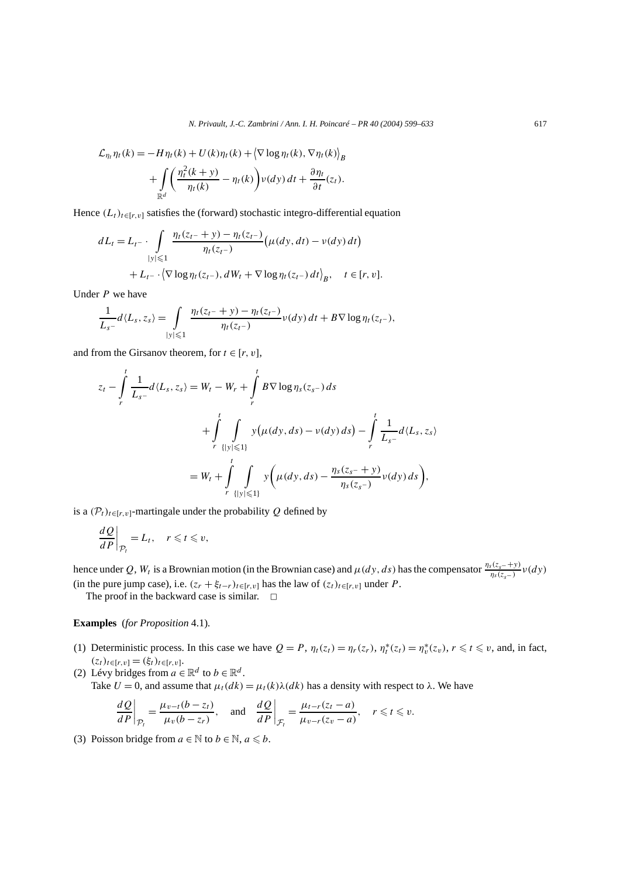$$\mathcal{L}_{\eta_t}\eta_t(k) = -H\eta_t(k) + U(k)\eta_t(k) + \langle \nabla \log \eta_t(k), \nabla \eta_t(k)\rangle_B + \int_{\mathbb{R}^d} \left( \frac{\eta_t^2(k+y)}{\eta_t(k)} - \eta_t(k) \right) \nu(dy)\, dt + \frac{\partial \eta_t}{\partial t}(z_t).$$

Hence $(L_t)_{t\in[r,v]}$ satisfies the (forward) stochastic integro-differential equation

$$dL_t = L_{t^-} \cdot \int_{|y|\leqslant 1} \frac{\eta_t(z_{t^-}+y) - \eta_t(z_{t^-})}{\eta_t(z_{t^-})} \big(\mu(dy,dt) - \nu(dy)\, dt\big) + L_{t^-} \cdot \langle \nabla \log \eta_t(z_{t^-}), dW_t + \nabla \log \eta_t(z_{t^-})\, dt \rangle_B, \quad t \in [r,v].$$

Under $P$ we have

$$\frac{1}{L_{s^-}} d\langle L_s, z_s\rangle = \int_{|y|\leqslant 1} \frac{\eta_t(z_{t^-}+y) - \eta_t(z_{t^-})}{\eta_t(z_{t^-})} \nu(dy)\, dt + B\nabla \log \eta_t(z_{t^-}),$$

and from the Girsanov theorem, for $t \in [r,v]$,

$$\begin{aligned}
z_t - \int_r^t \frac{1}{L_{s^-}} d\langle L_s, z_s\rangle &= W_t - W_r + \int_r^t B\nabla \log \eta_s(z_{s^-})\, ds \\
&\quad + \int_r^t \int_{\{|y|\leqslant 1\}} y\big(\mu(dy,ds) - \nu(dy)\, ds\big) - \int_r^t \frac{1}{L_{s^-}} d\langle L_s, z_s\rangle \\
&= W_t + \int_r^t \int_{\{|y|\leqslant 1\}} y\left(\mu(dy,ds) - \frac{\eta_s(z_{s^-}+y)}{\eta_s(z_{s^-})}\nu(dy)\, ds\right),
\end{aligned}$$

is a $(\mathcal{P}_t)_{t\in[r,v]}$-martingale under the probability $Q$ defined by

$$\left.\frac{dQ}{dP}\right|_{\mathcal{P}_t} = L_t, \quad r \leqslant t \leqslant v,$$

hence under $Q$, $W_t$ is a Brownian motion (in the Brownian case) and $\mu(dy,ds)$ has the compensator $\frac{\eta_s(z_{s^-}+y)}{\eta_s(z_{s^-})}\nu(dy)$ (in the pure jump case), i.e. $(z_r + \xi_{t-r})_{t\in[r,v]}$ has the law of $(z_t)_{t\in[r,v]}$ under $P$.

The proof in the backward case is similar. □

**Examples** (*for Proposition* 4.1).

(1) Deterministic process. In this case we have $Q = P$, $\eta_t(z_t) = \eta_r(z_r)$, $\eta_t^*(z_t) = \eta_v^*(z_v)$, $r \leqslant t \leqslant v$, and, in fact, $(z_t)_{t\in[r,v]} = (\xi_t)_{t\in[r,v]}$.

(2) Lévy bridges from $a \in \mathbb{R}^d$ to $b \in \mathbb{R}^d$.
Take $U = 0$, and assume that $\mu_t(dk) = \mu_t(k)\lambda(dk)$ has a density with respect to $\lambda$. We have

$$\left.\frac{dQ}{dP}\right|_{\mathcal{P}_t} = \frac{\mu_{v-t}(b - z_t)}{\mu_v(b - z_r)}, \quad \text{and} \quad \left.\frac{dQ}{dP}\right|_{\mathcal{F}_t} = \frac{\mu_{t-r}(z_t - a)}{\mu_{v-r}(z_v - a)}, \quad r \leqslant t \leqslant v.$$

(3) Poisson bridge from $a \in \mathbb{N}$ to $b \in \mathbb{N}$, $a \leqslant b$.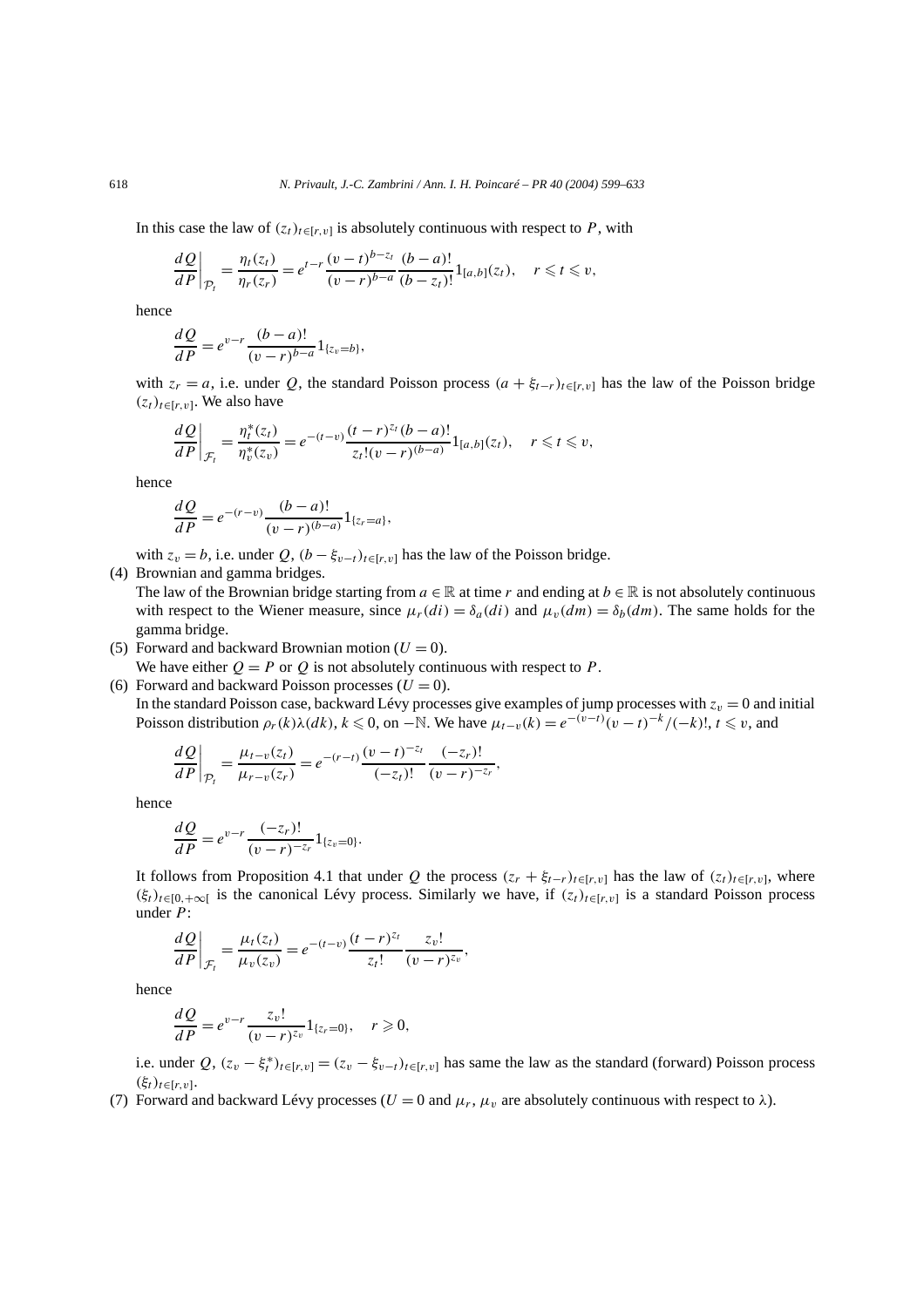In this case the law of $(z_t)_{t\in[r,v]}$ is absolutely continuous with respect to $P$, with

$$\frac{dQ}{dP}\bigg|_{\mathcal{P}_t} = \frac{\eta_t(z_t)}{\eta_r(z_r)} = e^{t-r}\frac{(v-t)^{b-z_t}}{(v-r)^{b-a}}\frac{(b-a)!}{(b-z_t)!}1_{[a,b]}(z_t), \quad r \leqslant t \leqslant v,$$

hence

$$\frac{dQ}{dP} = e^{v-r}\frac{(b-a)!}{(v-r)^{b-a}}1_{\{z_v=b\}},$$

with $z_r = a$, i.e. under $Q$, the standard Poisson process $(a + \xi_{t-r})_{t\in[r,v]}$ has the law of the Poisson bridge $(z_t)_{t\in[r,v]}$. We also have

$$\frac{dQ}{dP}\bigg|_{\mathcal{F}_t} = \frac{\eta_t^*(z_t)}{\eta_v^*(z_v)} = e^{-(t-v)}\frac{(t-r)^{z_t}(b-a)!}{z_t!(v-r)^{(b-a)}}1_{[a,b]}(z_t), \quad r \leqslant t \leqslant v,$$

hence

$$\frac{dQ}{dP} = e^{-(r-v)}\frac{(b-a)!}{(v-r)^{(b-a)}}1_{\{z_r=a\}},$$

with $z_v = b$, i.e. under $Q$, $(b - \xi_{v-t})_{t\in[r,v]}$ has the law of the Poisson bridge.

(4) Brownian and gamma bridges.
The law of the Brownian bridge starting from $a \in \mathbb{R}$ at time $r$ and ending at $b \in \mathbb{R}$ is not absolutely continuous with respect to the Wiener measure, since $\mu_r(di) = \delta_a(di)$ and $\mu_v(dm) = \delta_b(dm)$. The same holds for the gamma bridge.

(5) Forward and backward Brownian motion ($U = 0$).
We have either $Q = P$ or $Q$ is not absolutely continuous with respect to $P$.

(6) Forward and backward Poisson processes ($U = 0$).
In the standard Poisson case, backward Lévy processes give examples of jump processes with $z_v = 0$ and initial Poisson distribution $\rho_r(k)\lambda(dk)$, $k \leqslant 0$, on $-\mathbb{N}$. We have $\mu_{t-v}(k) = e^{-(v-t)}(v-t)^{-k}/(-k)!$, $t \leqslant v$, and

$$\frac{dQ}{dP}\bigg|_{\mathcal{P}_t} = \frac{\mu_{t-v}(z_t)}{\mu_{r-v}(z_r)} = e^{-(r-t)}\frac{(v-t)^{-z_t}}{(-z_t)!}\frac{(-z_r)!}{(v-r)^{-z_r}},$$

hence

$$\frac{dQ}{dP} = e^{v-r}\frac{(-z_r)!}{(v-r)^{-z_r}}1_{\{z_v=0\}}.$$

It follows from Proposition 4.1 that under $Q$ the process $(z_r + \xi_{t-r})_{t\in[r,v]}$ has the law of $(z_t)_{t\in[r,v]}$, where $(\xi_t)_{t\in[0,+\infty[}$ is the canonical Lévy process. Similarly we have, if $(z_t)_{t\in[r,v]}$ is a standard Poisson process under $P$:

$$\frac{dQ}{dP}\bigg|_{\mathcal{F}_t} = \frac{\mu_t(z_t)}{\mu_v(z_v)} = e^{-(t-v)}\frac{(t-r)^{z_t}}{z_t!}\frac{z_v!}{(v-r)^{z_v}},$$

hence

$$\frac{dQ}{dP} = e^{v-r}\frac{z_v!}{(v-r)^{z_v}}1_{\{z_r=0\}}, \quad r \geqslant 0,$$

i.e. under $Q$, $(z_v - \xi_t^*)_{t\in[r,v]} = (z_v - \xi_{v-t})_{t\in[r,v]}$ has same the law as the standard (forward) Poisson process $(\xi_t)_{t\in[r,v]}$.

(7) Forward and backward Lévy processes ($U = 0$ and $\mu_r$, $\mu_v$ are absolutely continuous with respect to $\lambda$).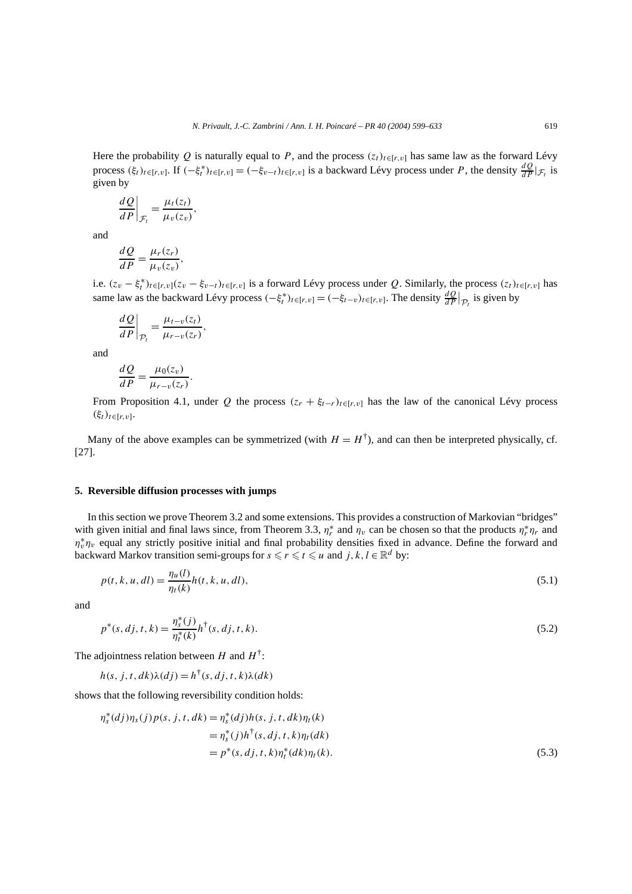Here the probability $Q$ is naturally equal to $P$, and the process $(z_t)_{t\in[r,v]}$ has same law as the forward Lévy process $(\xi_t)_{t\in[r,v]}$. If $(-\xi_t^*)_{t\in[r,v]} = (-\xi_{v-t})_{t\in[r,v]}$ is a backward Lévy process under $P$, the density $\frac{dQ}{dP}|_{\mathcal{F}_t}$ is given by

$$\frac{dQ}{dP}\bigg|_{\mathcal{F}_t} = \frac{\mu_t(z_t)}{\mu_v(z_v)},$$

and

$$\frac{dQ}{dP} = \frac{\mu_r(z_r)}{\mu_v(z_v)},$$

i.e. $(z_v - \xi_t^*)_{t\in[r,v]}(z_v - \xi_{v-t})_{t\in[r,v]}$ is a forward Lévy process under $Q$. Similarly, the process $(z_t)_{t\in[r,v]}$ has same law as the backward Lévy process $(-\xi_t^*)_{t\in[r,v]} = (-\xi_{t-v})_{t\in[r,v]}$. The density $\frac{dQ}{dP}|_{\mathcal{P}_t}$ is given by

$$\frac{dQ}{dP}\bigg|_{\mathcal{P}_t} = \frac{\mu_{t-v}(z_t)}{\mu_{r-v}(z_r)},$$

and

$$\frac{dQ}{dP} = \frac{\mu_0(z_v)}{\mu_{r-v}(z_r)}.$$

From Proposition 4.1, under $Q$ the process $(z_r + \xi_{t-r})_{t\in[r,v]}$ has the law of the canonical Lévy process $(\xi_t)_{t\in[r,v]}$.

Many of the above examples can be symmetrized (with $H = H^\dagger$), and can then be interpreted physically, cf. [27].

## 5. Reversible diffusion processes with jumps

In this section we prove Theorem 3.2 and some extensions. This provides a construction of Markovian "bridges" with given initial and final laws since, from Theorem 3.3, $\eta_r^*$ and $\eta_v$ can be chosen so that the products $\eta_r^*\eta_r$ and $\eta_v^*\eta_v$ equal any strictly positive initial and final probability densities fixed in advance. Define the forward and backward Markov transition semi-groups for $s \leqslant r \leqslant t \leqslant u$ and $j, k, l \in \mathbb{R}^d$ by:

$$p(t,k,u,dl) = \frac{\eta_u(l)}{\eta_t(k)} h(t,k,u,dl), \tag{5.1}$$

and

$$p^*(s,dj,t,k) = \frac{\eta_s^*(j)}{\eta_t^*(k)} h^\dagger(s,dj,t,k). \tag{5.2}$$

The adjointness relation between $H$ and $H^\dagger$:

$$h(s,j,t,dk)\lambda(dj) = h^\dagger(s,dj,t,k)\lambda(dk)$$

shows that the following reversibility condition holds:

$$\begin{aligned}
\eta_s^*(dj)\eta_s(j)p(s,j,t,dk) &= \eta_s^*(dj)h(s,j,t,dk)\eta_t(k) \\
&= \eta_s^*(j)h^\dagger(s,dj,t,k)\eta_t(dk) \\
&= p^*(s,dj,t,k)\eta_t^*(dk)\eta_t(k).
\end{aligned} \tag{5.3}$$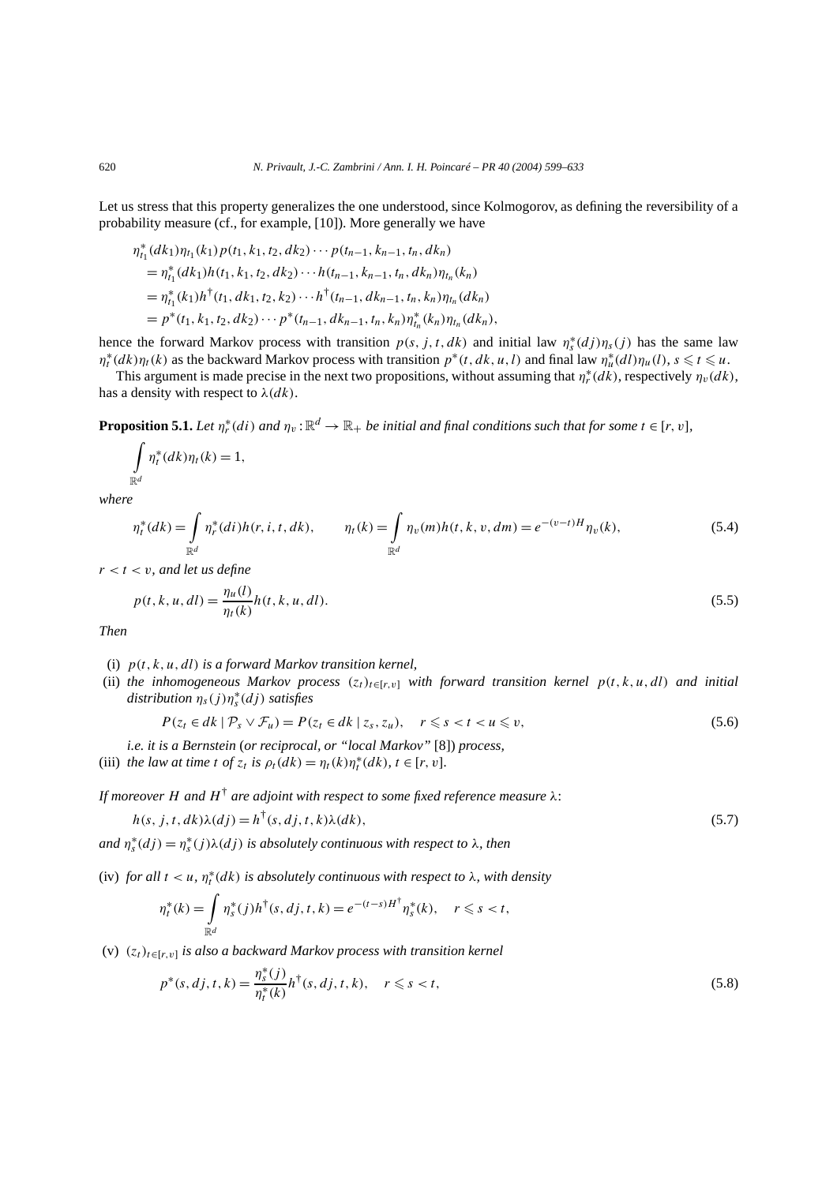Let us stress that this property generalizes the one understood, since Kolmogorov, as defining the reversibility of a probability measure (cf., for example, [10]). More generally we have

$$
\begin{aligned}
&\eta^*_{t_1}(dk_1)\eta_{t_1}(k_1)p(t_1,k_1,t_2,dk_2)\cdots p(t_{n-1},k_{n-1},t_n,dk_n)\\
&\quad= \eta^*_{t_1}(dk_1)h(t_1,k_1,t_2,dk_2)\cdots h(t_{n-1},k_{n-1},t_n,dk_n)\eta_{t_n}(k_n)\\
&\quad= \eta^*_{t_1}(k_1)h^\dagger(t_1,dk_1,t_2,k_2)\cdots h^\dagger(t_{n-1},dk_{n-1},t_n,k_n)\eta_{t_n}(dk_n)\\
&\quad= p^*(t_1,k_1,t_2,dk_2)\cdots p^*(t_{n-1},dk_{n-1},t_n,k_n)\eta^*_{t_n}(k_n)\eta_{t_n}(dk_n),
\end{aligned}
$$

hence the forward Markov process with transition $p(s,j,t,dk)$ and initial law $\eta^*_s(dj)\eta_s(j)$ has the same law $\eta^*_t(dk)\eta_t(k)$ as the backward Markov process with transition $p^*(t,dk,u,l)$ and final law $\eta^*_u(dl)\eta_u(l)$, $s \leqslant t \leqslant u$.

This argument is made precise in the next two propositions, without assuming that $\eta^*_r(dk)$, respectively $\eta_v(dk)$, has a density with respect to $\lambda(dk)$.

**Proposition 5.1.** *Let $\eta^*_r(di)$ and $\eta_v : \mathbb{R}^d \to \mathbb{R}_+$ be initial and final conditions such that for some $t \in [r,v]$,*

$$
\int_{\mathbb{R}^d} \eta^*_t(dk)\eta_t(k) = 1,
$$

*where*

$$
\eta^*_t(dk) = \int_{\mathbb{R}^d} \eta^*_r(di)h(r,i,t,dk), \qquad \eta_t(k) = \int_{\mathbb{R}^d} \eta_v(m)h(t,k,v,dm) = e^{-(v-t)H}\eta_v(k), \tag{5.4}
$$

*$r < t < v$, and let us define*

$$
p(t,k,u,dl) = \frac{\eta_u(l)}{\eta_t(k)}h(t,k,u,dl). \tag{5.5}
$$

*Then*

(i) *$p(t,k,u,dl)$ is a forward Markov transition kernel,*

(ii) *the inhomogeneous Markov process $(z_t)_{t\in[r,v]}$ with forward transition kernel $p(t,k,u,dl)$ and initial distribution $\eta_s(j)\eta^*_s(dj)$ satisfies*

$$
P(z_t \in dk \mid \mathcal{P}_s \vee \mathcal{F}_u) = P(z_t \in dk \mid z_s, z_u), \quad r \leqslant s < t < u \leqslant v, \tag{5.6}
$$

*i.e. it is a Bernstein (or reciprocal, or "local Markov" [8]) process,*

(iii) *the law at time $t$ of $z_t$ is $\rho_t(dk) = \eta_t(k)\eta^*_t(dk)$, $t \in [r,v]$.*

*If moreover $H$ and $H^\dagger$ are adjoint with respect to some fixed reference measure $\lambda$:*

$$
h(s,j,t,dk)\lambda(dj) = h^\dagger(s,dj,t,k)\lambda(dk), \tag{5.7}
$$

*and $\eta^*_s(dj) = \eta^*_s(j)\lambda(dj)$ is absolutely continuous with respect to $\lambda$, then*

(iv) *for all $t < u$, $\eta^*_t(dk)$ is absolutely continuous with respect to $\lambda$, with density*

$$
\eta^*_t(k) = \int_{\mathbb{R}^d} \eta^*_s(j)h^\dagger(s,dj,t,k) = e^{-(t-s)H^\dagger}\eta^*_s(k), \quad r \leqslant s < t,
$$

(v) *$(z_t)_{t\in[r,v]}$ is also a backward Markov process with transition kernel*

$$
p^*(s,dj,t,k) = \frac{\eta^*_s(j)}{\eta^*_t(k)}h^\dagger(s,dj,t,k), \quad r \leqslant s < t, \tag{5.8}
$$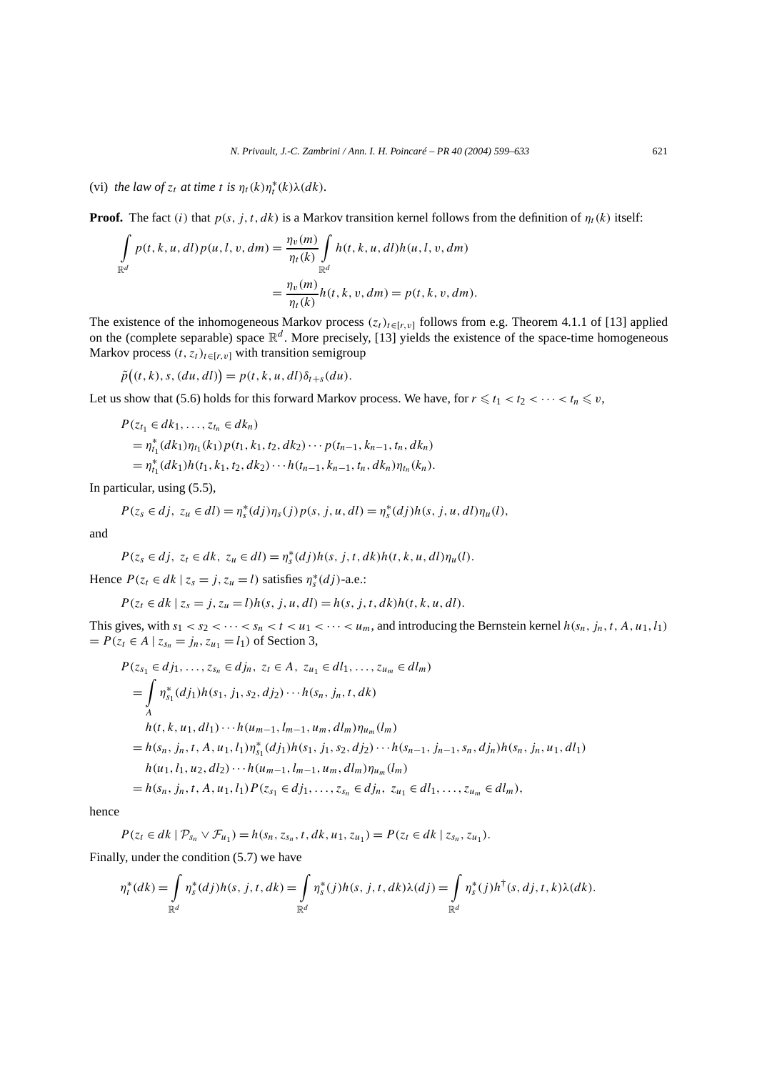(vi) *the law of $z_t$ at time $t$ is $\eta_t(k)\eta_t^*(k)\lambda(dk)$.*

**Proof.** The fact $(i)$ that $p(s, j, t, dk)$ is a Markov transition kernel follows from the definition of $\eta_t(k)$ itself:

$$\int_{\mathbb{R}^d} p(t,k,u,dl)p(u,l,v,dm) = \frac{\eta_v(m)}{\eta_t(k)} \int_{\mathbb{R}^d} h(t,k,u,dl)h(u,l,v,dm)$$
$$= \frac{\eta_v(m)}{\eta_t(k)} h(t,k,v,dm) = p(t,k,v,dm).$$

The existence of the inhomogeneous Markov process $(z_t)_{t\in[r,v]}$ follows from e.g. Theorem 4.1.1 of [13] applied on the (complete separable) space $\mathbb{R}^d$. More precisely, [13] yields the existence of the space-time homogeneous Markov process $(t, z_t)_{t\in[r,v]}$ with transition semigroup

$$\tilde{p}\big((t,k), s, (du, dl)\big) = p(t,k,u,dl)\delta_{t+s}(du).$$

Let us show that (5.6) holds for this forward Markov process. We have, for $r \leqslant t_1 < t_2 < \cdots < t_n \leqslant v$,

$$P(z_{t_1} \in dk_1, \ldots, z_{t_n} \in dk_n)$$
$$= \eta_{t_1}^*(dk_1)\eta_{t_1}(k_1)p(t_1,k_1,t_2,dk_2)\cdots p(t_{n-1},k_{n-1},t_n,dk_n)$$
$$= \eta_{t_1}^*(dk_1)h(t_1,k_1,t_2,dk_2)\cdots h(t_{n-1},k_{n-1},t_n,dk_n)\eta_{t_n}(k_n).$$

In particular, using (5.5),

$$P(z_s \in dj,\ z_u \in dl) = \eta_s^*(dj)\eta_s(j)p(s,j,u,dl) = \eta_s^*(dj)h(s,j,u,dl)\eta_u(l),$$

and

$$P(z_s \in dj,\ z_t \in dk,\ z_u \in dl) = \eta_s^*(dj)h(s,j,t,dk)h(t,k,u,dl)\eta_u(l).$$

Hence $P(z_t \in dk \mid z_s = j, z_u = l)$ satisfies $\eta_s^*(dj)$-a.e.:

$$P(z_t \in dk \mid z_s = j, z_u = l)h(s,j,u,dl) = h(s,j,t,dk)h(t,k,u,dl).$$

This gives, with $s_1 < s_2 < \cdots < s_n < t < u_1 < \cdots < u_m$, and introducing the Bernstein kernel $h(s_n, j_n, t, A, u_1, l_1) = P(z_t \in A \mid z_{s_n} = j_n, z_{u_1} = l_1)$ of Section 3,

$$P(z_{s_1} \in dj_1, \ldots, z_{s_n} \in dj_n,\ z_t \in A,\ z_{u_1} \in dl_1, \ldots, z_{u_m} \in dl_m)$$
$$= \int_A \eta_{s_1}^*(dj_1)h(s_1,j_1,s_2,dj_2)\cdots h(s_n,j_n,t,dk)$$
$$h(t,k,u_1,dl_1)\cdots h(u_{m-1},l_{m-1},u_m,dl_m)\eta_{u_m}(l_m)$$
$$= h(s_n,j_n,t,A,u_1,l_1)\eta_{s_1}^*(dj_1)h(s_1,j_1,s_2,dj_2)\cdots h(s_{n-1},j_{n-1},s_n,dj_n)h(s_n,j_n,u_1,dl_1)$$
$$h(u_1,l_1,u_2,dl_2)\cdots h(u_{m-1},l_{m-1},u_m,dl_m)\eta_{u_m}(l_m)$$
$$= h(s_n,j_n,t,A,u_1,l_1)P(z_{s_1} \in dj_1, \ldots, z_{s_n} \in dj_n,\ z_{u_1} \in dl_1, \ldots, z_{u_m} \in dl_m),$$

hence

$$P(z_t \in dk \mid \mathcal{P}_{s_n} \vee \mathcal{F}_{u_1}) = h(s_n, z_{s_n}, t, dk, u_1, z_{u_1}) = P(z_t \in dk \mid z_{s_n}, z_{u_1}).$$

Finally, under the condition (5.7) we have

$$\eta_t^*(dk) = \int_{\mathbb{R}^d} \eta_s^*(dj)h(s,j,t,dk) = \int_{\mathbb{R}^d} \eta_s^*(j)h(s,j,t,dk)\lambda(dj) = \int_{\mathbb{R}^d} \eta_s^*(j)h^\dagger(s,dj,t,k)\lambda(dk).$$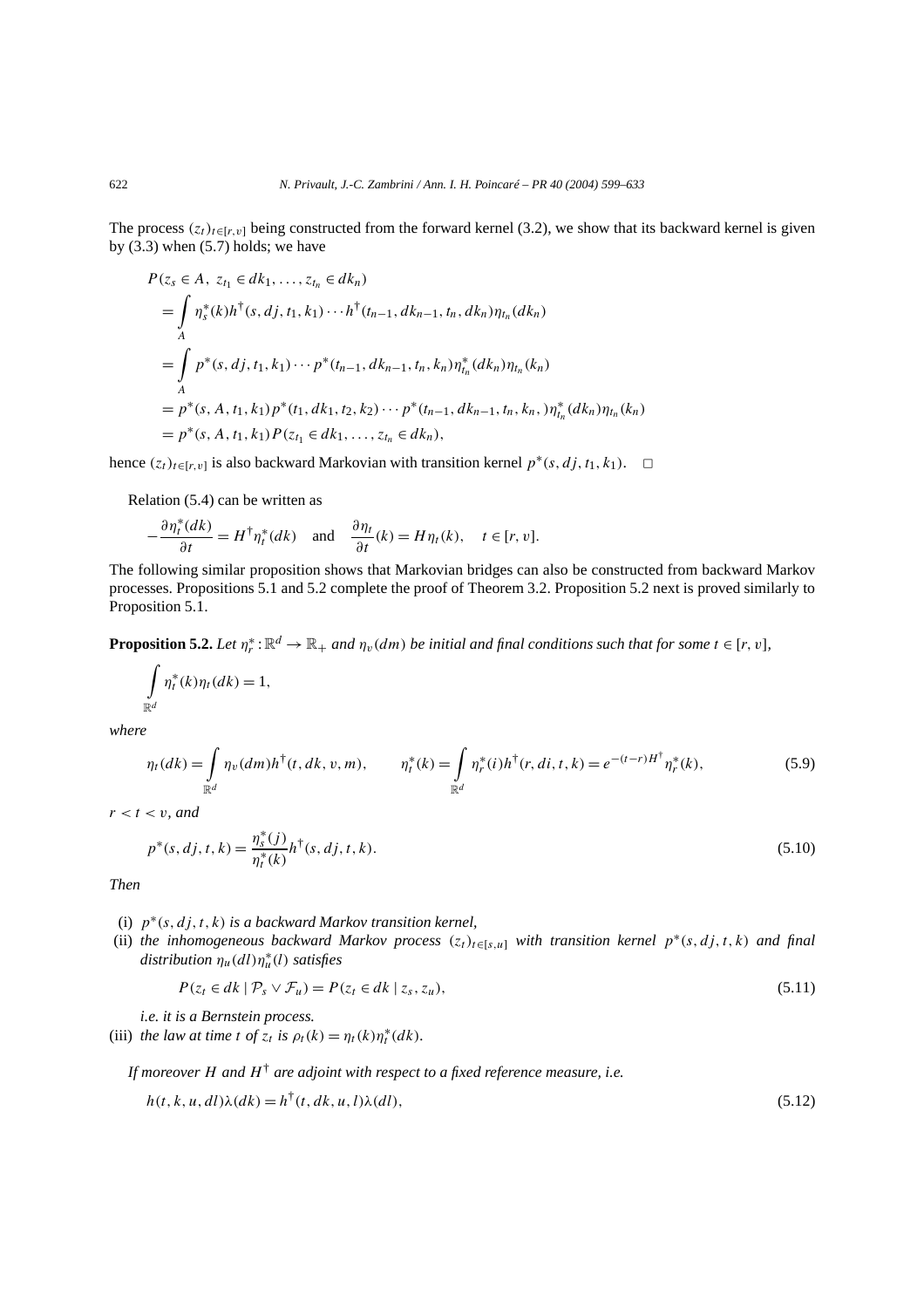The process $(z_t)_{t\in[r,v]}$ being constructed from the forward kernel (3.2), we show that its backward kernel is given by (3.3) when (5.7) holds; we have

$$
\begin{aligned}
&P(z_s \in A,\ z_{t_1} \in dk_1, \ldots, z_{t_n} \in dk_n) \\
&= \int_A \eta_s^*(k) h^\dagger(s, dj, t_1, k_1) \cdots h^\dagger(t_{n-1}, dk_{n-1}, t_n, dk_n) \eta_{t_n}(dk_n) \\
&= \int_A p^*(s, dj, t_1, k_1) \cdots p^*(t_{n-1}, dk_{n-1}, t_n, k_n) \eta_{t_n}^*(dk_n) \eta_{t_n}(k_n) \\
&= p^*(s, A, t_1, k_1) p^*(t_1, dk_1, t_2, k_2) \cdots p^*(t_{n-1}, dk_{n-1}, t_n, k_n,) \eta_{t_n}^*(dk_n) \eta_{t_n}(k_n) \\
&= p^*(s, A, t_1, k_1) P(z_{t_1} \in dk_1, \ldots, z_{t_n} \in dk_n),
\end{aligned}
$$

hence $(z_t)_{t\in[r,v]}$ is also backward Markovian with transition kernel $p^*(s, dj, t_1, k_1)$. $\square$

Relation (5.4) can be written as

$$
-\frac{\partial \eta_t^*(dk)}{\partial t} = H^\dagger \eta_t^*(dk) \quad \text{and} \quad \frac{\partial \eta_t}{\partial t}(k) = H\eta_t(k), \quad t \in [r, v].
$$

The following similar proposition shows that Markovian bridges can also be constructed from backward Markov processes. Propositions 5.1 and 5.2 complete the proof of Theorem 3.2. Proposition 5.2 next is proved similarly to Proposition 5.1.

**Proposition 5.2.** *Let $\eta_r^*: \mathbb{R}^d \to \mathbb{R}_+$ and $\eta_v(dm)$ be initial and final conditions such that for some $t \in [r, v]$,*

$$
\int_{\mathbb{R}^d} \eta_t^*(k) \eta_t(dk) = 1,
$$

*where*

$$
\eta_t(dk) = \int_{\mathbb{R}^d} \eta_v(dm) h^\dagger(t, dk, v, m), \qquad \eta_t^*(k) = \int_{\mathbb{R}^d} \eta_r^*(i) h^\dagger(r, di, t, k) = e^{-(t-r)H^\dagger} \eta_r^*(k), \tag{5.9}
$$

*$r < t < v$, and*

$$
p^*(s, dj, t, k) = \frac{\eta_s^*(j)}{\eta_t^*(k)} h^\dagger(s, dj, t, k). \tag{5.10}
$$

*Then*

(i) *$p^*(s, dj, t, k)$ is a backward Markov transition kernel,*

(ii) *the inhomogeneous backward Markov process $(z_t)_{t\in[s,u]}$ with transition kernel $p^*(s, dj, t, k)$ and final distribution $\eta_u(dl)\eta_u^*(l)$ satisfies*

$$
P(z_t \in dk \mid \mathcal{P}_s \vee \mathcal{F}_u) = P(z_t \in dk \mid z_s, z_u), \tag{5.11}
$$

*i.e. it is a Bernstein process.*

(iii) *the law at time $t$ of $z_t$ is $\rho_t(k) = \eta_t(k)\eta_t^*(dk)$.*

*If moreover $H$ and $H^\dagger$ are adjoint with respect to a fixed reference measure, i.e.*

$$
h(t, k, u, dl)\lambda(dk) = h^\dagger(t, dk, u, l)\lambda(dl), \tag{5.12}
$$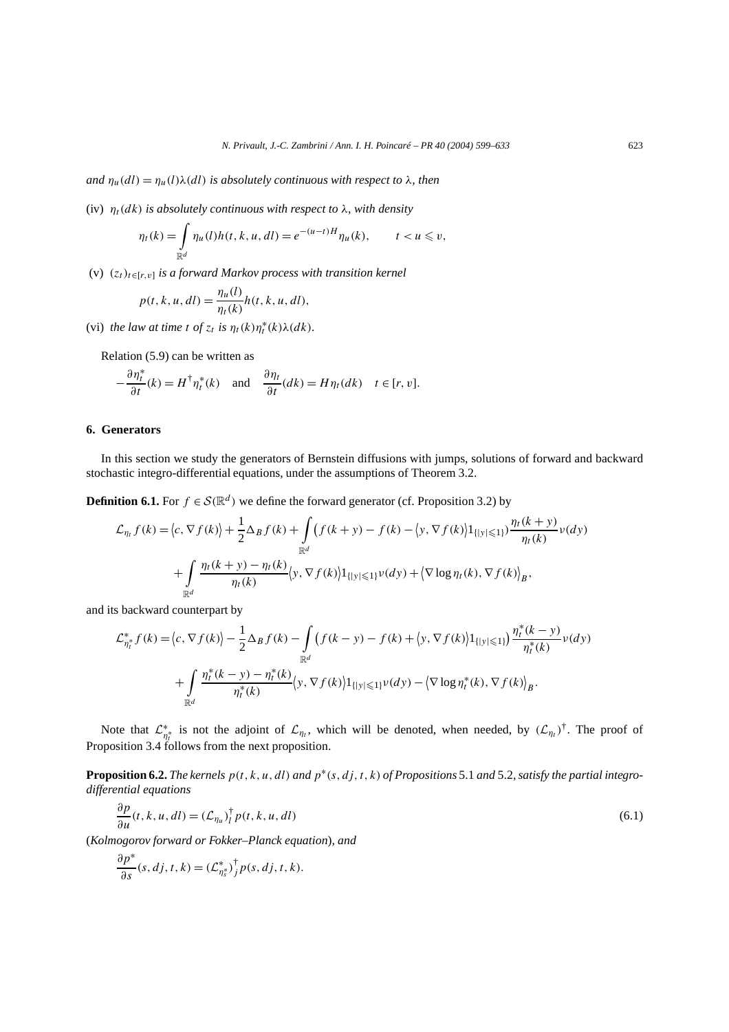*and* $\eta_u(dl) = \eta_u(l)\lambda(dl)$ *is absolutely continuous with respect to* $\lambda$*, then*

(iv) $\eta_t(dk)$ *is absolutely continuous with respect to* $\lambda$*, with density*

$$\eta_t(k) = \int_{\mathbb{R}^d} \eta_u(l) h(t,k,u,dl) = e^{-(u-t)H}\eta_u(k), \qquad t < u \leqslant v,$$

(v) $(z_t)_{t\in[r,v]}$ *is a forward Markov process with transition kernel*

$$p(t,k,u,dl) = \frac{\eta_u(l)}{\eta_t(k)} h(t,k,u,dl),$$

(vi) *the law at time* $t$ *of* $z_t$ *is* $\eta_t(k)\eta_t^*(k)\lambda(dk)$.

Relation (5.9) can be written as

$$-\frac{\partial \eta_t^*}{\partial t}(k) = H^\dagger \eta_t^*(k) \quad \text{and} \quad \frac{\partial \eta_t}{\partial t}(dk) = H\eta_t(dk) \quad t \in [r,v].$$

## 6. Generators

In this section we study the generators of Bernstein diffusions with jumps, solutions of forward and backward stochastic integro-differential equations, under the assumptions of Theorem 3.2.

**Definition 6.1.** For $f \in \mathcal{S}(\mathbb{R}^d)$ we define the forward generator (cf. Proposition 3.2) by

$$\begin{aligned}\mathcal{L}_{\eta_t} f(k) = {} & \langle c, \nabla f(k)\rangle + \frac{1}{2}\Delta_B f(k) + \int_{\mathbb{R}^d} \left(f(k+y) - f(k) - \langle y, \nabla f(k)\rangle 1_{\{|y|\leqslant 1\}}\right) \frac{\eta_t(k+y)}{\eta_t(k)} \nu(dy) \\ & + \int_{\mathbb{R}^d} \frac{\eta_t(k+y) - \eta_t(k)}{\eta_t(k)} \langle y, \nabla f(k)\rangle 1_{\{|y|\leqslant 1\}} \nu(dy) + \langle \nabla \log \eta_t(k), \nabla f(k)\rangle_B,\end{aligned}$$

and its backward counterpart by

$$\begin{aligned}\mathcal{L}^*_{\eta_t^*} f(k) = {} & \langle c, \nabla f(k)\rangle - \frac{1}{2}\Delta_B f(k) - \int_{\mathbb{R}^d} \left(f(k-y) - f(k) + \langle y, \nabla f(k)\rangle 1_{\{|y|\leqslant 1\}}\right) \frac{\eta_t^*(k-y)}{\eta_t^*(k)} \nu(dy) \\ & + \int_{\mathbb{R}^d} \frac{\eta_t^*(k-y) - \eta_t^*(k)}{\eta_t^*(k)} \langle y, \nabla f(k)\rangle 1_{\{|y|\leqslant 1\}} \nu(dy) - \langle \nabla \log \eta_t^*(k), \nabla f(k)\rangle_B.\end{aligned}$$

Note that $\mathcal{L}^*_{\eta_t^*}$ is not the adjoint of $\mathcal{L}_{\eta_t}$, which will be denoted, when needed, by $(\mathcal{L}_{\eta_t})^\dagger$. The proof of Proposition 3.4 follows from the next proposition.

**Proposition 6.2.** *The kernels* $p(t,k,u,dl)$ *and* $p^*(s,dj,t,k)$ *of Propositions* 5.1 *and* 5.2*, satisfy the partial integro-differential equations*

$$\frac{\partial p}{\partial u}(t,k,u,dl) = (\mathcal{L}_{\eta_u})_l^\dagger p(t,k,u,dl) \tag{6.1}$$

(*Kolmogorov forward or Fokker–Planck equation*)*, and*

$$\frac{\partial p^*}{\partial s}(s,dj,t,k) = (\mathcal{L}^*_{\eta_s^*})_j^\dagger p(s,dj,t,k).$$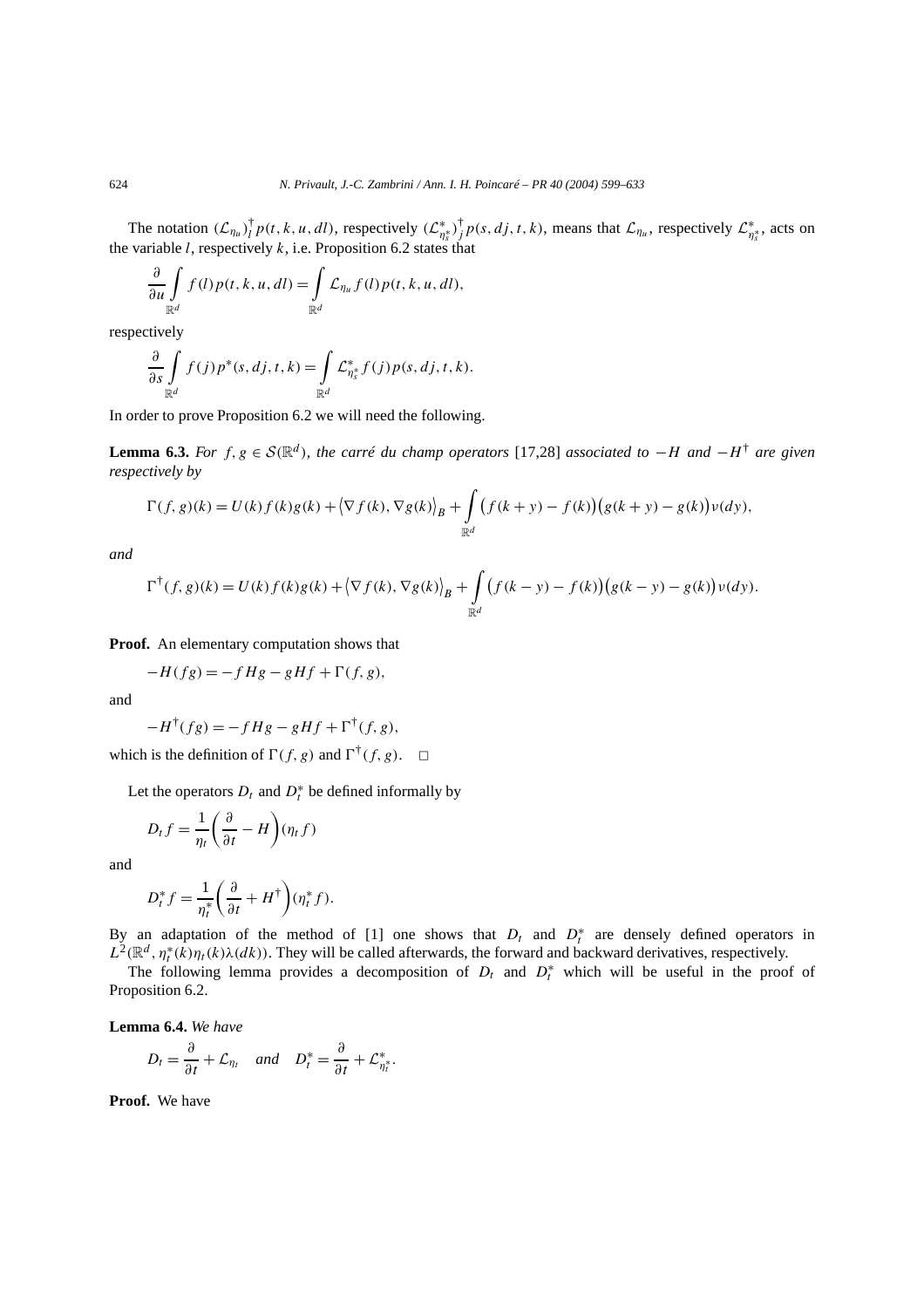The notation $(\mathcal{L}_{\eta_u})_l^\dagger p(t,k,u,dl)$, respectively $(\mathcal{L}^*_{\eta^*_s})_j^\dagger p(s,dj,t,k)$, means that $\mathcal{L}_{\eta_u}$, respectively $\mathcal{L}^*_{\eta^*_s}$, acts on the variable $l$, respectively $k$, i.e. Proposition 6.2 states that

$$\frac{\partial}{\partial u}\int_{\mathbb{R}^d} f(l)p(t,k,u,dl) = \int_{\mathbb{R}^d} \mathcal{L}_{\eta_u} f(l)p(t,k,u,dl),$$

respectively

$$\frac{\partial}{\partial s}\int_{\mathbb{R}^d} f(j)p^*(s,dj,t,k) = \int_{\mathbb{R}^d} \mathcal{L}^*_{\eta^*_s} f(j)p(s,dj,t,k).$$

In order to prove Proposition 6.2 we will need the following.

**Lemma 6.3.** *For $f,g\in\mathcal{S}(\mathbb{R}^d)$, the carré du champ operators* [17,28] *associated to $-H$ and $-H^\dagger$ are given respectively by*

$$\Gamma(f,g)(k) = U(k)f(k)g(k) + \langle\nabla f(k),\nabla g(k)\rangle_B + \int_{\mathbb{R}^d}\big(f(k+y)-f(k)\big)\big(g(k+y)-g(k)\big)\nu(dy),$$

*and*

$$\Gamma^\dagger(f,g)(k) = U(k)f(k)g(k) + \langle\nabla f(k),\nabla g(k)\rangle_B + \int_{\mathbb{R}^d}\big(f(k-y)-f(k)\big)\big(g(k-y)-g(k)\big)\nu(dy).$$

**Proof.** An elementary computation shows that

$$-H(fg) = -fHg - gHf + \Gamma(f,g),$$

and

$$-H^\dagger(fg) = -fHg - gHf + \Gamma^\dagger(f,g),$$

which is the definition of $\Gamma(f,g)$ and $\Gamma^\dagger(f,g)$. $\square$

Let the operators $D_t$ and $D_t^*$ be defined informally by

$$D_t f = \frac{1}{\eta_t}\left(\frac{\partial}{\partial t} - H\right)(\eta_t f)$$

and

$$D_t^* f = \frac{1}{\eta_t^*}\left(\frac{\partial}{\partial t} + H^\dagger\right)(\eta_t^* f).$$

By an adaptation of the method of [1] one shows that $D_t$ and $D_t^*$ are densely defined operators in $L^2(\mathbb{R}^d,\eta_t^*(k)\eta_t(k)\lambda(dk))$. They will be called afterwards, the forward and backward derivatives, respectively.

The following lemma provides a decomposition of $D_t$ and $D_t^*$ which will be useful in the proof of Proposition 6.2.

**Lemma 6.4.** *We have*

$$D_t = \frac{\partial}{\partial t} + \mathcal{L}_{\eta_t} \quad \textit{and} \quad D_t^* = \frac{\partial}{\partial t} + \mathcal{L}^*_{\eta_t^*}.$$

**Proof.** We have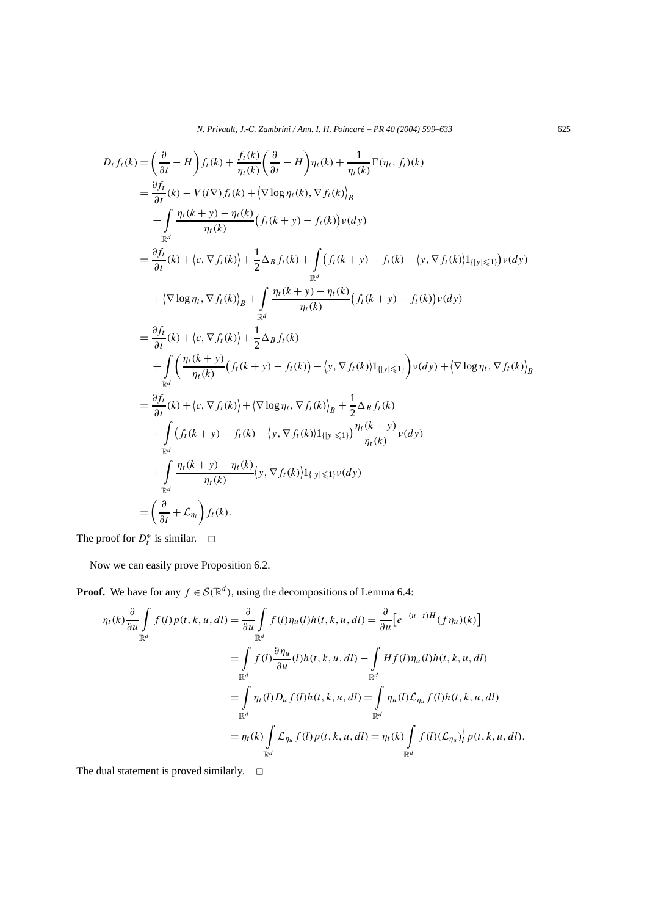$$
\begin{aligned}
D_t f_t(k) &= \left(\frac{\partial}{\partial t} - H\right) f_t(k) + \frac{f_t(k)}{\eta_t(k)} \left(\frac{\partial}{\partial t} - H\right) \eta_t(k) + \frac{1}{\eta_t(k)} \Gamma(\eta_t, f_t)(k) \\
&= \frac{\partial f_t}{\partial t}(k) - V(i\nabla) f_t(k) + \left\langle \nabla \log \eta_t(k), \nabla f_t(k) \right\rangle_B \\
&\quad + \int_{\mathbb{R}^d} \frac{\eta_t(k+y) - \eta_t(k)}{\eta_t(k)} \big( f_t(k+y) - f_t(k) \big) \nu(dy) \\
&= \frac{\partial f_t}{\partial t}(k) + \left\langle c, \nabla f_t(k) \right\rangle + \frac{1}{2} \Delta_B f_t(k) + \int_{\mathbb{R}^d} \big( f_t(k+y) - f_t(k) - \langle y, \nabla f_t(k) \rangle 1_{\{|y| \leqslant 1\}} \big) \nu(dy) \\
&\quad + \left\langle \nabla \log \eta_t, \nabla f_t(k) \right\rangle_B + \int_{\mathbb{R}^d} \frac{\eta_t(k+y) - \eta_t(k)}{\eta_t(k)} \big( f_t(k+y) - f_t(k) \big) \nu(dy) \\
&= \frac{\partial f_t}{\partial t}(k) + \left\langle c, \nabla f_t(k) \right\rangle + \frac{1}{2} \Delta_B f_t(k) \\
&\quad + \int_{\mathbb{R}^d} \left( \frac{\eta_t(k+y)}{\eta_t(k)} \big( f_t(k+y) - f_t(k) \big) - \langle y, \nabla f_t(k) \rangle 1_{\{|y| \leqslant 1\}} \right) \nu(dy) + \left\langle \nabla \log \eta_t, \nabla f_t(k) \right\rangle_B \\
&= \frac{\partial f_t}{\partial t}(k) + \left\langle c, \nabla f_t(k) \right\rangle + \left\langle \nabla \log \eta_t, \nabla f_t(k) \right\rangle_B + \frac{1}{2} \Delta_B f_t(k) \\
&\quad + \int_{\mathbb{R}^d} \big( f_t(k+y) - f_t(k) - \langle y, \nabla f_t(k) \rangle 1_{\{|y| \leqslant 1\}} \big) \frac{\eta_t(k+y)}{\eta_t(k)} \nu(dy) \\
&\quad + \int_{\mathbb{R}^d} \frac{\eta_t(k+y) - \eta_t(k)}{\eta_t(k)} \langle y, \nabla f_t(k) \rangle 1_{\{|y| \leqslant 1\}} \nu(dy) \\
&= \left( \frac{\partial}{\partial t} + \mathcal{L}_{\eta_t} \right) f_t(k).
\end{aligned}
$$

The proof for $D_t^*$ is similar. □

Now we can easily prove Proposition 6.2.

**Proof.** We have for any $f \in \mathcal{S}(\mathbb{R}^d)$, using the decompositions of Lemma 6.4:

$$
\begin{aligned}
\eta_t(k) \frac{\partial}{\partial u} \int_{\mathbb{R}^d} f(l) p(t,k,u,dl) &= \frac{\partial}{\partial u} \int_{\mathbb{R}^d} f(l) \eta_u(l) h(t,k,u,dl) = \frac{\partial}{\partial u} \left[ e^{-(u-t)H} (f \eta_u)(k) \right] \\
&= \int_{\mathbb{R}^d} f(l) \frac{\partial \eta_u}{\partial u}(l) h(t,k,u,dl) - \int_{\mathbb{R}^d} H f(l) \eta_u(l) h(t,k,u,dl) \\
&= \int_{\mathbb{R}^d} \eta_t(l) D_u f(l) h(t,k,u,dl) = \int_{\mathbb{R}^d} \eta_u(l) \mathcal{L}_{\eta_u} f(l) h(t,k,u,dl) \\
&= \eta_t(k) \int_{\mathbb{R}^d} \mathcal{L}_{\eta_u} f(l) p(t,k,u,dl) = \eta_t(k) \int_{\mathbb{R}^d} f(l) (\mathcal{L}_{\eta_u})_l^{\dagger} p(t,k,u,dl).
\end{aligned}
$$

The dual statement is proved similarly. □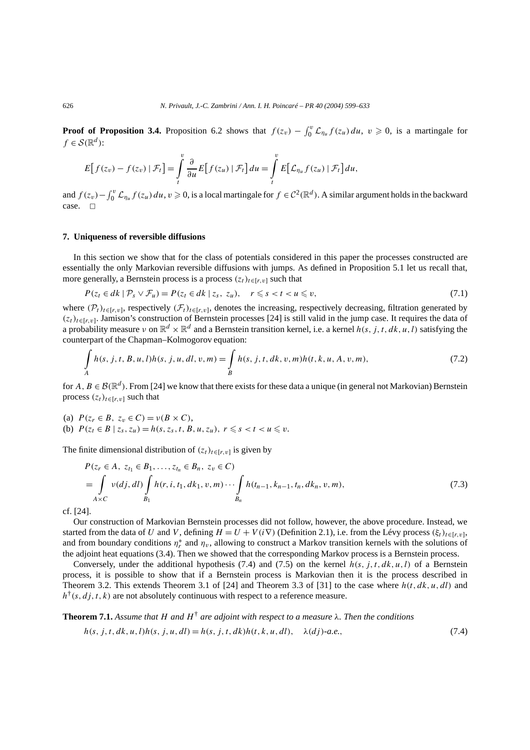**Proof of Proposition 3.4.** Proposition 6.2 shows that $f(z_v) - \int_0^v \mathcal{L}_{\eta_u} f(z_u)\,du$, $v \geqslant 0$, is a martingale for $f \in \mathcal{S}(\mathbb{R}^d)$:

$$E\big[f(z_v) - f(z_v) \mid \mathcal{F}_t\big] = \int_t^v \frac{\partial}{\partial u} E\big[f(z_u) \mid \mathcal{F}_t\big]\,du = \int_t^v E\big[\mathcal{L}_{\eta_u} f(z_u) \mid \mathcal{F}_t\big]\,du,$$

and $f(z_v) - \int_0^v \mathcal{L}_{\eta_u} f(z_u)\,du$, $v \geqslant 0$, is a local martingale for $f \in \mathcal{C}^2(\mathbb{R}^d)$. A similar argument holds in the backward case. $\square$

## 7. Uniqueness of reversible diffusions

In this section we show that for the class of potentials considered in this paper the processes constructed are essentially the only Markovian reversible diffusions with jumps. As defined in Proposition 5.1 let us recall that, more generally, a Bernstein process is a process $(z_t)_{t\in[r,v]}$ such that

$$P(z_t \in dk \mid \mathcal{P}_s \vee \mathcal{F}_u) = P(z_t \in dk \mid z_s,\ z_u), \quad r \leqslant s < t < u \leqslant v, \tag{7.1}$$

where $(\mathcal{P}_t)_{t\in[r,v]}$, respectively $(\mathcal{F}_t)_{t\in[r,v]}$, denotes the increasing, respectively decreasing, filtration generated by $(z_t)_{t\in[r,v]}$. Jamison's construction of Bernstein processes [24] is still valid in the jump case. It requires the data of a probability measure $\nu$ on $\mathbb{R}^d \times \mathbb{R}^d$ and a Bernstein transition kernel, i.e. a kernel $h(s, j, t, dk, u, l)$ satisfying the counterpart of the Chapman–Kolmogorov equation:

$$\int_A h(s, j, t, B, u, l)h(s, j, u, dl, v, m) = \int_B h(s, j, t, dk, v, m)h(t, k, u, A, v, m), \tag{7.2}$$

for $A, B \in \mathcal{B}(\mathbb{R}^d)$. From [24] we know that there exists for these data a unique (in general not Markovian) Bernstein process $(z_t)_{t\in[r,v]}$ such that

(a) $P(z_r \in B,\ z_v \in C) = \nu(B \times C)$,
(b) $P(z_t \in B \mid z_s, z_u) = h(s, z_s, t, B, u, z_u)$, $r \leqslant s < t < u \leqslant v$.

The finite dimensional distribution of $(z_t)_{t\in[r,v]}$ is given by

$$\begin{aligned}
&P(z_r \in A,\ z_{t_1} \in B_1, \ldots, z_{t_n} \in B_n,\ z_v \in C) \\
&\quad = \int_{A\times C} \nu(dj, dl) \int_{B_1} h(r, i, t_1, dk_1, v, m) \cdots \int_{B_n} h(t_{n-1}, k_{n-1}, t_n, dk_n, v, m),
\end{aligned} \tag{7.3}$$

cf. [24].

Our construction of Markovian Bernstein processes did not follow, however, the above procedure. Instead, we started from the data of $U$ and $V$, defining $H = U + V(i\nabla)$ (Definition 2.1), i.e. from the Lévy process $(\xi_t)_{t\in[r,v]}$, and from boundary conditions $\eta_r^*$ and $\eta_v$, allowing to construct a Markov transition kernels with the solutions of the adjoint heat equations (3.4). Then we showed that the corresponding Markov process is a Bernstein process.

Conversely, under the additional hypothesis (7.4) and (7.5) on the kernel $h(s, j, t, dk, u, l)$ of a Bernstein process, it is possible to show that if a Bernstein process is Markovian then it is the process described in Theorem 3.2. This extends Theorem 3.1 of [24] and Theorem 3.3 of [31] to the case where $h(t, dk, u, dl)$ and $h^\dagger(s, dj, t, k)$ are not absolutely continuous with respect to a reference measure.

**Theorem 7.1.** *Assume that $H$ and $H^\dagger$ are adjoint with respect to a measure $\lambda$. Then the conditions*

$$h(s, j, t, dk, u, l)h(s, j, u, dl) = h(s, j, t, dk)h(t, k, u, dl), \quad \lambda(dj)\text{-a.e.}, \tag{7.4}$$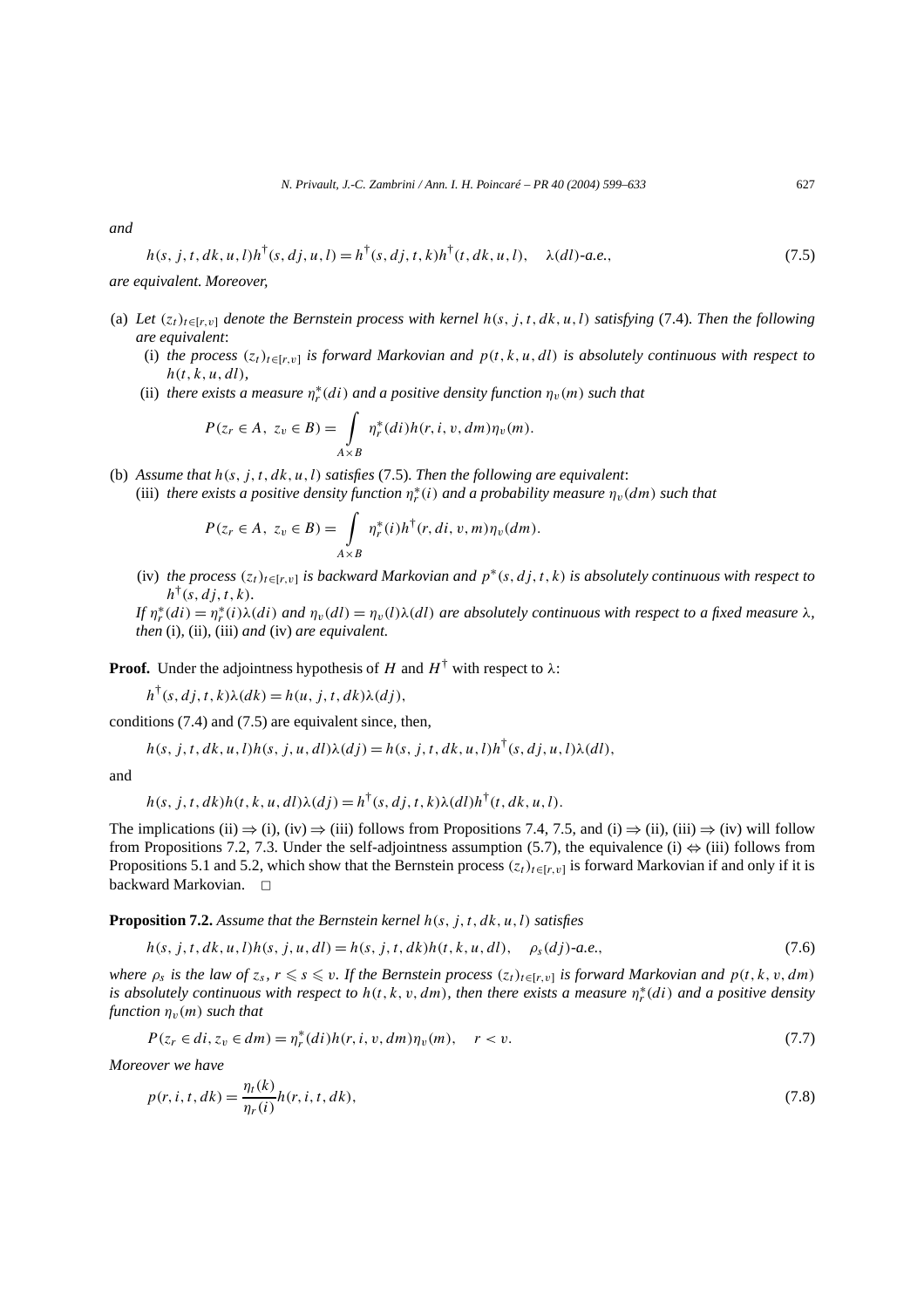*and*

$$h(s,j,t,dk,u,l)h^{\dagger}(s,dj,u,l) = h^{\dagger}(s,dj,t,k)h^{\dagger}(t,dk,u,l), \quad \lambda(dl)\text{-a.e.}, \tag{7.5}$$

*are equivalent. Moreover,*

(a) *Let $(z_t)_{t\in[r,v]}$ denote the Bernstein process with kernel $h(s,j,t,dk,u,l)$ satisfying* (7.4)*. Then the following are equivalent*:
   (i) *the process $(z_t)_{t\in[r,v]}$ is forward Markovian and $p(t,k,u,dl)$ is absolutely continuous with respect to $h(t,k,u,dl)$*,
   (ii) *there exists a measure $\eta_r^*(di)$ and a positive density function $\eta_v(m)$ such that*

$$P(z_r \in A,\ z_v \in B) = \int_{A\times B} \eta_r^*(di)h(r,i,v,dm)\eta_v(m).$$

(b) *Assume that $h(s,j,t,dk,u,l)$ satisfies* (7.5)*. Then the following are equivalent*:
   (iii) *there exists a positive density function $\eta_r^*(i)$ and a probability measure $\eta_v(dm)$ such that*

$$P(z_r \in A,\ z_v \in B) = \int_{A\times B} \eta_r^*(i)h^{\dagger}(r,di,v,m)\eta_v(dm).$$

   (iv) *the process $(z_t)_{t\in[r,v]}$ is backward Markovian and $p^*(s,dj,t,k)$ is absolutely continuous with respect to $h^{\dagger}(s,dj,t,k)$.*

   *If $\eta_r^*(di) = \eta_r^*(i)\lambda(di)$ and $\eta_v(dl) = \eta_v(l)\lambda(dl)$ are absolutely continuous with respect to a fixed measure $\lambda$, then* (i), (ii), (iii) *and* (iv) *are equivalent.*

**Proof.** Under the adjointness hypothesis of $H$ and $H^{\dagger}$ with respect to $\lambda$:

$$h^{\dagger}(s,dj,t,k)\lambda(dk) = h(u,j,t,dk)\lambda(dj),$$

conditions (7.4) and (7.5) are equivalent since, then,

$$h(s,j,t,dk,u,l)h(s,j,u,dl)\lambda(dj) = h(s,j,t,dk,u,l)h^{\dagger}(s,dj,u,l)\lambda(dl),$$

and

$$h(s,j,t,dk)h(t,k,u,dl)\lambda(dj) = h^{\dagger}(s,dj,t,k)\lambda(dl)h^{\dagger}(t,dk,u,l).$$

The implications (ii) $\Rightarrow$ (i), (iv) $\Rightarrow$ (iii) follows from Propositions 7.4, 7.5, and (i) $\Rightarrow$ (ii), (iii) $\Rightarrow$ (iv) will follow from Propositions 7.2, 7.3. Under the self-adjointness assumption (5.7), the equivalence (i) $\Leftrightarrow$ (iii) follows from Propositions 5.1 and 5.2, which show that the Bernstein process $(z_t)_{t\in[r,v]}$ is forward Markovian if and only if it is backward Markovian. □

**Proposition 7.2.** *Assume that the Bernstein kernel $h(s,j,t,dk,u,l)$ satisfies*

$$h(s,j,t,dk,u,l)h(s,j,u,dl) = h(s,j,t,dk)h(t,k,u,dl), \quad \rho_s(dj)\text{-a.e.}, \tag{7.6}$$

*where $\rho_s$ is the law of $z_s$, $r \leqslant s \leqslant v$. If the Bernstein process $(z_t)_{t\in[r,v]}$ is forward Markovian and $p(t,k,v,dm)$ is absolutely continuous with respect to $h(t,k,v,dm)$, then there exists a measure $\eta_r^*(di)$ and a positive density function $\eta_v(m)$ such that*

$$P(z_r \in di, z_v \in dm) = \eta_r^*(di)h(r,i,v,dm)\eta_v(m), \quad r < v. \tag{7.7}$$

*Moreover we have*

$$p(r,i,t,dk) = \frac{\eta_t(k)}{\eta_r(i)}h(r,i,t,dk), \tag{7.8}$$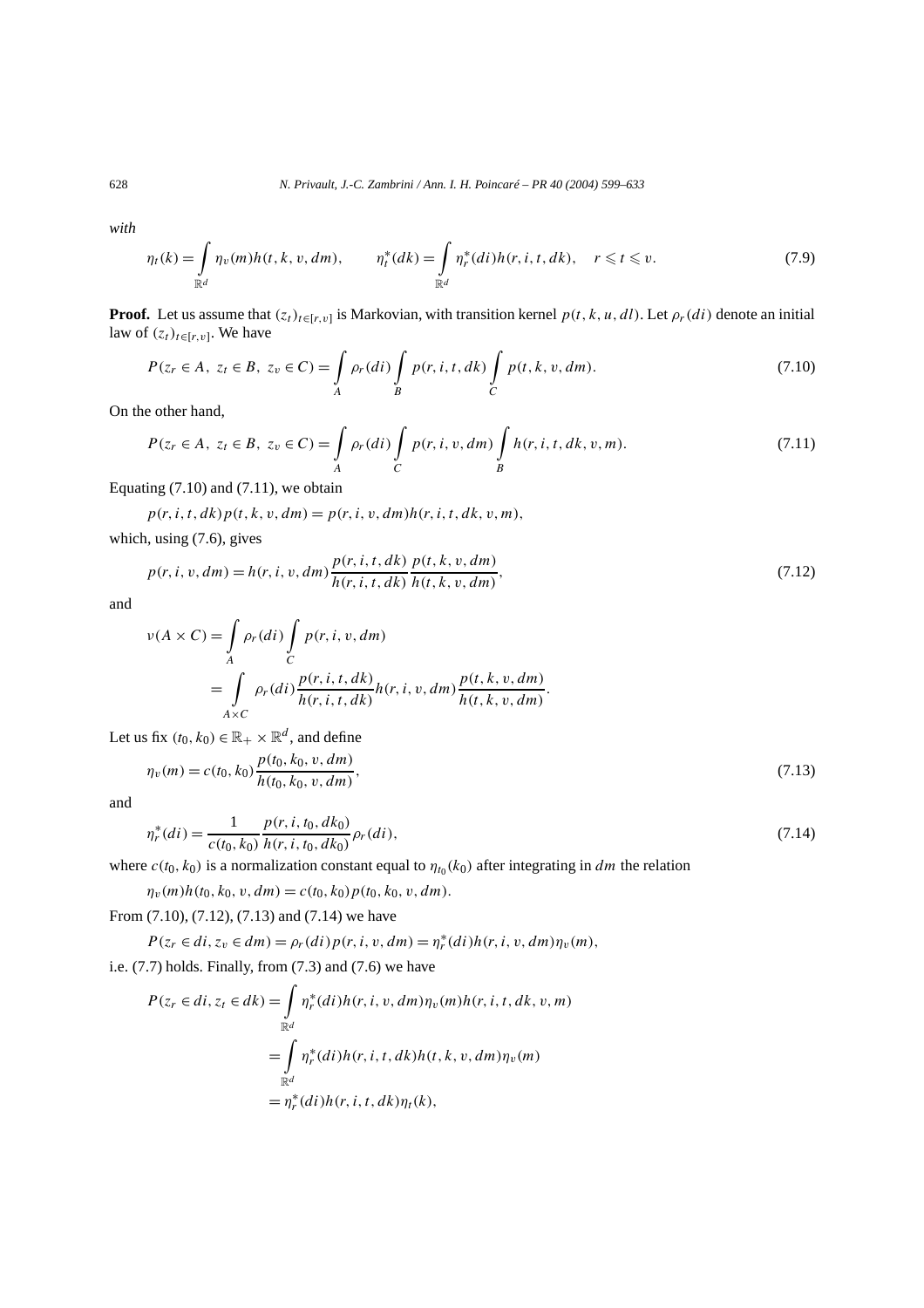*with*

$$\eta_t(k) = \int_{\mathbb{R}^d} \eta_v(m) h(t,k,v,dm), \qquad \eta_t^*(dk) = \int_{\mathbb{R}^d} \eta_r^*(di) h(r,i,t,dk), \quad r \leqslant t \leqslant v. \tag{7.9}$$

**Proof.** Let us assume that $(z_t)_{t\in[r,v]}$ is Markovian, with transition kernel $p(t,k,u,dl)$. Let $\rho_r(di)$ denote an initial law of $(z_t)_{t\in[r,v]}$. We have

$$P(z_r \in A,\ z_t \in B,\ z_v \in C) = \int_A \rho_r(di) \int_B p(r,i,t,dk) \int_C p(t,k,v,dm). \tag{7.10}$$

On the other hand,

$$P(z_r \in A,\ z_t \in B,\ z_v \in C) = \int_A \rho_r(di) \int_C p(r,i,v,dm) \int_B h(r,i,t,dk,v,m). \tag{7.11}$$

Equating (7.10) and (7.11), we obtain

$$p(r,i,t,dk) p(t,k,v,dm) = p(r,i,v,dm) h(r,i,t,dk,v,m),$$

which, using (7.6), gives

$$p(r,i,v,dm) = h(r,i,v,dm) \frac{p(r,i,t,dk)}{h(r,i,t,dk)} \frac{p(t,k,v,dm)}{h(t,k,v,dm)}, \tag{7.12}$$

and

$$\begin{aligned}
\nu(A \times C) &= \int_A \rho_r(di) \int_C p(r,i,v,dm) \\
&= \int_{A\times C} \rho_r(di) \frac{p(r,i,t,dk)}{h(r,i,t,dk)} h(r,i,v,dm) \frac{p(t,k,v,dm)}{h(t,k,v,dm)}.
\end{aligned}$$

Let us fix $(t_0,k_0) \in \mathbb{R}_+ \times \mathbb{R}^d$, and define

$$\eta_v(m) = c(t_0,k_0) \frac{p(t_0,k_0,v,dm)}{h(t_0,k_0,v,dm)}, \tag{7.13}$$

and

$$\eta_r^*(di) = \frac{1}{c(t_0,k_0)} \frac{p(r,i,t_0,dk_0)}{h(r,i,t_0,dk_0)} \rho_r(di), \tag{7.14}$$

where $c(t_0,k_0)$ is a normalization constant equal to $\eta_{t_0}(k_0)$ after integrating in $dm$ the relation

$$\eta_v(m) h(t_0,k_0,v,dm) = c(t_0,k_0) p(t_0,k_0,v,dm).$$

From (7.10), (7.12), (7.13) and (7.14) we have

$$P(z_r \in di, z_v \in dm) = \rho_r(di) p(r,i,v,dm) = \eta_r^*(di) h(r,i,v,dm) \eta_v(m),$$

i.e. (7.7) holds. Finally, from (7.3) and (7.6) we have

$$\begin{aligned}
P(z_r \in di, z_t \in dk) &= \int_{\mathbb{R}^d} \eta_r^*(di) h(r,i,v,dm) \eta_v(m) h(r,i,t,dk,v,m) \\
&= \int_{\mathbb{R}^d} \eta_r^*(di) h(r,i,t,dk) h(t,k,v,dm) \eta_v(m) \\
&= \eta_r^*(di) h(r,i,t,dk) \eta_t(k),
\end{aligned}$$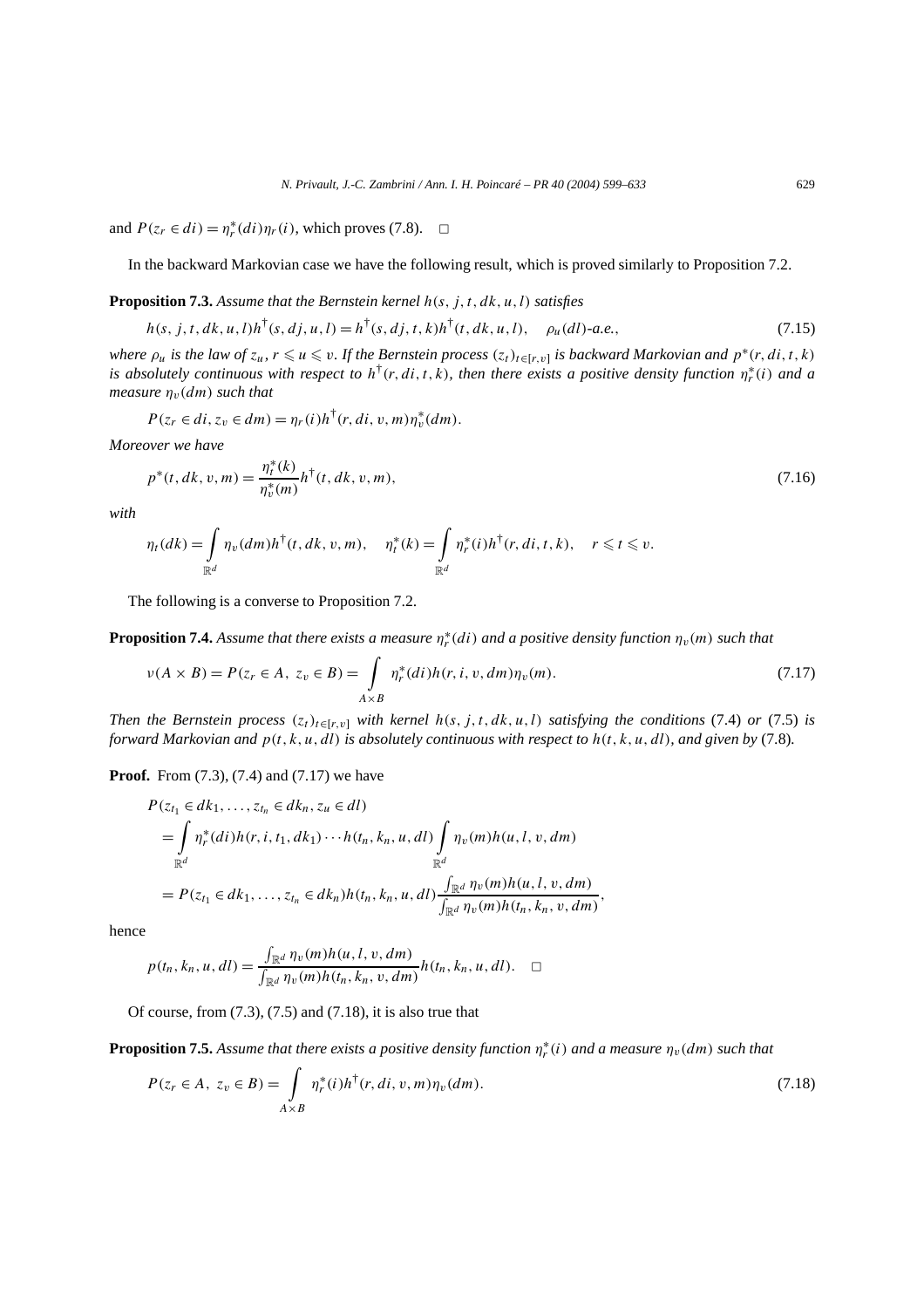and $P(z_r \in di) = \eta_r^*(di)\eta_r(i)$, which proves (7.8). $\square$

In the backward Markovian case we have the following result, which is proved similarly to Proposition 7.2.

**Proposition 7.3.** *Assume that the Bernstein kernel $h(s, j, t, dk, u, l)$ satisfies*

$$h(s, j, t, dk, u, l)h^\dagger(s, dj, u, l) = h^\dagger(s, dj, t, k)h^\dagger(t, dk, u, l), \quad \rho_u(dl)\text{-a.e.}, \tag{7.15}$$

*where $\rho_u$ is the law of $z_u$, $r \leqslant u \leqslant v$. If the Bernstein process $(z_t)_{t\in[r,v]}$ is backward Markovian and $p^*(r, di, t, k)$ is absolutely continuous with respect to $h^\dagger(r, di, t, k)$, then there exists a positive density function $\eta_r^*(i)$ and a measure $\eta_v(dm)$ such that*

$$P(z_r \in di, z_v \in dm) = \eta_r(i)h^\dagger(r, di, v, m)\eta_v^*(dm).$$

*Moreover we have*

$$p^*(t, dk, v, m) = \frac{\eta_t^*(k)}{\eta_v^*(m)} h^\dagger(t, dk, v, m), \tag{7.16}$$

*with*

$$\eta_t(dk) = \int_{\mathbb{R}^d} \eta_v(dm)h^\dagger(t, dk, v, m), \quad \eta_t^*(k) = \int_{\mathbb{R}^d} \eta_r^*(i)h^\dagger(r, di, t, k), \quad r \leqslant t \leqslant v.$$

The following is a converse to Proposition 7.2.

**Proposition 7.4.** *Assume that there exists a measure $\eta_r^*(di)$ and a positive density function $\eta_v(m)$ such that*

$$\nu(A \times B) = P(z_r \in A, z_v \in B) = \int_{A\times B} \eta_r^*(di)h(r, i, v, dm)\eta_v(m). \tag{7.17}$$

*Then the Bernstein process $(z_t)_{t\in[r,v]}$ with kernel $h(s, j, t, dk, u, l)$ satisfying the conditions* (7.4) *or* (7.5) *is forward Markovian and $p(t, k, u, dl)$ is absolutely continuous with respect to $h(t, k, u, dl)$, and given by* (7.8)*.*

**Proof.** From (7.3), (7.4) and (7.17) we have

$$\begin{aligned}
&P(z_{t_1} \in dk_1, \ldots, z_{t_n} \in dk_n, z_u \in dl) \\
&= \int_{\mathbb{R}^d} \eta_r^*(di)h(r, i, t_1, dk_1)\cdots h(t_n, k_n, u, dl) \int_{\mathbb{R}^d} \eta_v(m)h(u, l, v, dm) \\
&= P(z_{t_1} \in dk_1, \ldots, z_{t_n} \in dk_n)h(t_n, k_n, u, dl)\frac{\int_{\mathbb{R}^d} \eta_v(m)h(u, l, v, dm)}{\int_{\mathbb{R}^d} \eta_v(m)h(t_n, k_n, v, dm)},
\end{aligned}$$

hence

$$p(t_n, k_n, u, dl) = \frac{\int_{\mathbb{R}^d} \eta_v(m)h(u, l, v, dm)}{\int_{\mathbb{R}^d} \eta_v(m)h(t_n, k_n, v, dm)} h(t_n, k_n, u, dl). \quad \square$$

Of course, from (7.3), (7.5) and (7.18), it is also true that

**Proposition 7.5.** *Assume that there exists a positive density function $\eta_r^*(i)$ and a measure $\eta_v(dm)$ such that*

$$P(z_r \in A, z_v \in B) = \int_{A\times B} \eta_r^*(i)h^\dagger(r, di, v, m)\eta_v(dm). \tag{7.18}$$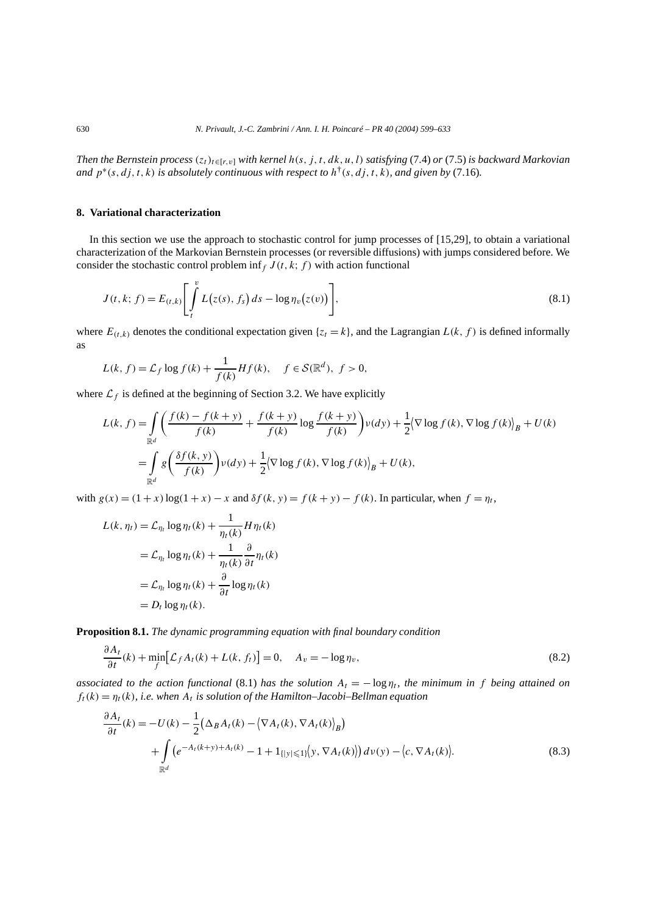*Then the Bernstein process $(z_t)_{t\in[r,v]}$ with kernel $h(s, j, t, dk, u, l)$ satisfying* (7.4) *or* (7.5) *is backward Markovian and $p^*(s, dj, t, k)$ is absolutely continuous with respect to $h^\dagger(s, dj, t, k)$, and given by* (7.16).

## 8. Variational characterization

In this section we use the approach to stochastic control for jump processes of [15,29], to obtain a variational characterization of the Markovian Bernstein processes (or reversible diffusions) with jumps considered before. We consider the stochastic control problem $\inf_f J(t, k; f)$ with action functional

$$J(t, k; f) = E_{(t,k)}\left[\int_t^v L\big(z(s), f_s\big)\, ds - \log \eta_v\big(z(v)\big)\right], \tag{8.1}$$

where $E_{(t,k)}$ denotes the conditional expectation given $\{z_t = k\}$, and the Lagrangian $L(k, f)$ is defined informally as

$$L(k, f) = \mathcal{L}_f \log f(k) + \frac{1}{f(k)} H f(k), \quad f \in \mathcal{S}(\mathbb{R}^d),\ f > 0,$$

where $\mathcal{L}_f$ is defined at the beginning of Section 3.2. We have explicitly

$$\begin{aligned}
L(k, f) &= \int_{\mathbb{R}^d} \left(\frac{f(k) - f(k+y)}{f(k)} + \frac{f(k+y)}{f(k)} \log \frac{f(k+y)}{f(k)}\right) \nu(dy) + \frac{1}{2}\big\langle \nabla \log f(k), \nabla \log f(k)\big\rangle_B + U(k) \\
&= \int_{\mathbb{R}^d} g\left(\frac{\delta f(k, y)}{f(k)}\right) \nu(dy) + \frac{1}{2}\big\langle \nabla \log f(k), \nabla \log f(k)\big\rangle_B + U(k),
\end{aligned}$$

with $g(x) = (1+x)\log(1+x) - x$ and $\delta f(k, y) = f(k+y) - f(k)$. In particular, when $f = \eta_t$,

$$\begin{aligned}
L(k, \eta_t) &= \mathcal{L}_{\eta_t} \log \eta_t(k) + \frac{1}{\eta_t(k)} H \eta_t(k) \\
&= \mathcal{L}_{\eta_t} \log \eta_t(k) + \frac{1}{\eta_t(k)} \frac{\partial}{\partial t} \eta_t(k) \\
&= \mathcal{L}_{\eta_t} \log \eta_t(k) + \frac{\partial}{\partial t} \log \eta_t(k) \\
&= D_t \log \eta_t(k).
\end{aligned}$$

**Proposition 8.1.** *The dynamic programming equation with final boundary condition*

$$\frac{\partial A_t}{\partial t}(k) + \min_f \big[\mathcal{L}_f A_t(k) + L(k, f_t)\big] = 0, \quad A_v = -\log \eta_v, \tag{8.2}$$

*associated to the action functional* (8.1) *has the solution $A_t = -\log \eta_t$, the minimum in $f$ being attained on $f_t(k) = \eta_t(k)$, i.e. when $A_t$ is solution of the Hamilton–Jacobi–Bellman equation*

$$\begin{aligned}
\frac{\partial A_t}{\partial t}(k) = &-U(k) - \frac{1}{2}\big(\Delta_B A_t(k) - \big\langle \nabla A_t(k), \nabla A_t(k)\big\rangle_B\big) \\
&+ \int_{\mathbb{R}^d} \big(e^{-A_t(k+y) + A_t(k)} - 1 + 1_{\{|y| \leqslant 1\}}\big\langle y, \nabla A_t(k)\big\rangle\big)\, d\nu(y) - \big\langle c, \nabla A_t(k)\big\rangle.
\end{aligned} \tag{8.3}$$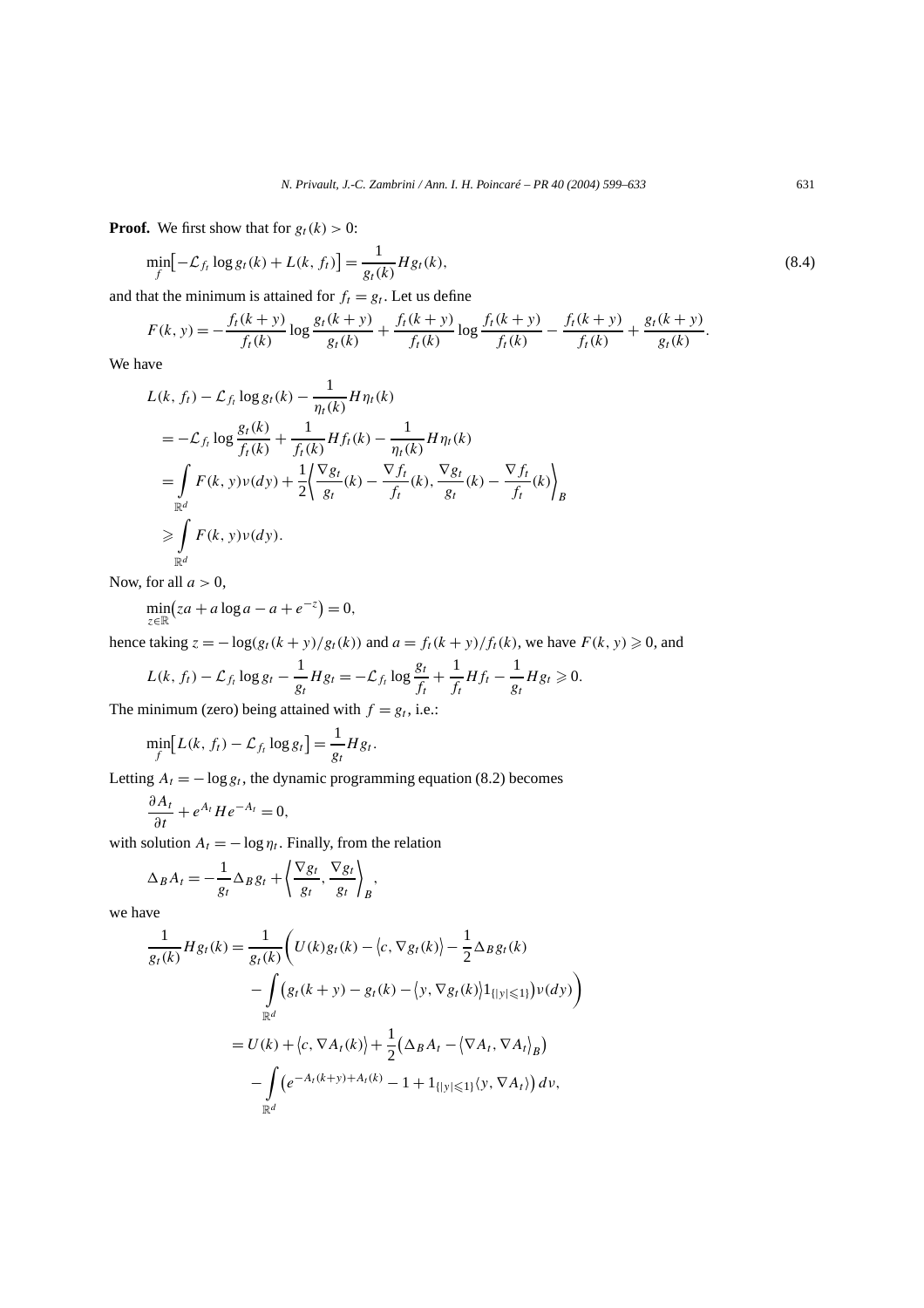**Proof.** We first show that for $g_t(k) > 0$:

$$\min_f \left[ -\mathcal{L}_{f_t} \log g_t(k) + L(k, f_t) \right] = \frac{1}{g_t(k)} H g_t(k), \tag{8.4}$$

and that the minimum is attained for $f_t = g_t$. Let us define

$$F(k, y) = -\frac{f_t(k+y)}{f_t(k)} \log \frac{g_t(k+y)}{g_t(k)} + \frac{f_t(k+y)}{f_t(k)} \log \frac{f_t(k+y)}{f_t(k)} - \frac{f_t(k+y)}{f_t(k)} + \frac{g_t(k+y)}{g_t(k)}.$$

We have

$$\begin{aligned}
&L(k, f_t) - \mathcal{L}_{f_t} \log g_t(k) - \frac{1}{\eta_t(k)} H \eta_t(k) \\
&= -\mathcal{L}_{f_t} \log \frac{g_t(k)}{f_t(k)} + \frac{1}{f_t(k)} H f_t(k) - \frac{1}{\eta_t(k)} H \eta_t(k) \\
&= \int_{\mathbb{R}^d} F(k, y) \nu(dy) + \frac{1}{2} \left\langle \frac{\nabla g_t}{g_t}(k) - \frac{\nabla f_t}{f_t}(k), \frac{\nabla g_t}{g_t}(k) - \frac{\nabla f_t}{f_t}(k) \right\rangle_B \\
&\geqslant \int_{\mathbb{R}^d} F(k, y) \nu(dy).
\end{aligned}$$

Now, for all $a > 0$,

$$\min_{z \in \mathbb{R}} \left( za + a \log a - a + e^{-z} \right) = 0,$$

hence taking $z = -\log(g_t(k+y)/g_t(k))$ and $a = f_t(k+y)/f_t(k)$, we have $F(k, y) \geqslant 0$, and

$$L(k, f_t) - \mathcal{L}_{f_t} \log g_t - \frac{1}{g_t} H g_t = -\mathcal{L}_{f_t} \log \frac{g_t}{f_t} + \frac{1}{f_t} H f_t - \frac{1}{g_t} H g_t \geqslant 0.$$

The minimum (zero) being attained with $f = g_t$, i.e.:

$$\min_f \left[ L(k, f_t) - \mathcal{L}_{f_t} \log g_t \right] = \frac{1}{g_t} H g_t.$$

Letting $A_t = -\log g_t$, the dynamic programming equation (8.2) becomes

$$\frac{\partial A_t}{\partial t} + e^{A_t} H e^{-A_t} = 0,$$

with solution $A_t = -\log \eta_t$. Finally, from the relation

$$\Delta_B A_t = -\frac{1}{g_t} \Delta_B g_t + \left\langle \frac{\nabla g_t}{g_t}, \frac{\nabla g_t}{g_t} \right\rangle_B,$$

we have

$$\begin{aligned}
\frac{1}{g_t(k)} H g_t(k) &= \frac{1}{g_t(k)} \bigg( U(k) g_t(k) - \langle c, \nabla g_t(k) \rangle - \frac{1}{2} \Delta_B g_t(k) \\
&\quad - \int_{\mathbb{R}^d} \left( g_t(k+y) - g_t(k) - \langle y, \nabla g_t(k) \rangle 1_{\{|y| \leqslant 1\}} \right) \nu(dy) \bigg) \\
&= U(k) + \langle c, \nabla A_t(k) \rangle + \frac{1}{2} \left( \Delta_B A_t - \langle \nabla A_t, \nabla A_t \rangle_B \right) \\
&\quad - \int_{\mathbb{R}^d} \left( e^{-A_t(k+y) + A_t(k)} - 1 + 1_{\{|y| \leqslant 1\}} \langle y, \nabla A_t \rangle \right) d\nu,
\end{aligned}$$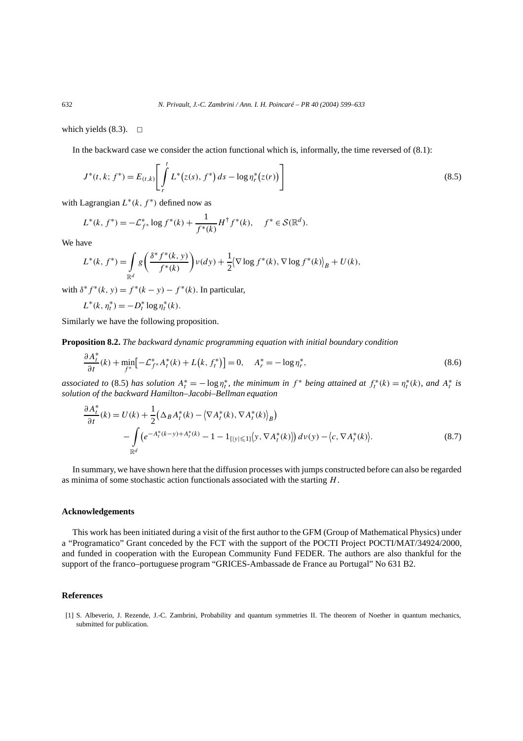which yields (8.3). $\square$

In the backward case we consider the action functional which is, informally, the time reversed of (8.1):

$$J^*(t,k;f^*) = E_{(t,k)}\left[\int_r^t L^*\big(z(s),f^*\big)\,ds - \log\eta_r^*\big(z(r)\big)\right] \tag{8.5}$$

with Lagrangian $L^*(k,f^*)$ defined now as

$$L^*(k,f^*) = -\mathcal{L}_{f^*}^*\log f^*(k) + \frac{1}{f^*(k)}H^\dagger f^*(k), \quad f^*\in\mathcal{S}(\mathbb{R}^d).$$

We have

$$L^*(k,f^*) = \int_{\mathbb{R}^d} g\left(\frac{\delta^* f^*(k,y)}{f^*(k)}\right)\nu(dy) + \frac{1}{2}\big\langle\nabla\log f^*(k),\nabla\log f^*(k)\big\rangle_B + U(k),$$

with $\delta^* f^*(k,y) = f^*(k-y) - f^*(k)$. In particular,

$$L^*(k,\eta_t^*) = -D_t^*\log\eta_t^*(k).$$

Similarly we have the following proposition.

**Proposition 8.2.** *The backward dynamic programming equation with initial boundary condition*

$$\frac{\partial A_t^*}{\partial t}(k) + \min_{f^*}\big[-\mathcal{L}_{f^*}^* A_t^*(k) + L\big(k,f_t^*\big)\big] = 0, \quad A_r^* = -\log\eta_r^*, \tag{8.6}$$

*associated to* (8.5) *has solution $A_t^* = -\log\eta_t^*$, the minimum in $f^*$ being attained at $f_t^*(k) = \eta_t^*(k)$, and $A_t^*$ is solution of the backward Hamilton–Jacobi–Bellman equation*

$$\begin{aligned}\frac{\partial A_t^*}{\partial t}(k) = {} & U(k) + \frac{1}{2}\big(\Delta_B A_t^*(k) - \big\langle\nabla A_t^*(k),\nabla A_t^*(k)\big\rangle_B\big) \\ & - \int_{\mathbb{R}^d}\big(e^{-A_t^*(k-y)+A_t^*(k)} - 1 - 1_{\{|y|\leqslant 1\}}\big\langle y,\nabla A_t^*(k)\big\rangle\big)\,d\nu(y) - \big\langle c,\nabla A_t^*(k)\big\rangle.\end{aligned} \tag{8.7}$$

In summary, we have shown here that the diffusion processes with jumps constructed before can also be regarded as minima of some stochastic action functionals associated with the starting $H$.

## Acknowledgements

This work has been initiated during a visit of the first author to the GFM (Group of Mathematical Physics) under a "Programatico" Grant conceded by the FCT with the support of the POCTI Project POCTI/MAT/34924/2000, and funded in cooperation with the European Community Fund FEDER. The authors are also thankful for the support of the franco–portuguese program "GRICES-Ambassade de France au Portugal" No 631 B2.

## References

[1] S. Albeverio, J. Rezende, J.-C. Zambrini, Probability and quantum symmetries II. The theorem of Noether in quantum mechanics, submitted for publication.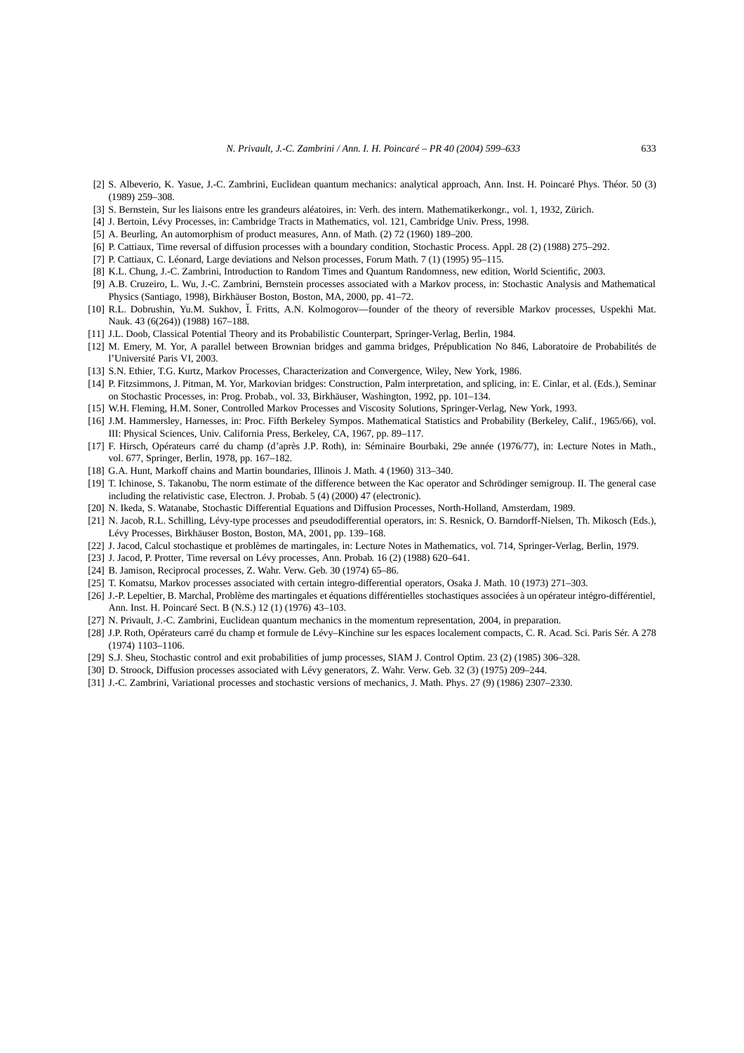[2] S. Albeverio, K. Yasue, J.-C. Zambrini, Euclidean quantum mechanics: analytical approach, Ann. Inst. H. Poincaré Phys. Théor. 50 (3) (1989) 259–308.

[3] S. Bernstein, Sur les liaisons entre les grandeurs aléatoires, in: Verh. des intern. Mathematikerkongr., vol. 1, 1932, Zürich.

[4] J. Bertoin, Lévy Processes, in: Cambridge Tracts in Mathematics, vol. 121, Cambridge Univ. Press, 1998.

[5] A. Beurling, An automorphism of product measures, Ann. of Math. (2) 72 (1960) 189–200.

[6] P. Cattiaux, Time reversal of diffusion processes with a boundary condition, Stochastic Process. Appl. 28 (2) (1988) 275–292.

[7] P. Cattiaux, C. Léonard, Large deviations and Nelson processes, Forum Math. 7 (1) (1995) 95–115.

[8] K.L. Chung, J.-C. Zambrini, Introduction to Random Times and Quantum Randomness, new edition, World Scientific, 2003.

[9] A.B. Cruzeiro, L. Wu, J.-C. Zambrini, Bernstein processes associated with a Markov process, in: Stochastic Analysis and Mathematical Physics (Santiago, 1998), Birkhäuser Boston, Boston, MA, 2000, pp. 41–72.

[10] R.L. Dobrushin, Yu.M. Sukhov, Ĭ. Fritts, A.N. Kolmogorov—founder of the theory of reversible Markov processes, Uspekhi Mat. Nauk. 43 (6(264)) (1988) 167–188.

[11] J.L. Doob, Classical Potential Theory and its Probabilistic Counterpart, Springer-Verlag, Berlin, 1984.

[12] M. Emery, M. Yor, A parallel between Brownian bridges and gamma bridges, Prépublication No 846, Laboratoire de Probabilités de l'Université Paris VI, 2003.

[13] S.N. Ethier, T.G. Kurtz, Markov Processes, Characterization and Convergence, Wiley, New York, 1986.

[14] P. Fitzsimmons, J. Pitman, M. Yor, Markovian bridges: Construction, Palm interpretation, and splicing, in: E. Cinlar, et al. (Eds.), Seminar on Stochastic Processes, in: Prog. Probab., vol. 33, Birkhäuser, Washington, 1992, pp. 101–134.

[15] W.H. Fleming, H.M. Soner, Controlled Markov Processes and Viscosity Solutions, Springer-Verlag, New York, 1993.

[16] J.M. Hammersley, Harnesses, in: Proc. Fifth Berkeley Sympos. Mathematical Statistics and Probability (Berkeley, Calif., 1965/66), vol. III: Physical Sciences, Univ. California Press, Berkeley, CA, 1967, pp. 89–117.

[17] F. Hirsch, Opérateurs carré du champ (d'après J.P. Roth), in: Séminaire Bourbaki, 29e année (1976/77), in: Lecture Notes in Math., vol. 677, Springer, Berlin, 1978, pp. 167–182.

[18] G.A. Hunt, Markoff chains and Martin boundaries, Illinois J. Math. 4 (1960) 313–340.

[19] T. Ichinose, S. Takanobu, The norm estimate of the difference between the Kac operator and Schrödinger semigroup. II. The general case including the relativistic case, Electron. J. Probab. 5 (4) (2000) 47 (electronic).

[20] N. Ikeda, S. Watanabe, Stochastic Differential Equations and Diffusion Processes, North-Holland, Amsterdam, 1989.

[21] N. Jacob, R.L. Schilling, Lévy-type processes and pseudodifferential operators, in: S. Resnick, O. Barndorff-Nielsen, Th. Mikosch (Eds.), Lévy Processes, Birkhäuser Boston, Boston, MA, 2001, pp. 139–168.

[22] J. Jacod, Calcul stochastique et problèmes de martingales, in: Lecture Notes in Mathematics, vol. 714, Springer-Verlag, Berlin, 1979.

[23] J. Jacod, P. Protter, Time reversal on Lévy processes, Ann. Probab. 16 (2) (1988) 620–641.

[24] B. Jamison, Reciprocal processes, Z. Wahr. Verw. Geb. 30 (1974) 65–86.

[25] T. Komatsu, Markov processes associated with certain integro-differential operators, Osaka J. Math. 10 (1973) 271–303.

[26] J.-P. Lepeltier, B. Marchal, Problème des martingales et équations différentielles stochastiques associées à un opérateur intégro-différentiel, Ann. Inst. H. Poincaré Sect. B (N.S.) 12 (1) (1976) 43–103.

[27] N. Privault, J.-C. Zambrini, Euclidean quantum mechanics in the momentum representation, 2004, in preparation.

[28] J.P. Roth, Opérateurs carré du champ et formule de Lévy–Kinchine sur les espaces localement compacts, C. R. Acad. Sci. Paris Sér. A 278 (1974) 1103–1106.

[29] S.J. Sheu, Stochastic control and exit probabilities of jump processes, SIAM J. Control Optim. 23 (2) (1985) 306–328.

[30] D. Stroock, Diffusion processes associated with Lévy generators, Z. Wahr. Verw. Geb. 32 (3) (1975) 209–244.

[31] J.-C. Zambrini, Variational processes and stochastic versions of mechanics, J. Math. Phys. 27 (9) (1986) 2307–2330.